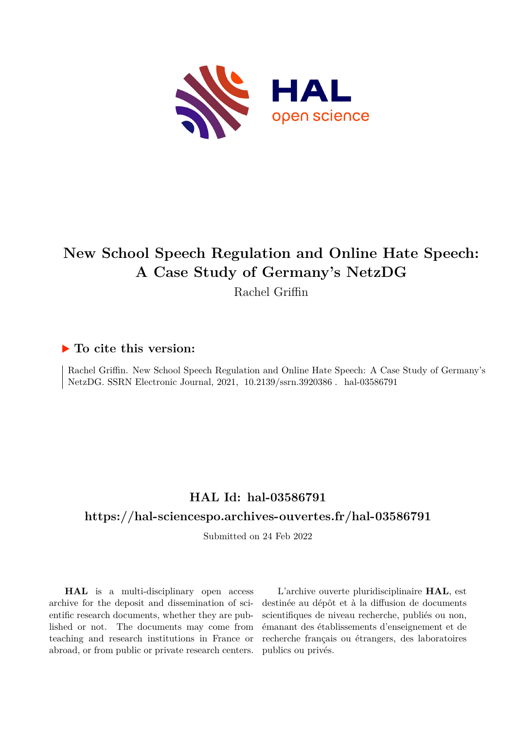# New School Speech Regulation and Online Hate Speech: A Case Study of Germany's NetzDG

Rachel Griffin

## ▶ To cite this version:

Rachel Griffin. New School Speech Regulation and Online Hate Speech: A Case Study of Germany's NetzDG. SSRN Electronic Journal, 2021, 10.2139/ssrn.3920386 . hal-03586791

## HAL Id: hal-03586791

## https://hal-sciencespo.archives-ouvertes.fr/hal-03586791

Submitted on 24 Feb 2022

**HAL** is a multi-disciplinary open access archive for the deposit and dissemination of scientific research documents, whether they are published or not. The documents may come from teaching and research institutions in France or abroad, or from public or private research centers.

L'archive ouverte pluridisciplinaire **HAL**, est destinée au dépôt et à la diffusion de documents scientifiques de niveau recherche, publiés ou non, émanant des établissements d'enseignement et de recherche français ou étrangers, des laboratoires publics ou privés.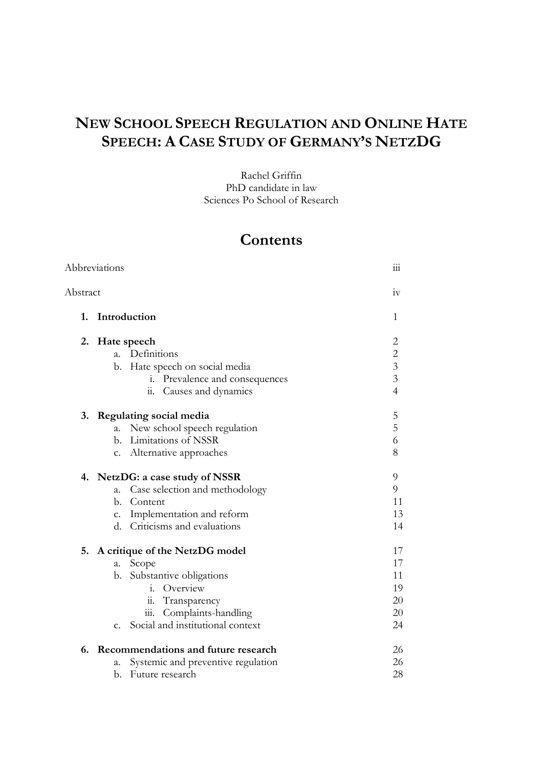# NEW SCHOOL SPEECH REGULATION AND ONLINE HATE SPEECH: A CASE STUDY OF GERMANY'S NETZDG

Rachel Griffin
PhD candidate in law
Sciences Po School of Research

## Contents

| | |
|---|---|
| Abbreviations | iii |
| Abstract | iv |
| **1. Introduction** | 1 |
| **2. Hate speech** | 2 |
| a. Definitions | 2 |
| b. Hate speech on social media | 3 |
| i. Prevalence and consequences | 3 |
| ii. Causes and dynamics | 4 |
| **3. Regulating social media** | 5 |
| a. New school speech regulation | 5 |
| b. Limitations of NSSR | 6 |
| c. Alternative approaches | 8 |
| **4. NetzDG: a case study of NSSR** | 9 |
| a. Case selection and methodology | 9 |
| b. Content | 11 |
| c. Implementation and reform | 13 |
| d. Criticisms and evaluations | 14 |
| **5. A critique of the NetzDG model** | 17 |
| a. Scope | 17 |
| b. Substantive obligations | 11 |
| i. Overview | 19 |
| ii. Transparency | 20 |
| iii. Complaints-handling | 20 |
| c. Social and institutional context | 24 |
| **6. Recommendations and future research** | 26 |
| a. Systemic and preventive regulation | 26 |
| b. Future research | 28 |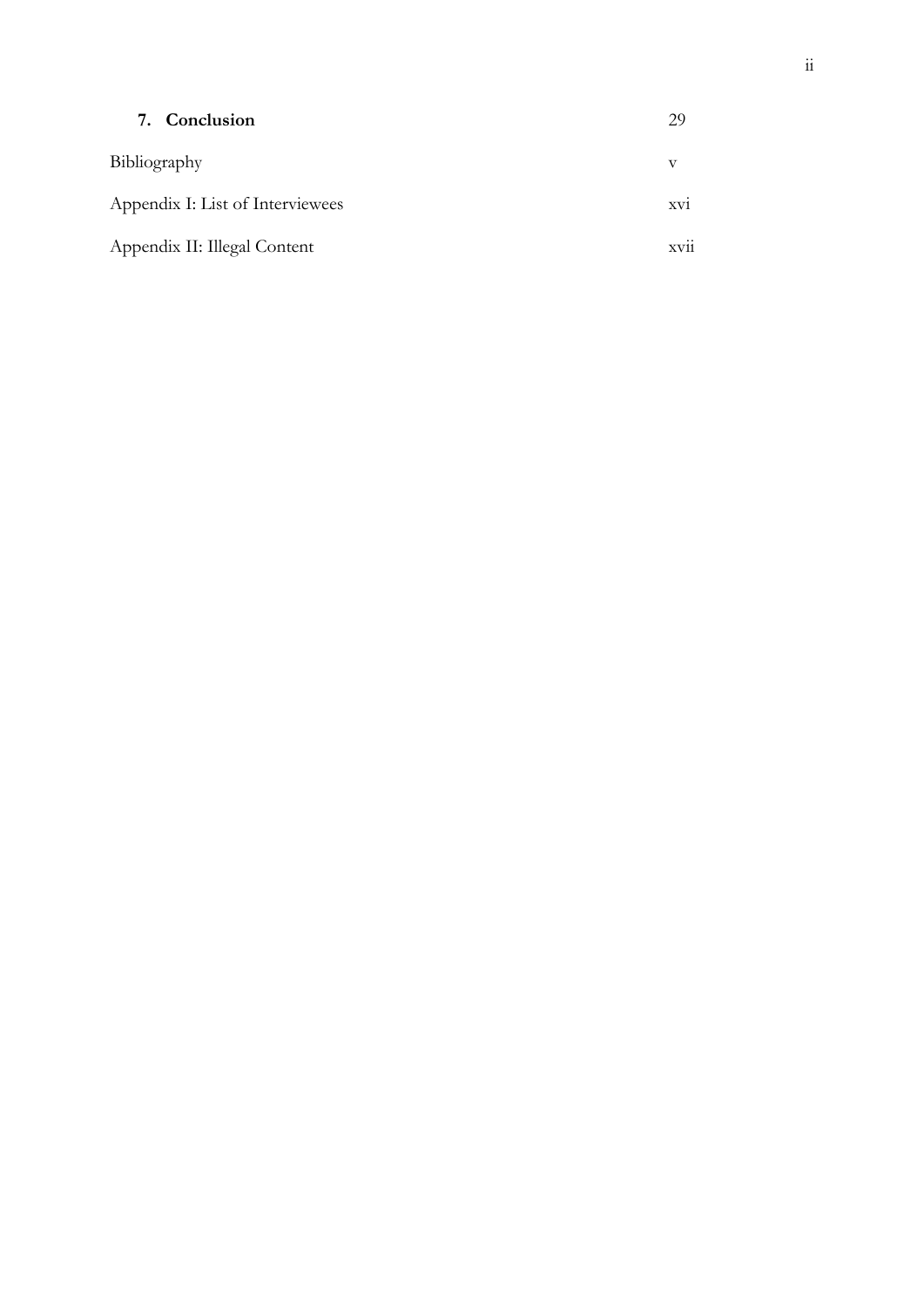| | |
|---|---|
| **7. Conclusion** | 29 |
| Bibliography | v |
| Appendix I: List of Interviewees | xvi |
| Appendix II: Illegal Content | xvii |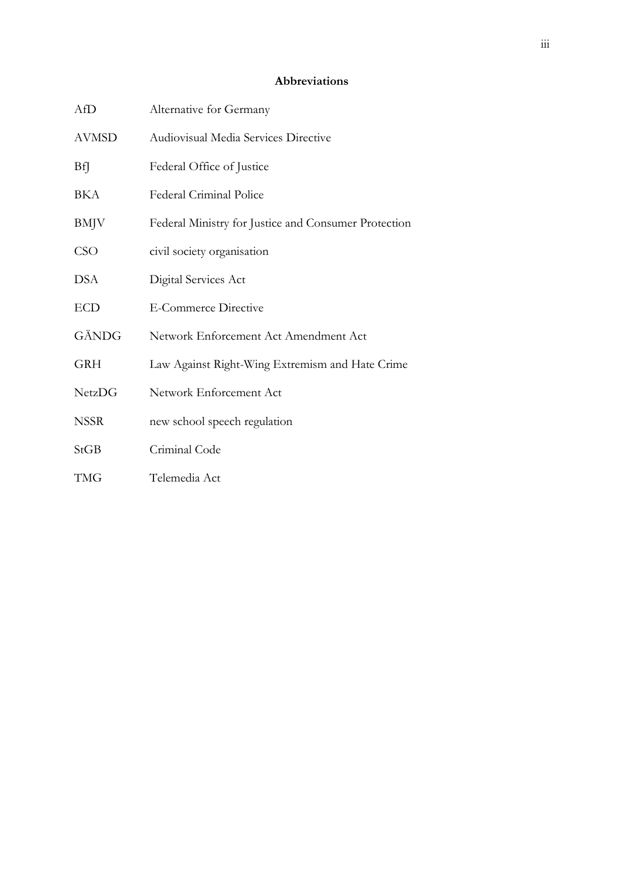## Abbreviations

| | |
|---|---|
| AfD | Alternative for Germany |
| AVMSD | Audiovisual Media Services Directive |
| BfJ | Federal Office of Justice |
| BKA | Federal Criminal Police |
| BMJV | Federal Ministry for Justice and Consumer Protection |
| CSO | civil society organisation |
| DSA | Digital Services Act |
| ECD | E-Commerce Directive |
| GÄNDG | Network Enforcement Act Amendment Act |
| GRH | Law Against Right-Wing Extremism and Hate Crime |
| NetzDG | Network Enforcement Act |
| NSSR | new school speech regulation |
| StGB | Criminal Code |
| TMG | Telemedia Act |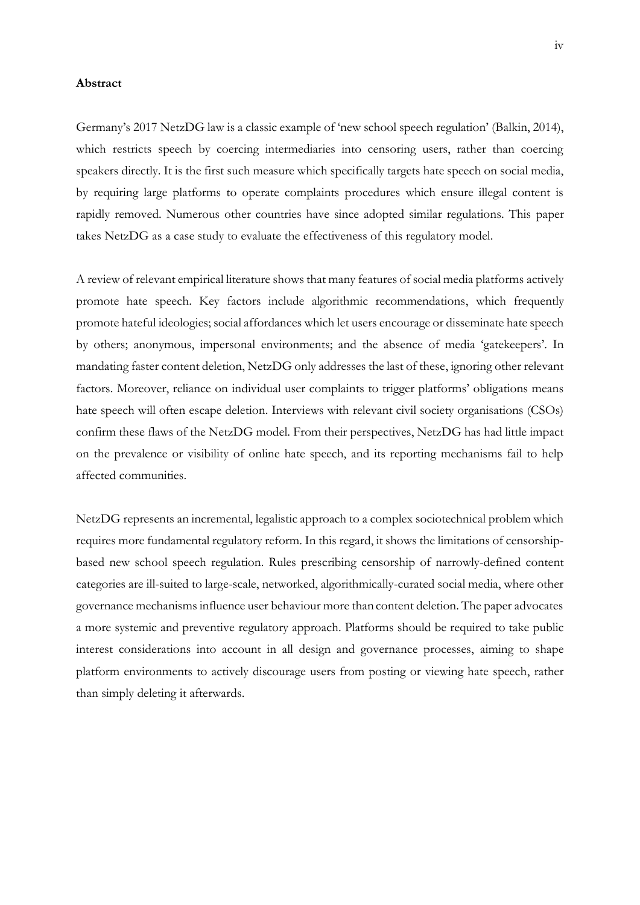**Abstract**

Germany's 2017 NetzDG law is a classic example of 'new school speech regulation' (Balkin, 2014), which restricts speech by coercing intermediaries into censoring users, rather than coercing speakers directly. It is the first such measure which specifically targets hate speech on social media, by requiring large platforms to operate complaints procedures which ensure illegal content is rapidly removed. Numerous other countries have since adopted similar regulations. This paper takes NetzDG as a case study to evaluate the effectiveness of this regulatory model.

A review of relevant empirical literature shows that many features of social media platforms actively promote hate speech. Key factors include algorithmic recommendations, which frequently promote hateful ideologies; social affordances which let users encourage or disseminate hate speech by others; anonymous, impersonal environments; and the absence of media 'gatekeepers'. In mandating faster content deletion, NetzDG only addresses the last of these, ignoring other relevant factors. Moreover, reliance on individual user complaints to trigger platforms' obligations means hate speech will often escape deletion. Interviews with relevant civil society organisations (CSOs) confirm these flaws of the NetzDG model. From their perspectives, NetzDG has had little impact on the prevalence or visibility of online hate speech, and its reporting mechanisms fail to help affected communities.

NetzDG represents an incremental, legalistic approach to a complex sociotechnical problem which requires more fundamental regulatory reform. In this regard, it shows the limitations of censorship-based new school speech regulation. Rules prescribing censorship of narrowly-defined content categories are ill-suited to large-scale, networked, algorithmically-curated social media, where other governance mechanisms influence user behaviour more than content deletion. The paper advocates a more systemic and preventive regulatory approach. Platforms should be required to take public interest considerations into account in all design and governance processes, aiming to shape platform environments to actively discourage users from posting or viewing hate speech, rather than simply deleting it afterwards.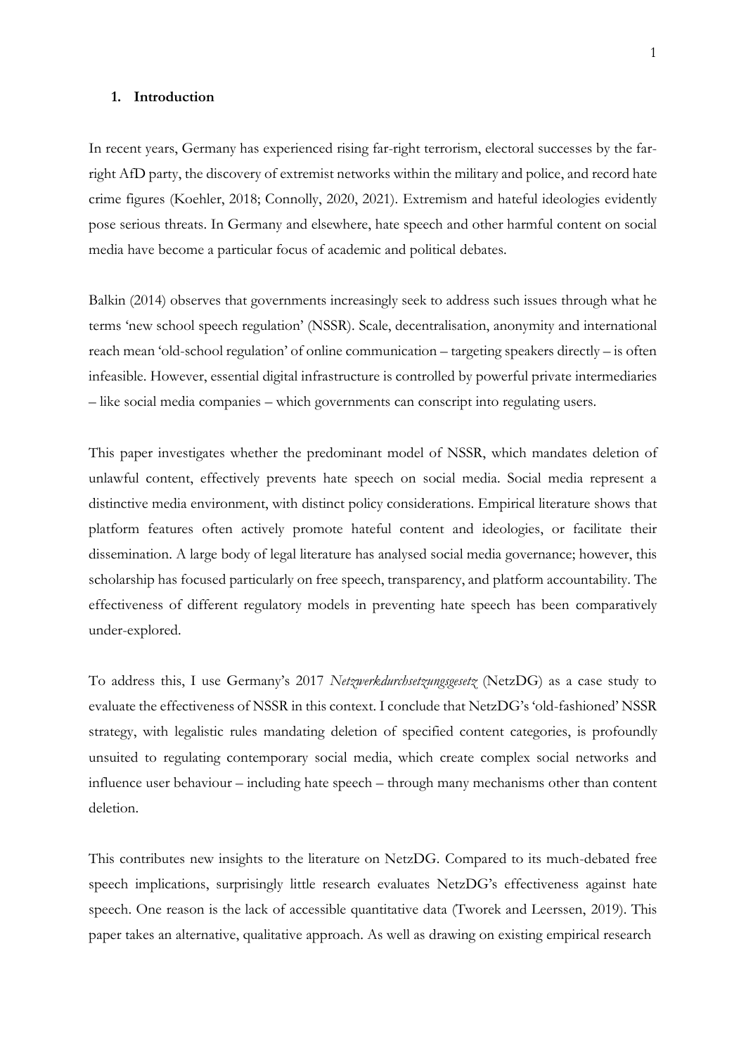## 1. Introduction

In recent years, Germany has experienced rising far-right terrorism, electoral successes by the far-right AfD party, the discovery of extremist networks within the military and police, and record hate crime figures (Koehler, 2018; Connolly, 2020, 2021). Extremism and hateful ideologies evidently pose serious threats. In Germany and elsewhere, hate speech and other harmful content on social media have become a particular focus of academic and political debates.

Balkin (2014) observes that governments increasingly seek to address such issues through what he terms 'new school speech regulation' (NSSR). Scale, decentralisation, anonymity and international reach mean 'old-school regulation' of online communication – targeting speakers directly – is often infeasible. However, essential digital infrastructure is controlled by powerful private intermediaries – like social media companies – which governments can conscript into regulating users.

This paper investigates whether the predominant model of NSSR, which mandates deletion of unlawful content, effectively prevents hate speech on social media. Social media represent a distinctive media environment, with distinct policy considerations. Empirical literature shows that platform features often actively promote hateful content and ideologies, or facilitate their dissemination. A large body of legal literature has analysed social media governance; however, this scholarship has focused particularly on free speech, transparency, and platform accountability. The effectiveness of different regulatory models in preventing hate speech has been comparatively under-explored.

To address this, I use Germany's 2017 *Netzwerkdurchsetzungsgesetz* (NetzDG) as a case study to evaluate the effectiveness of NSSR in this context. I conclude that NetzDG's 'old-fashioned' NSSR strategy, with legalistic rules mandating deletion of specified content categories, is profoundly unsuited to regulating contemporary social media, which create complex social networks and influence user behaviour – including hate speech – through many mechanisms other than content deletion.

This contributes new insights to the literature on NetzDG. Compared to its much-debated free speech implications, surprisingly little research evaluates NetzDG's effectiveness against hate speech. One reason is the lack of accessible quantitative data (Tworek and Leerssen, 2019). This paper takes an alternative, qualitative approach. As well as drawing on existing empirical research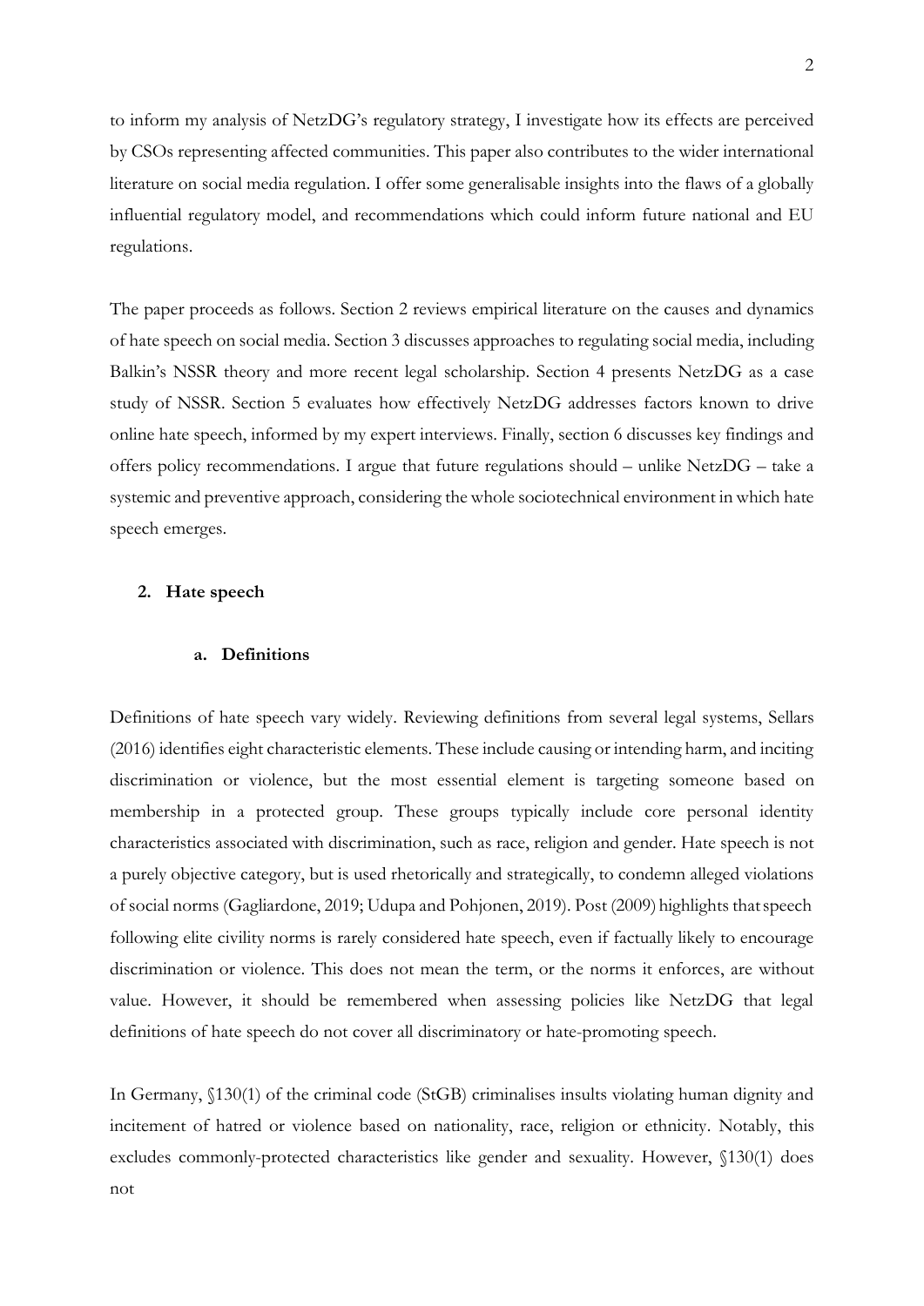to inform my analysis of NetzDG's regulatory strategy, I investigate how its effects are perceived by CSOs representing affected communities. This paper also contributes to the wider international literature on social media regulation. I offer some generalisable insights into the flaws of a globally influential regulatory model, and recommendations which could inform future national and EU regulations.

The paper proceeds as follows. Section 2 reviews empirical literature on the causes and dynamics of hate speech on social media. Section 3 discusses approaches to regulating social media, including Balkin's NSSR theory and more recent legal scholarship. Section 4 presents NetzDG as a case study of NSSR. Section 5 evaluates how effectively NetzDG addresses factors known to drive online hate speech, informed by my expert interviews. Finally, section 6 discusses key findings and offers policy recommendations. I argue that future regulations should – unlike NetzDG – take a systemic and preventive approach, considering the whole sociotechnical environment in which hate speech emerges.

## 2. Hate speech

### a. Definitions

Definitions of hate speech vary widely. Reviewing definitions from several legal systems, Sellars (2016) identifies eight characteristic elements. These include causing or intending harm, and inciting discrimination or violence, but the most essential element is targeting someone based on membership in a protected group. These groups typically include core personal identity characteristics associated with discrimination, such as race, religion and gender. Hate speech is not a purely objective category, but is used rhetorically and strategically, to condemn alleged violations of social norms (Gagliardone, 2019; Udupa and Pohjonen, 2019). Post (2009) highlights that speech following elite civility norms is rarely considered hate speech, even if factually likely to encourage discrimination or violence. This does not mean the term, or the norms it enforces, are without value. However, it should be remembered when assessing policies like NetzDG that legal definitions of hate speech do not cover all discriminatory or hate-promoting speech.

In Germany, §130(1) of the criminal code (StGB) criminalises insults violating human dignity and incitement of hatred or violence based on nationality, race, religion or ethnicity. Notably, this excludes commonly-protected characteristics like gender and sexuality. However, §130(1) does not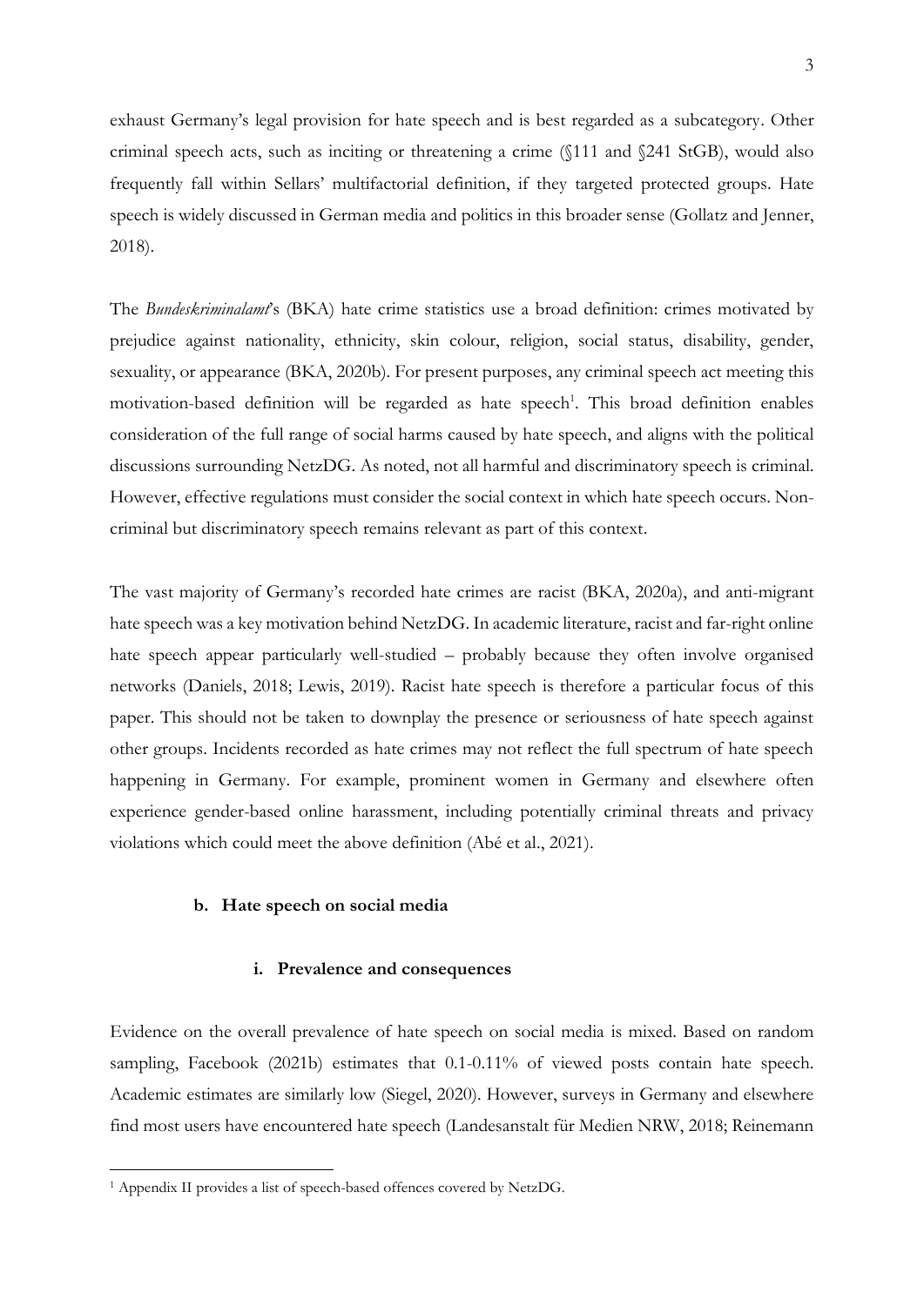exhaust Germany's legal provision for hate speech and is best regarded as a subcategory. Other criminal speech acts, such as inciting or threatening a crime (§111 and §241 StGB), would also frequently fall within Sellars' multifactorial definition, if they targeted protected groups. Hate speech is widely discussed in German media and politics in this broader sense (Gollatz and Jenner, 2018).

The *Bundeskriminalamt*'s (BKA) hate crime statistics use a broad definition: crimes motivated by prejudice against nationality, ethnicity, skin colour, religion, social status, disability, gender, sexuality, or appearance (BKA, 2020b). For present purposes, any criminal speech act meeting this motivation-based definition will be regarded as hate speech[1]. This broad definition enables consideration of the full range of social harms caused by hate speech, and aligns with the political discussions surrounding NetzDG. As noted, not all harmful and discriminatory speech is criminal. However, effective regulations must consider the social context in which hate speech occurs. Non-criminal but discriminatory speech remains relevant as part of this context.

The vast majority of Germany's recorded hate crimes are racist (BKA, 2020a), and anti-migrant hate speech was a key motivation behind NetzDG. In academic literature, racist and far-right online hate speech appear particularly well-studied – probably because they often involve organised networks (Daniels, 2018; Lewis, 2019). Racist hate speech is therefore a particular focus of this paper. This should not be taken to downplay the presence or seriousness of hate speech against other groups. Incidents recorded as hate crimes may not reflect the full spectrum of hate speech happening in Germany. For example, prominent women in Germany and elsewhere often experience gender-based online harassment, including potentially criminal threats and privacy violations which could meet the above definition (Abé et al., 2021).

### b. Hate speech on social media

#### i. Prevalence and consequences

Evidence on the overall prevalence of hate speech on social media is mixed. Based on random sampling, Facebook (2021b) estimates that 0.1-0.11% of viewed posts contain hate speech. Academic estimates are similarly low (Siegel, 2020). However, surveys in Germany and elsewhere find most users have encountered hate speech (Landesanstalt für Medien NRW, 2018; Reinemann

---

[1] Appendix II provides a list of speech-based offences covered by NetzDG.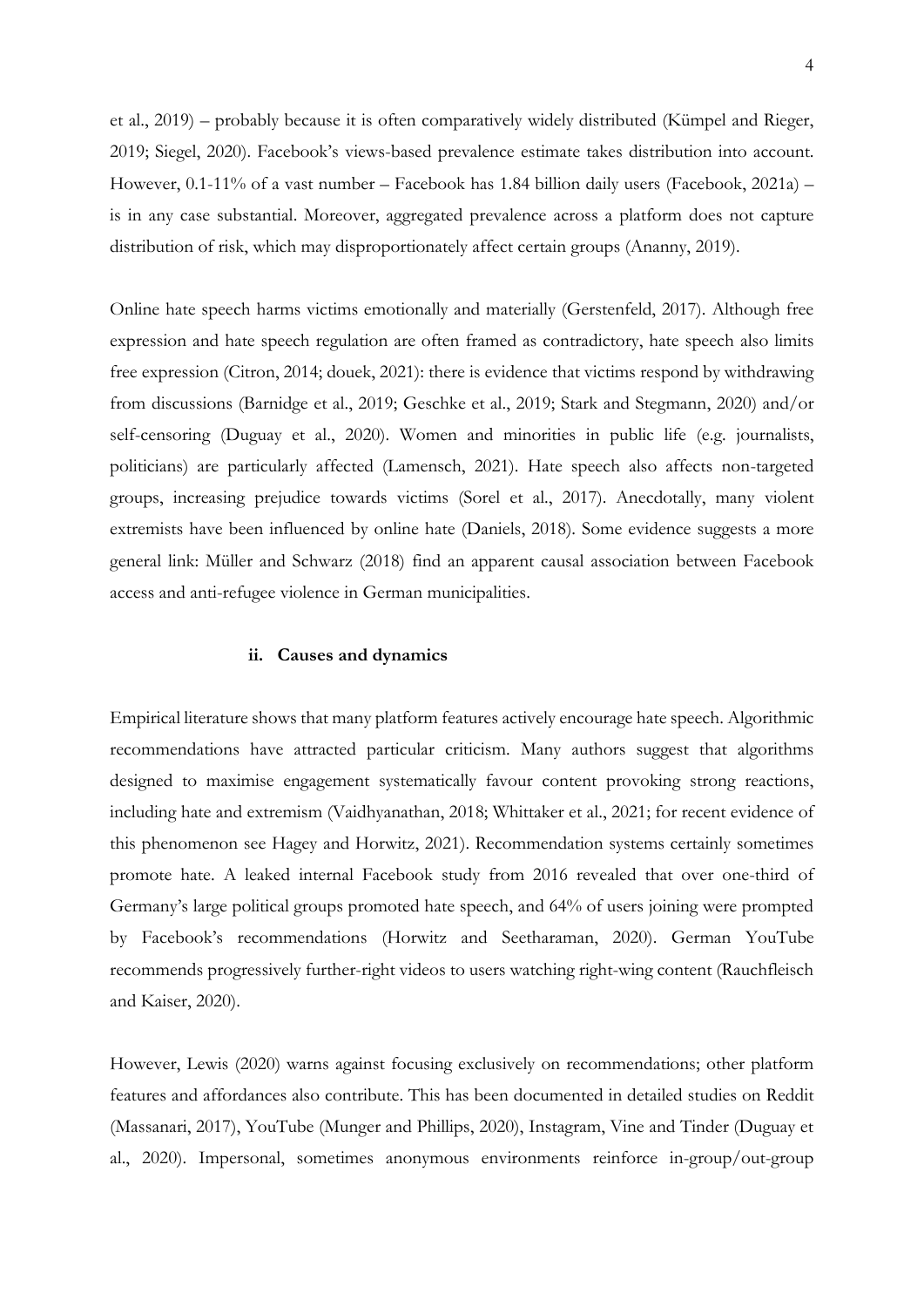et al., 2019) – probably because it is often comparatively widely distributed (Kümpel and Rieger, 2019; Siegel, 2020). Facebook's views-based prevalence estimate takes distribution into account. However, 0.1-11% of a vast number – Facebook has 1.84 billion daily users (Facebook, 2021a) – is in any case substantial. Moreover, aggregated prevalence across a platform does not capture distribution of risk, which may disproportionately affect certain groups (Ananny, 2019).

Online hate speech harms victims emotionally and materially (Gerstenfeld, 2017). Although free expression and hate speech regulation are often framed as contradictory, hate speech also limits free expression (Citron, 2014; douek, 2021): there is evidence that victims respond by withdrawing from discussions (Barnidge et al., 2019; Geschke et al., 2019; Stark and Stegmann, 2020) and/or self-censoring (Duguay et al., 2020). Women and minorities in public life (e.g. journalists, politicians) are particularly affected (Lamensch, 2021). Hate speech also affects non-targeted groups, increasing prejudice towards victims (Sorel et al., 2017). Anecdotally, many violent extremists have been influenced by online hate (Daniels, 2018). Some evidence suggests a more general link: Müller and Schwarz (2018) find an apparent causal association between Facebook access and anti-refugee violence in German municipalities.

### ii. Causes and dynamics

Empirical literature shows that many platform features actively encourage hate speech. Algorithmic recommendations have attracted particular criticism. Many authors suggest that algorithms designed to maximise engagement systematically favour content provoking strong reactions, including hate and extremism (Vaidhyanathan, 2018; Whittaker et al., 2021; for recent evidence of this phenomenon see Hagey and Horwitz, 2021). Recommendation systems certainly sometimes promote hate. A leaked internal Facebook study from 2016 revealed that over one-third of Germany's large political groups promoted hate speech, and 64% of users joining were prompted by Facebook's recommendations (Horwitz and Seetharaman, 2020). German YouTube recommends progressively further-right videos to users watching right-wing content (Rauchfleisch and Kaiser, 2020).

However, Lewis (2020) warns against focusing exclusively on recommendations; other platform features and affordances also contribute. This has been documented in detailed studies on Reddit (Massanari, 2017), YouTube (Munger and Phillips, 2020), Instagram, Vine and Tinder (Duguay et al., 2020). Impersonal, sometimes anonymous environments reinforce in-group/out-group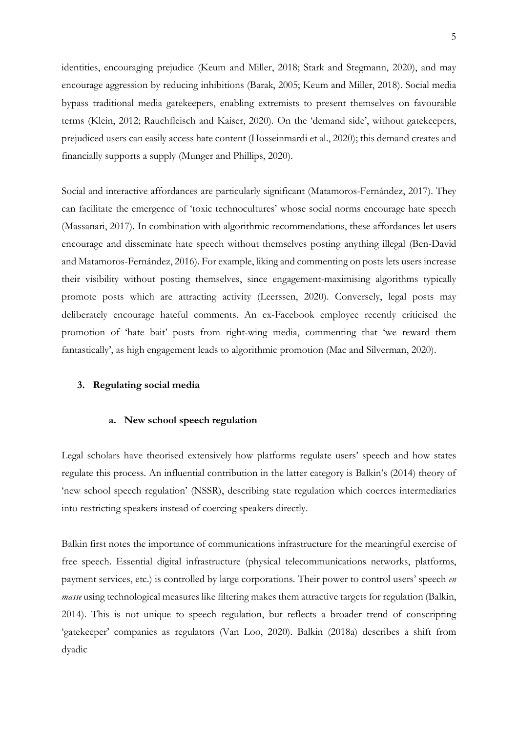identities, encouraging prejudice (Keum and Miller, 2018; Stark and Stegmann, 2020), and may encourage aggression by reducing inhibitions (Barak, 2005; Keum and Miller, 2018). Social media bypass traditional media gatekeepers, enabling extremists to present themselves on favourable terms (Klein, 2012; Rauchfleisch and Kaiser, 2020). On the 'demand side', without gatekeepers, prejudiced users can easily access hate content (Hosseinmardi et al., 2020); this demand creates and financially supports a supply (Munger and Phillips, 2020).

Social and interactive affordances are particularly significant (Matamoros-Fernández, 2017). They can facilitate the emergence of 'toxic technocultures' whose social norms encourage hate speech (Massanari, 2017). In combination with algorithmic recommendations, these affordances let users encourage and disseminate hate speech without themselves posting anything illegal (Ben-David and Matamoros-Fernández, 2016). For example, liking and commenting on posts lets users increase their visibility without posting themselves, since engagement-maximising algorithms typically promote posts which are attracting activity (Leerssen, 2020). Conversely, legal posts may deliberately encourage hateful comments. An ex-Facebook employee recently criticised the promotion of 'hate bait' posts from right-wing media, commenting that 'we reward them fantastically', as high engagement leads to algorithmic promotion (Mac and Silverman, 2020).

## 3. Regulating social media

### a. New school speech regulation

Legal scholars have theorised extensively how platforms regulate users' speech and how states regulate this process. An influential contribution in the latter category is Balkin's (2014) theory of 'new school speech regulation' (NSSR), describing state regulation which coerces intermediaries into restricting speakers instead of coercing speakers directly.

Balkin first notes the importance of communications infrastructure for the meaningful exercise of free speech. Essential digital infrastructure (physical telecommunications networks, platforms, payment services, etc.) is controlled by large corporations. Their power to control users' speech *en masse* using technological measures like filtering makes them attractive targets for regulation (Balkin, 2014). This is not unique to speech regulation, but reflects a broader trend of conscripting 'gatekeeper' companies as regulators (Van Loo, 2020). Balkin (2018a) describes a shift from dyadic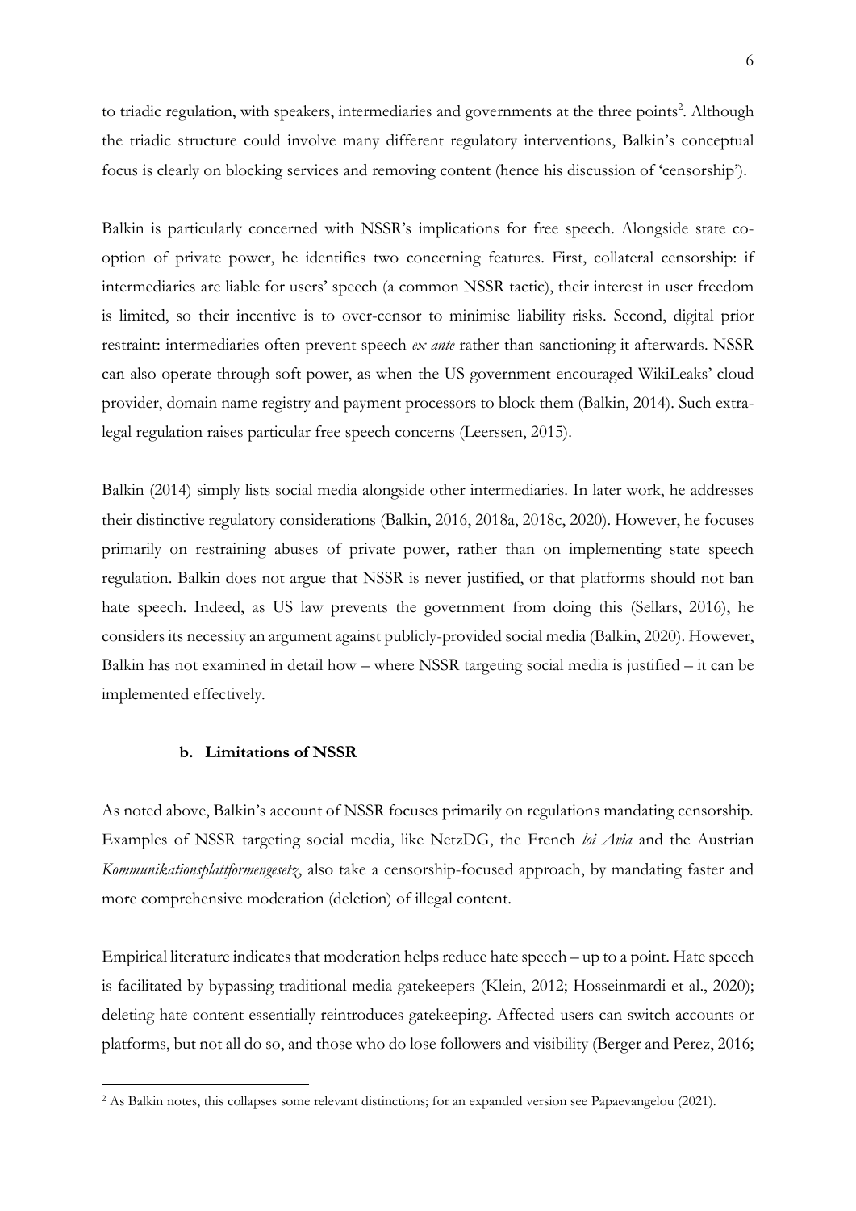to triadic regulation, with speakers, intermediaries and governments at the three points[2]. Although the triadic structure could involve many different regulatory interventions, Balkin's conceptual focus is clearly on blocking services and removing content (hence his discussion of 'censorship').

Balkin is particularly concerned with NSSR's implications for free speech. Alongside state co-option of private power, he identifies two concerning features. First, collateral censorship: if intermediaries are liable for users' speech (a common NSSR tactic), their interest in user freedom is limited, so their incentive is to over-censor to minimise liability risks. Second, digital prior restraint: intermediaries often prevent speech *ex ante* rather than sanctioning it afterwards. NSSR can also operate through soft power, as when the US government encouraged WikiLeaks' cloud provider, domain name registry and payment processors to block them (Balkin, 2014). Such extra-legal regulation raises particular free speech concerns (Leerssen, 2015).

Balkin (2014) simply lists social media alongside other intermediaries. In later work, he addresses their distinctive regulatory considerations (Balkin, 2016, 2018a, 2018c, 2020). However, he focuses primarily on restraining abuses of private power, rather than on implementing state speech regulation. Balkin does not argue that NSSR is never justified, or that platforms should not ban hate speech. Indeed, as US law prevents the government from doing this (Sellars, 2016), he considers its necessity an argument against publicly-provided social media (Balkin, 2020). However, Balkin has not examined in detail how – where NSSR targeting social media is justified – it can be implemented effectively.

### b. Limitations of NSSR

As noted above, Balkin's account of NSSR focuses primarily on regulations mandating censorship. Examples of NSSR targeting social media, like NetzDG, the French *loi Avia* and the Austrian *Kommunikationsplattformengesetz*, also take a censorship-focused approach, by mandating faster and more comprehensive moderation (deletion) of illegal content.

Empirical literature indicates that moderation helps reduce hate speech – up to a point. Hate speech is facilitated by bypassing traditional media gatekeepers (Klein, 2012; Hosseinmardi et al., 2020); deleting hate content essentially reintroduces gatekeeping. Affected users can switch accounts or platforms, but not all do so, and those who do lose followers and visibility (Berger and Perez, 2016;

[2] As Balkin notes, this collapses some relevant distinctions; for an expanded version see Papaevangelou (2021).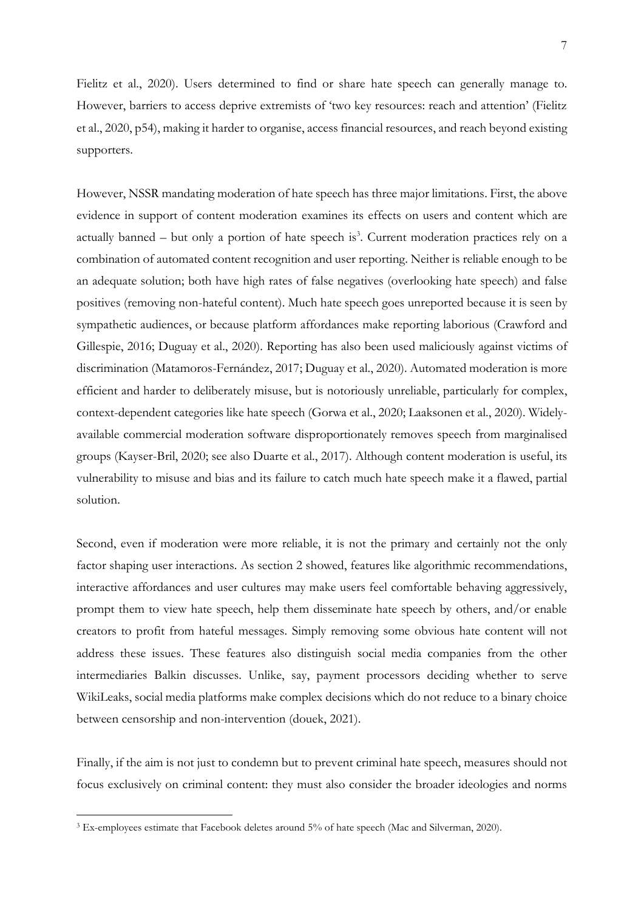Fielitz et al., 2020). Users determined to find or share hate speech can generally manage to. However, barriers to access deprive extremists of 'two key resources: reach and attention' (Fielitz et al., 2020, p54), making it harder to organise, access financial resources, and reach beyond existing supporters.

However, NSSR mandating moderation of hate speech has three major limitations. First, the above evidence in support of content moderation examines its effects on users and content which are actually banned – but only a portion of hate speech is[3]. Current moderation practices rely on a combination of automated content recognition and user reporting. Neither is reliable enough to be an adequate solution; both have high rates of false negatives (overlooking hate speech) and false positives (removing non-hateful content). Much hate speech goes unreported because it is seen by sympathetic audiences, or because platform affordances make reporting laborious (Crawford and Gillespie, 2016; Duguay et al., 2020). Reporting has also been used maliciously against victims of discrimination (Matamoros-Fernández, 2017; Duguay et al., 2020). Automated moderation is more efficient and harder to deliberately misuse, but is notoriously unreliable, particularly for complex, context-dependent categories like hate speech (Gorwa et al., 2020; Laaksonen et al., 2020). Widely-available commercial moderation software disproportionately removes speech from marginalised groups (Kayser-Bril, 2020; see also Duarte et al., 2017). Although content moderation is useful, its vulnerability to misuse and bias and its failure to catch much hate speech make it a flawed, partial solution.

Second, even if moderation were more reliable, it is not the primary and certainly not the only factor shaping user interactions. As section 2 showed, features like algorithmic recommendations, interactive affordances and user cultures may make users feel comfortable behaving aggressively, prompt them to view hate speech, help them disseminate hate speech by others, and/or enable creators to profit from hateful messages. Simply removing some obvious hate content will not address these issues. These features also distinguish social media companies from the other intermediaries Balkin discusses. Unlike, say, payment processors deciding whether to serve WikiLeaks, social media platforms make complex decisions which do not reduce to a binary choice between censorship and non-intervention (douek, 2021).

Finally, if the aim is not just to condemn but to prevent criminal hate speech, measures should not focus exclusively on criminal content: they must also consider the broader ideologies and norms

[3] Ex-employees estimate that Facebook deletes around 5% of hate speech (Mac and Silverman, 2020).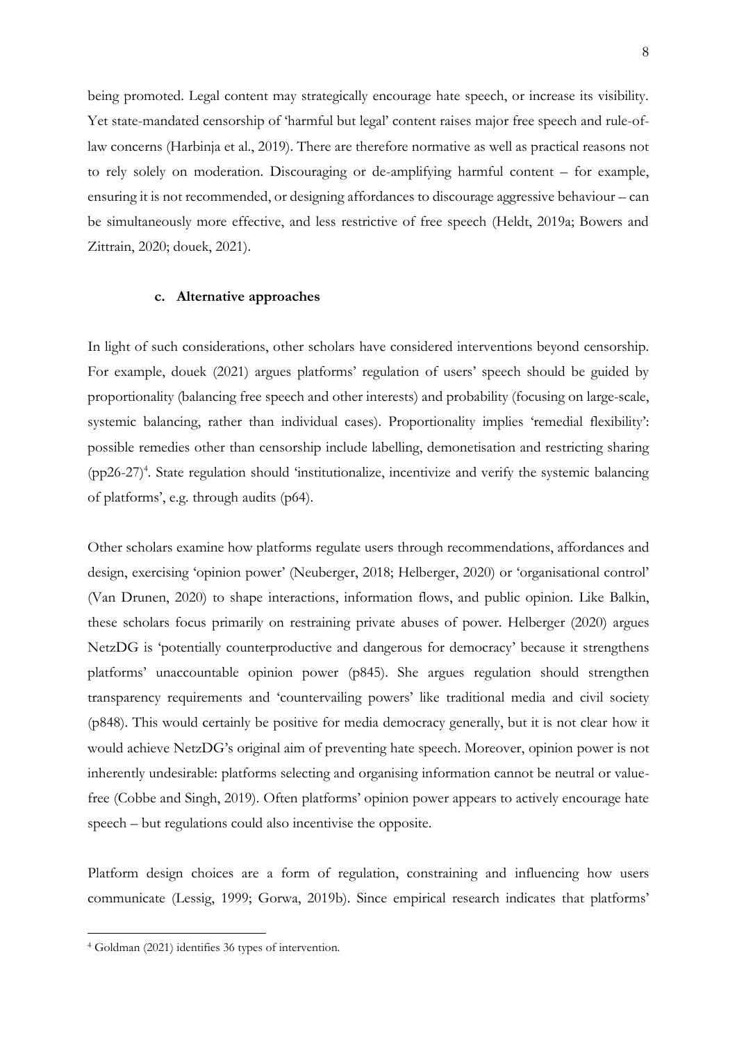being promoted. Legal content may strategically encourage hate speech, or increase its visibility. Yet state-mandated censorship of 'harmful but legal' content raises major free speech and rule-of-law concerns (Harbinja et al., 2019). There are therefore normative as well as practical reasons not to rely solely on moderation. Discouraging or de-amplifying harmful content – for example, ensuring it is not recommended, or designing affordances to discourage aggressive behaviour – can be simultaneously more effective, and less restrictive of free speech (Heldt, 2019a; Bowers and Zittrain, 2020; douek, 2021).

### c. Alternative approaches

In light of such considerations, other scholars have considered interventions beyond censorship. For example, douek (2021) argues platforms' regulation of users' speech should be guided by proportionality (balancing free speech and other interests) and probability (focusing on large-scale, systemic balancing, rather than individual cases). Proportionality implies 'remedial flexibility': possible remedies other than censorship include labelling, demonetisation and restricting sharing (pp26-27)[4]. State regulation should 'institutionalize, incentivize and verify the systemic balancing of platforms', e.g. through audits (p64).

Other scholars examine how platforms regulate users through recommendations, affordances and design, exercising 'opinion power' (Neuberger, 2018; Helberger, 2020) or 'organisational control' (Van Drunen, 2020) to shape interactions, information flows, and public opinion. Like Balkin, these scholars focus primarily on restraining private abuses of power. Helberger (2020) argues NetzDG is 'potentially counterproductive and dangerous for democracy' because it strengthens platforms' unaccountable opinion power (p845). She argues regulation should strengthen transparency requirements and 'countervailing powers' like traditional media and civil society (p848). This would certainly be positive for media democracy generally, but it is not clear how it would achieve NetzDG's original aim of preventing hate speech. Moreover, opinion power is not inherently undesirable: platforms selecting and organising information cannot be neutral or value-free (Cobbe and Singh, 2019). Often platforms' opinion power appears to actively encourage hate speech – but regulations could also incentivise the opposite.

Platform design choices are a form of regulation, constraining and influencing how users communicate (Lessig, 1999; Gorwa, 2019b). Since empirical research indicates that platforms'

---

[4] Goldman (2021) identifies 36 types of intervention.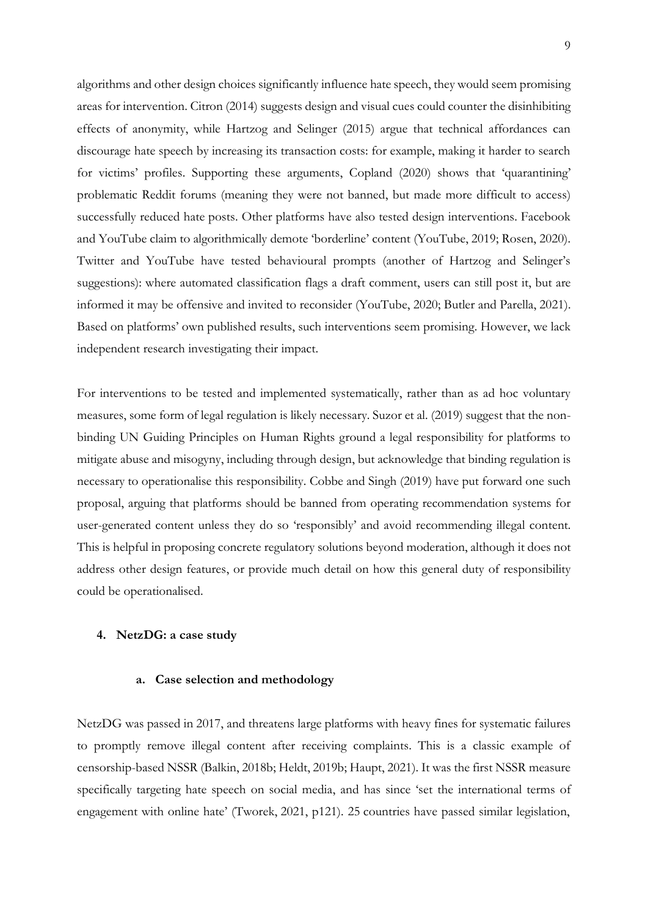algorithms and other design choices significantly influence hate speech, they would seem promising areas for intervention. Citron (2014) suggests design and visual cues could counter the disinhibiting effects of anonymity, while Hartzog and Selinger (2015) argue that technical affordances can discourage hate speech by increasing its transaction costs: for example, making it harder to search for victims' profiles. Supporting these arguments, Copland (2020) shows that 'quarantining' problematic Reddit forums (meaning they were not banned, but made more difficult to access) successfully reduced hate posts. Other platforms have also tested design interventions. Facebook and YouTube claim to algorithmically demote 'borderline' content (YouTube, 2019; Rosen, 2020). Twitter and YouTube have tested behavioural prompts (another of Hartzog and Selinger's suggestions): where automated classification flags a draft comment, users can still post it, but are informed it may be offensive and invited to reconsider (YouTube, 2020; Butler and Parella, 2021). Based on platforms' own published results, such interventions seem promising. However, we lack independent research investigating their impact.

For interventions to be tested and implemented systematically, rather than as ad hoc voluntary measures, some form of legal regulation is likely necessary. Suzor et al. (2019) suggest that the non-binding UN Guiding Principles on Human Rights ground a legal responsibility for platforms to mitigate abuse and misogyny, including through design, but acknowledge that binding regulation is necessary to operationalise this responsibility. Cobbe and Singh (2019) have put forward one such proposal, arguing that platforms should be banned from operating recommendation systems for user-generated content unless they do so 'responsibly' and avoid recommending illegal content. This is helpful in proposing concrete regulatory solutions beyond moderation, although it does not address other design features, or provide much detail on how this general duty of responsibility could be operationalised.

## 4. NetzDG: a case study

### a. Case selection and methodology

NetzDG was passed in 2017, and threatens large platforms with heavy fines for systematic failures to promptly remove illegal content after receiving complaints. This is a classic example of censorship-based NSSR (Balkin, 2018b; Heldt, 2019b; Haupt, 2021). It was the first NSSR measure specifically targeting hate speech on social media, and has since 'set the international terms of engagement with online hate' (Tworek, 2021, p121). 25 countries have passed similar legislation,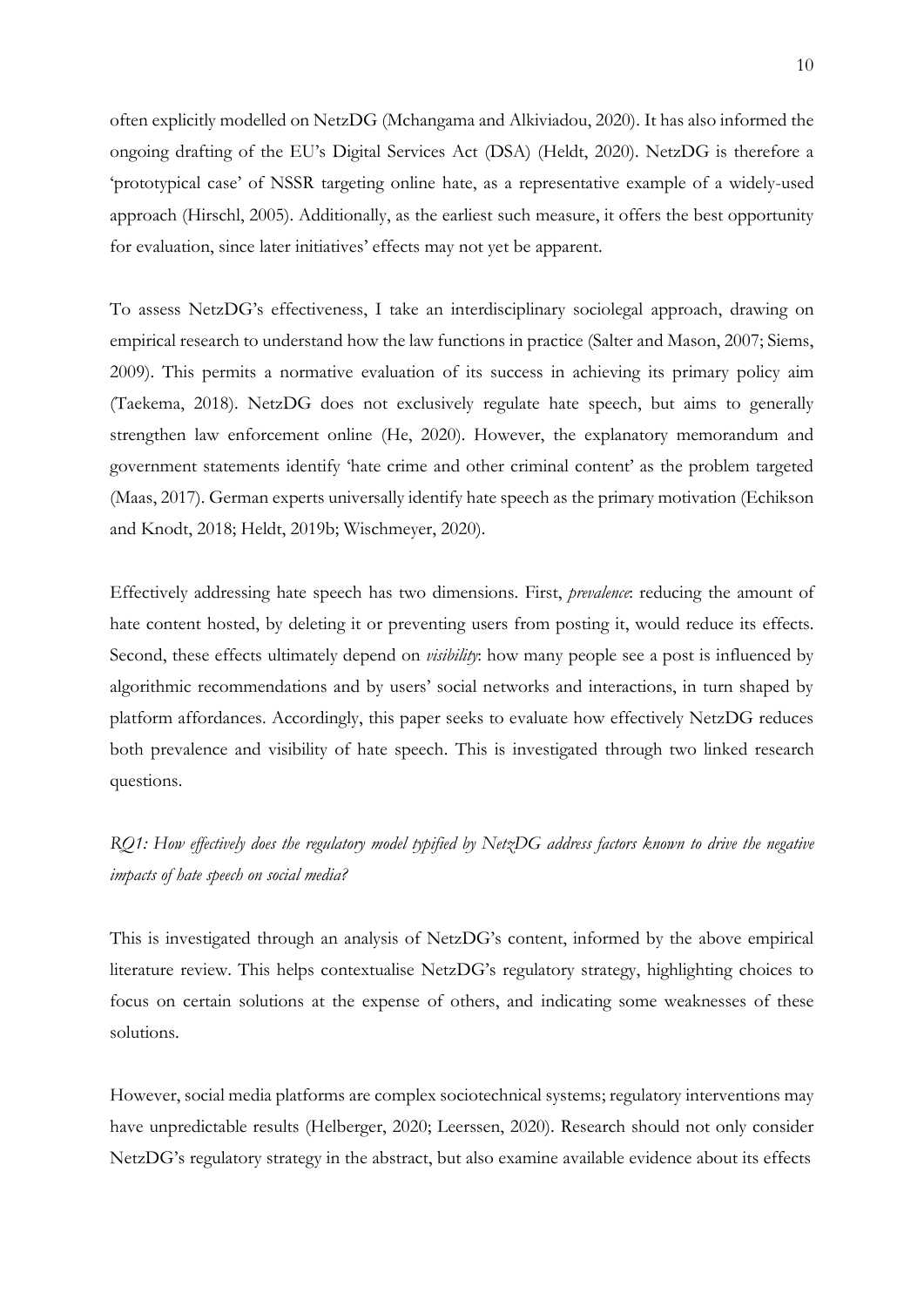often explicitly modelled on NetzDG (Mchangama and Alkiviadou, 2020). It has also informed the ongoing drafting of the EU's Digital Services Act (DSA) (Heldt, 2020). NetzDG is therefore a 'prototypical case' of NSSR targeting online hate, as a representative example of a widely-used approach (Hirschl, 2005). Additionally, as the earliest such measure, it offers the best opportunity for evaluation, since later initiatives' effects may not yet be apparent.

To assess NetzDG's effectiveness, I take an interdisciplinary sociolegal approach, drawing on empirical research to understand how the law functions in practice (Salter and Mason, 2007; Siems, 2009). This permits a normative evaluation of its success in achieving its primary policy aim (Taekema, 2018). NetzDG does not exclusively regulate hate speech, but aims to generally strengthen law enforcement online (He, 2020). However, the explanatory memorandum and government statements identify 'hate crime and other criminal content' as the problem targeted (Maas, 2017). German experts universally identify hate speech as the primary motivation (Echikson and Knodt, 2018; Heldt, 2019b; Wischmeyer, 2020).

Effectively addressing hate speech has two dimensions. First, *prevalence*: reducing the amount of hate content hosted, by deleting it or preventing users from posting it, would reduce its effects. Second, these effects ultimately depend on *visibility*: how many people see a post is influenced by algorithmic recommendations and by users' social networks and interactions, in turn shaped by platform affordances. Accordingly, this paper seeks to evaluate how effectively NetzDG reduces both prevalence and visibility of hate speech. This is investigated through two linked research questions.

*RQ1: How effectively does the regulatory model typified by NetzDG address factors known to drive the negative impacts of hate speech on social media?*

This is investigated through an analysis of NetzDG's content, informed by the above empirical literature review. This helps contextualise NetzDG's regulatory strategy, highlighting choices to focus on certain solutions at the expense of others, and indicating some weaknesses of these solutions.

However, social media platforms are complex sociotechnical systems; regulatory interventions may have unpredictable results (Helberger, 2020; Leerssen, 2020). Research should not only consider NetzDG's regulatory strategy in the abstract, but also examine available evidence about its effects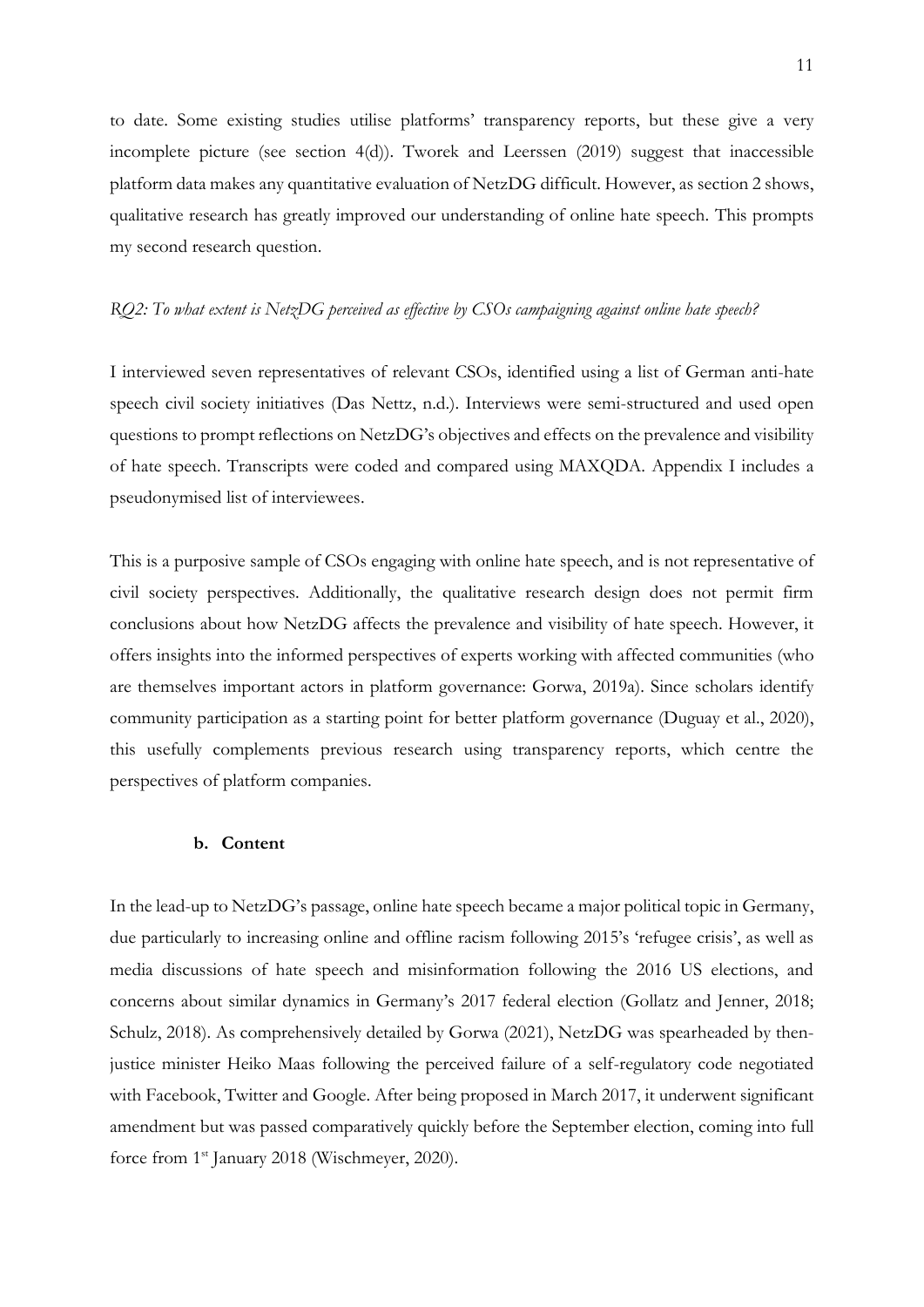to date. Some existing studies utilise platforms' transparency reports, but these give a very incomplete picture (see section 4(d)). Tworek and Leerssen (2019) suggest that inaccessible platform data makes any quantitative evaluation of NetzDG difficult. However, as section 2 shows, qualitative research has greatly improved our understanding of online hate speech. This prompts my second research question.

*RQ2: To what extent is NetzDG perceived as effective by CSOs campaigning against online hate speech?*

I interviewed seven representatives of relevant CSOs, identified using a list of German anti-hate speech civil society initiatives (Das Nettz, n.d.). Interviews were semi-structured and used open questions to prompt reflections on NetzDG's objectives and effects on the prevalence and visibility of hate speech. Transcripts were coded and compared using MAXQDA. Appendix I includes a pseudonymised list of interviewees.

This is a purposive sample of CSOs engaging with online hate speech, and is not representative of civil society perspectives. Additionally, the qualitative research design does not permit firm conclusions about how NetzDG affects the prevalence and visibility of hate speech. However, it offers insights into the informed perspectives of experts working with affected communities (who are themselves important actors in platform governance: Gorwa, 2019a). Since scholars identify community participation as a starting point for better platform governance (Duguay et al., 2020), this usefully complements previous research using transparency reports, which centre the perspectives of platform companies.

### b. Content

In the lead-up to NetzDG's passage, online hate speech became a major political topic in Germany, due particularly to increasing online and offline racism following 2015's 'refugee crisis', as well as media discussions of hate speech and misinformation following the 2016 US elections, and concerns about similar dynamics in Germany's 2017 federal election (Gollatz and Jenner, 2018; Schulz, 2018). As comprehensively detailed by Gorwa (2021), NetzDG was spearheaded by then-justice minister Heiko Maas following the perceived failure of a self-regulatory code negotiated with Facebook, Twitter and Google. After being proposed in March 2017, it underwent significant amendment but was passed comparatively quickly before the September election, coming into full force from 1st January 2018 (Wischmeyer, 2020).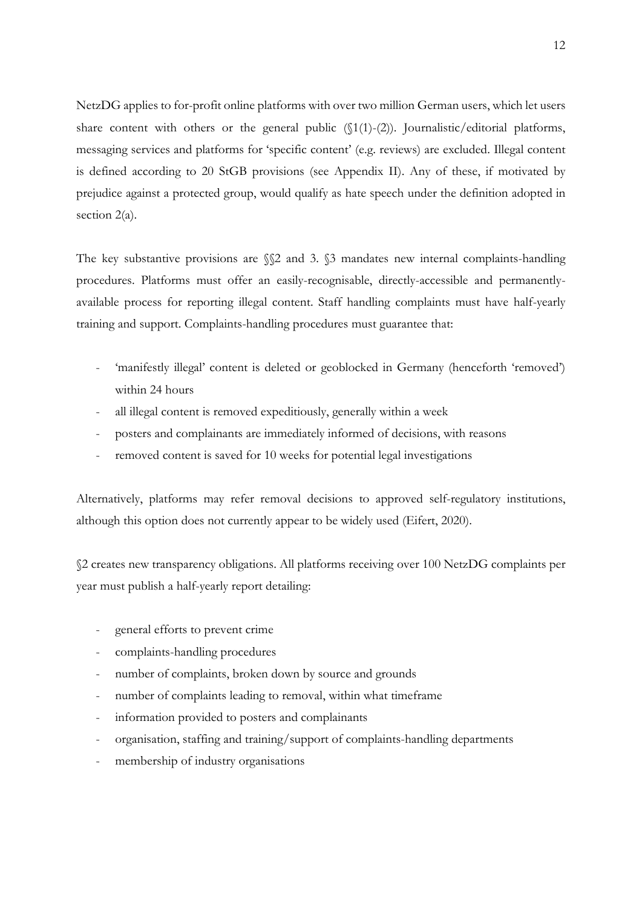NetzDG applies to for-profit online platforms with over two million German users, which let users share content with others or the general public (§1(1)-(2)). Journalistic/editorial platforms, messaging services and platforms for 'specific content' (e.g. reviews) are excluded. Illegal content is defined according to 20 StGB provisions (see Appendix II). Any of these, if motivated by prejudice against a protected group, would qualify as hate speech under the definition adopted in section 2(a).

The key substantive provisions are §§2 and 3. §3 mandates new internal complaints-handling procedures. Platforms must offer an easily-recognisable, directly-accessible and permanently-available process for reporting illegal content. Staff handling complaints must have half-yearly training and support. Complaints-handling procedures must guarantee that:

- 'manifestly illegal' content is deleted or geoblocked in Germany (henceforth 'removed') within 24 hours
- all illegal content is removed expeditiously, generally within a week
- posters and complainants are immediately informed of decisions, with reasons
- removed content is saved for 10 weeks for potential legal investigations

Alternatively, platforms may refer removal decisions to approved self-regulatory institutions, although this option does not currently appear to be widely used (Eifert, 2020).

§2 creates new transparency obligations. All platforms receiving over 100 NetzDG complaints per year must publish a half-yearly report detailing:

- general efforts to prevent crime
- complaints-handling procedures
- number of complaints, broken down by source and grounds
- number of complaints leading to removal, within what timeframe
- information provided to posters and complainants
- organisation, staffing and training/support of complaints-handling departments
- membership of industry organisations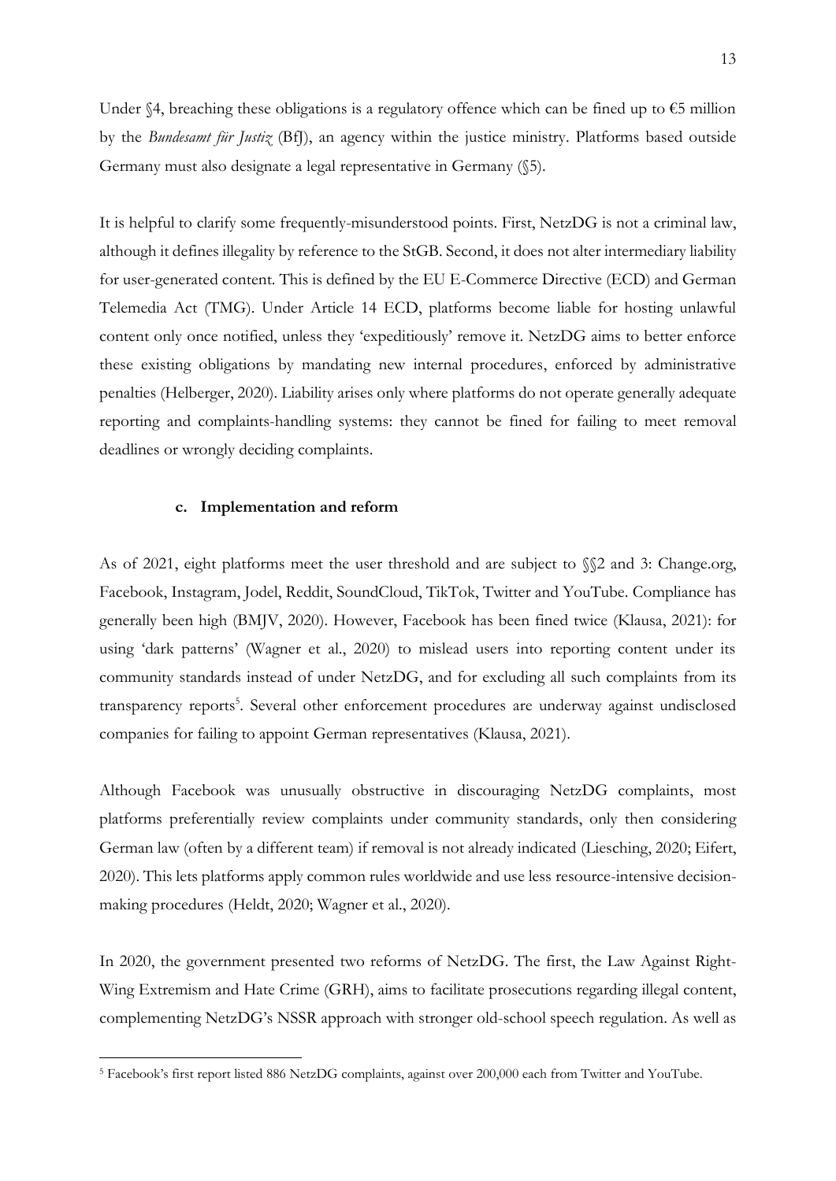Under §4, breaching these obligations is a regulatory offence which can be fined up to €5 million by the *Bundesamt für Justiz* (BfJ), an agency within the justice ministry. Platforms based outside Germany must also designate a legal representative in Germany (§5).

It is helpful to clarify some frequently-misunderstood points. First, NetzDG is not a criminal law, although it defines illegality by reference to the StGB. Second, it does not alter intermediary liability for user-generated content. This is defined by the EU E-Commerce Directive (ECD) and German Telemedia Act (TMG). Under Article 14 ECD, platforms become liable for hosting unlawful content only once notified, unless they 'expeditiously' remove it. NetzDG aims to better enforce these existing obligations by mandating new internal procedures, enforced by administrative penalties (Helberger, 2020). Liability arises only where platforms do not operate generally adequate reporting and complaints-handling systems: they cannot be fined for failing to meet removal deadlines or wrongly deciding complaints.

### c. Implementation and reform

As of 2021, eight platforms meet the user threshold and are subject to §§2 and 3: Change.org, Facebook, Instagram, Jodel, Reddit, SoundCloud, TikTok, Twitter and YouTube. Compliance has generally been high (BMJV, 2020). However, Facebook has been fined twice (Klausa, 2021): for using 'dark patterns' (Wagner et al., 2020) to mislead users into reporting content under its community standards instead of under NetzDG, and for excluding all such complaints from its transparency reports[5]. Several other enforcement procedures are underway against undisclosed companies for failing to appoint German representatives (Klausa, 2021).

Although Facebook was unusually obstructive in discouraging NetzDG complaints, most platforms preferentially review complaints under community standards, only then considering German law (often by a different team) if removal is not already indicated (Liesching, 2020; Eifert, 2020). This lets platforms apply common rules worldwide and use less resource-intensive decision-making procedures (Heldt, 2020; Wagner et al., 2020).

In 2020, the government presented two reforms of NetzDG. The first, the Law Against Right-Wing Extremism and Hate Crime (GRH), aims to facilitate prosecutions regarding illegal content, complementing NetzDG's NSSR approach with stronger old-school speech regulation. As well as

[5] Facebook's first report listed 886 NetzDG complaints, against over 200,000 each from Twitter and YouTube.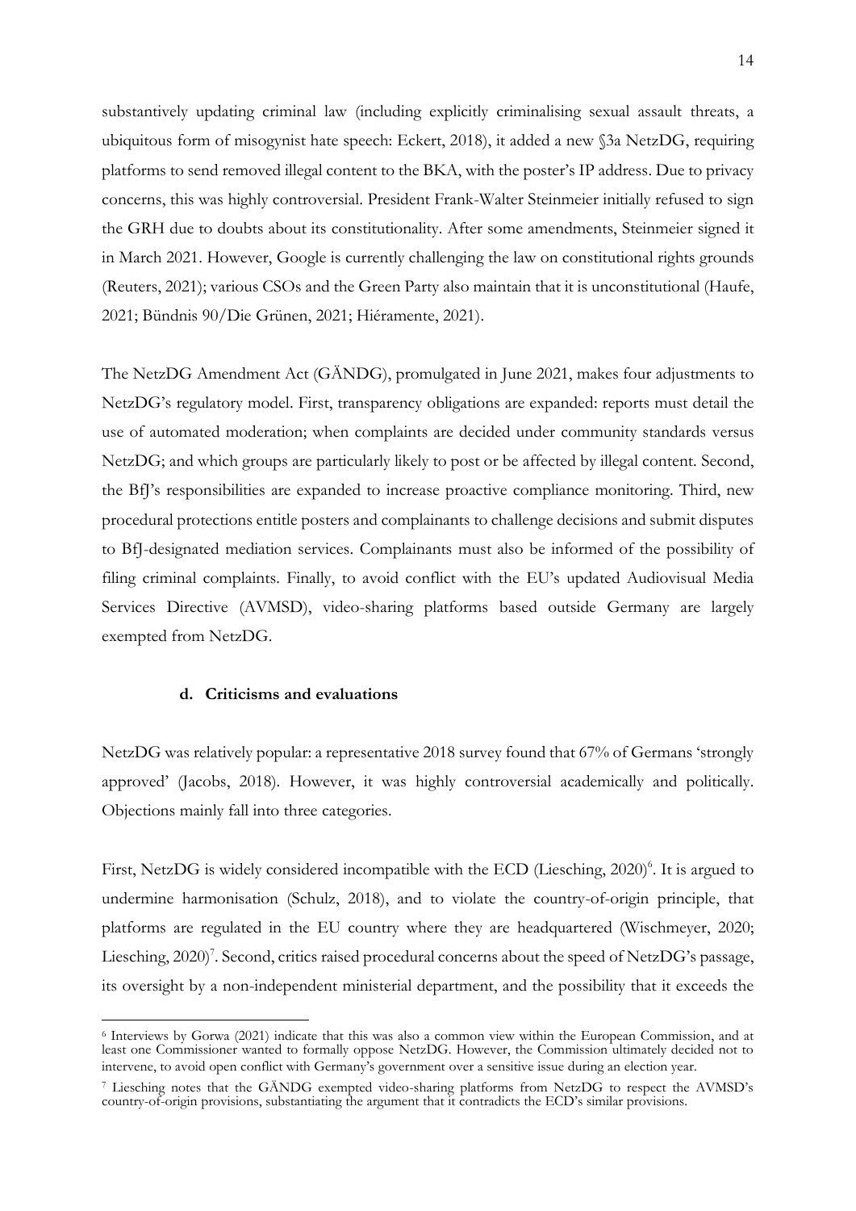substantively updating criminal law (including explicitly criminalising sexual assault threats, a ubiquitous form of misogynist hate speech: Eckert, 2018), it added a new §3a NetzDG, requiring platforms to send removed illegal content to the BKA, with the poster's IP address. Due to privacy concerns, this was highly controversial. President Frank-Walter Steinmeier initially refused to sign the GRH due to doubts about its constitutionality. After some amendments, Steinmeier signed it in March 2021. However, Google is currently challenging the law on constitutional rights grounds (Reuters, 2021); various CSOs and the Green Party also maintain that it is unconstitutional (Haufe, 2021; Bündnis 90/Die Grünen, 2021; Hiéramente, 2021).

The NetzDG Amendment Act (GÄNDG), promulgated in June 2021, makes four adjustments to NetzDG's regulatory model. First, transparency obligations are expanded: reports must detail the use of automated moderation; when complaints are decided under community standards versus NetzDG; and which groups are particularly likely to post or be affected by illegal content. Second, the BfJ's responsibilities are expanded to increase proactive compliance monitoring. Third, new procedural protections entitle posters and complainants to challenge decisions and submit disputes to BfJ-designated mediation services. Complainants must also be informed of the possibility of filing criminal complaints. Finally, to avoid conflict with the EU's updated Audiovisual Media Services Directive (AVMSD), video-sharing platforms based outside Germany are largely exempted from NetzDG.

#### d. Criticisms and evaluations

NetzDG was relatively popular: a representative 2018 survey found that 67% of Germans 'strongly approved' (Jacobs, 2018). However, it was highly controversial academically and politically. Objections mainly fall into three categories.

First, NetzDG is widely considered incompatible with the ECD (Liesching, 2020)[6]. It is argued to undermine harmonisation (Schulz, 2018), and to violate the country-of-origin principle, that platforms are regulated in the EU country where they are headquartered (Wischmeyer, 2020; Liesching, 2020)[7]. Second, critics raised procedural concerns about the speed of NetzDG's passage, its oversight by a non-independent ministerial department, and the possibility that it exceeds the

---

[6] Interviews by Gorwa (2021) indicate that this was also a common view within the European Commission, and at least one Commissioner wanted to formally oppose NetzDG. However, the Commission ultimately decided not to intervene, to avoid open conflict with Germany's government over a sensitive issue during an election year.

[7] Liesching notes that the GÄNDG exempted video-sharing platforms from NetzDG to respect the AVMSD's country-of-origin provisions, substantiating the argument that it contradicts the ECD's similar provisions.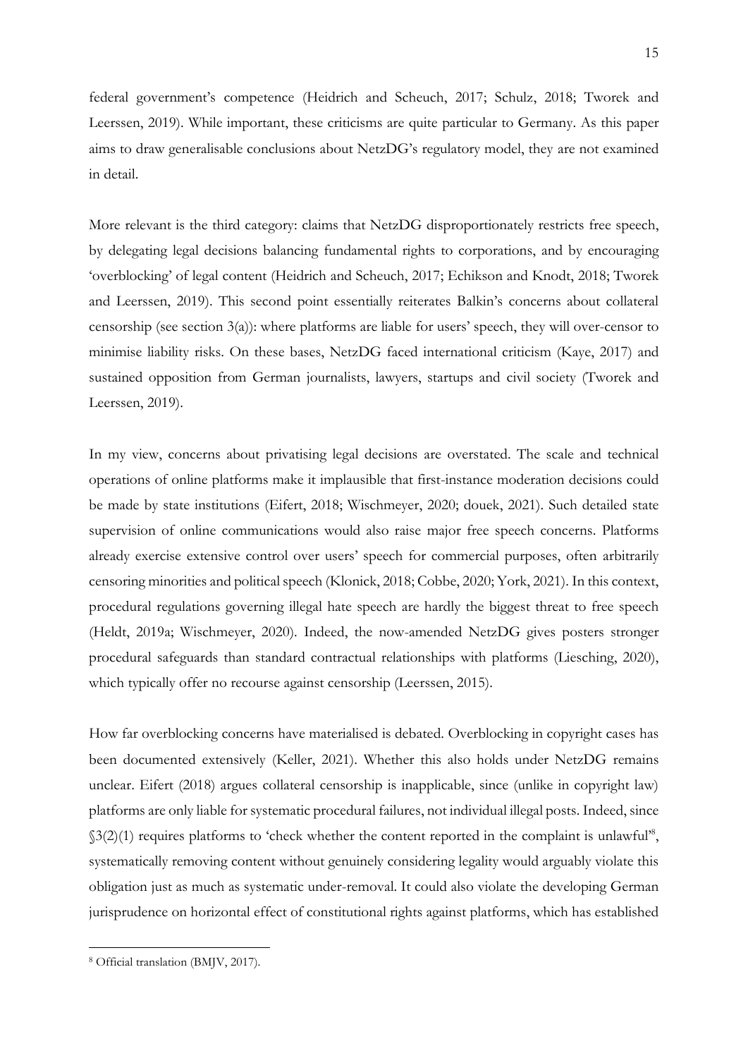federal government's competence (Heidrich and Scheuch, 2017; Schulz, 2018; Tworek and Leerssen, 2019). While important, these criticisms are quite particular to Germany. As this paper aims to draw generalisable conclusions about NetzDG's regulatory model, they are not examined in detail.

More relevant is the third category: claims that NetzDG disproportionately restricts free speech, by delegating legal decisions balancing fundamental rights to corporations, and by encouraging 'overblocking' of legal content (Heidrich and Scheuch, 2017; Echikson and Knodt, 2018; Tworek and Leerssen, 2019). This second point essentially reiterates Balkin's concerns about collateral censorship (see section 3(a)): where platforms are liable for users' speech, they will over-censor to minimise liability risks. On these bases, NetzDG faced international criticism (Kaye, 2017) and sustained opposition from German journalists, lawyers, startups and civil society (Tworek and Leerssen, 2019).

In my view, concerns about privatising legal decisions are overstated. The scale and technical operations of online platforms make it implausible that first-instance moderation decisions could be made by state institutions (Eifert, 2018; Wischmeyer, 2020; douek, 2021). Such detailed state supervision of online communications would also raise major free speech concerns. Platforms already exercise extensive control over users' speech for commercial purposes, often arbitrarily censoring minorities and political speech (Klonick, 2018; Cobbe, 2020; York, 2021). In this context, procedural regulations governing illegal hate speech are hardly the biggest threat to free speech (Heldt, 2019a; Wischmeyer, 2020). Indeed, the now-amended NetzDG gives posters stronger procedural safeguards than standard contractual relationships with platforms (Liesching, 2020), which typically offer no recourse against censorship (Leerssen, 2015).

How far overblocking concerns have materialised is debated. Overblocking in copyright cases has been documented extensively (Keller, 2021). Whether this also holds under NetzDG remains unclear. Eifert (2018) argues collateral censorship is inapplicable, since (unlike in copyright law) platforms are only liable for systematic procedural failures, not individual illegal posts. Indeed, since §3(2)(1) requires platforms to 'check whether the content reported in the complaint is unlawful'[8], systematically removing content without genuinely considering legality would arguably violate this obligation just as much as systematic under-removal. It could also violate the developing German jurisprudence on horizontal effect of constitutional rights against platforms, which has established

[8] Official translation (BMJV, 2017).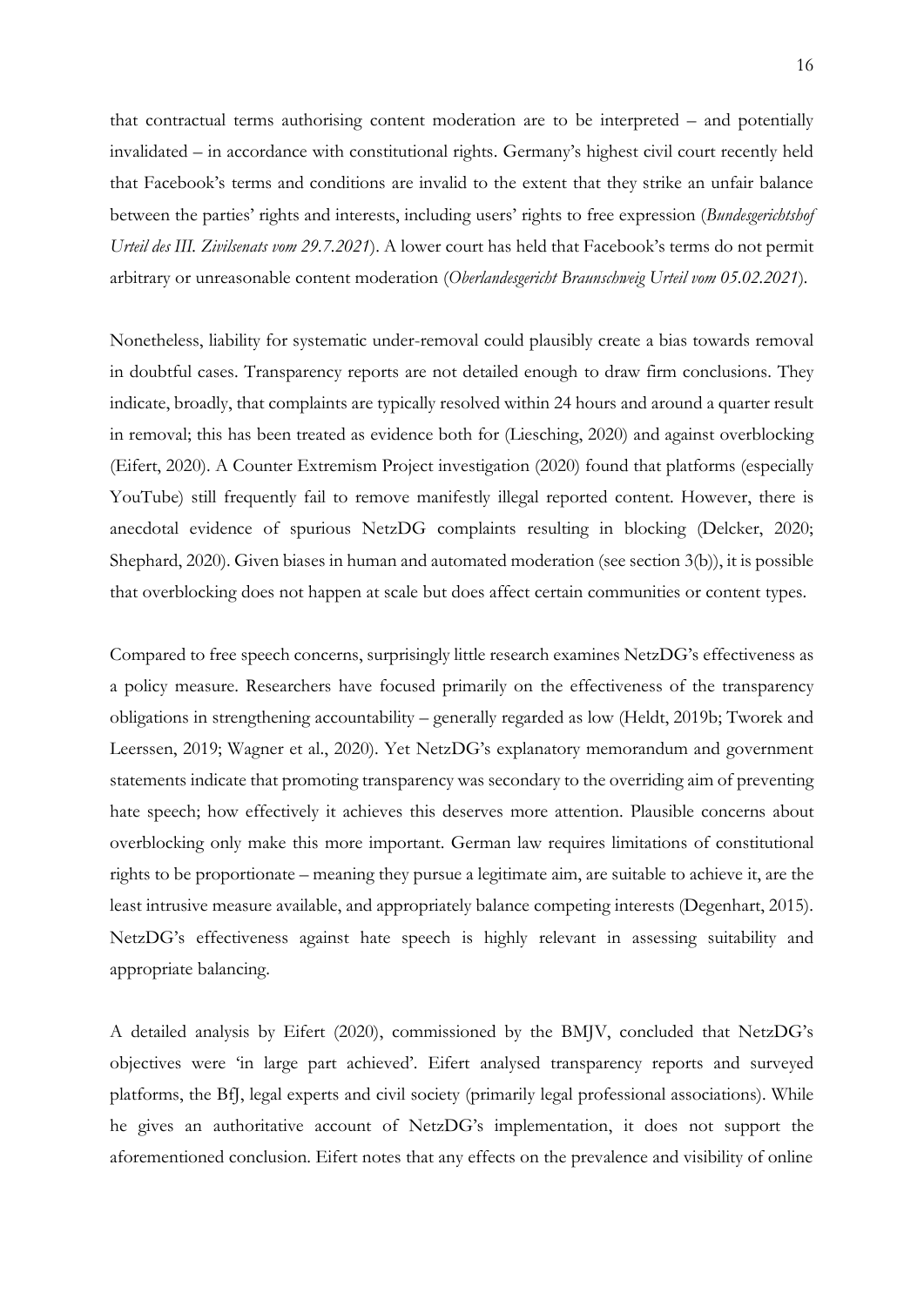that contractual terms authorising content moderation are to be interpreted – and potentially invalidated – in accordance with constitutional rights. Germany's highest civil court recently held that Facebook's terms and conditions are invalid to the extent that they strike an unfair balance between the parties' rights and interests, including users' rights to free expression (*Bundesgerichtshof Urteil des III. Zivilsenats vom 29.7.2021*). A lower court has held that Facebook's terms do not permit arbitrary or unreasonable content moderation (*Oberlandesgericht Braunschweig Urteil vom 05.02.2021*).

Nonetheless, liability for systematic under-removal could plausibly create a bias towards removal in doubtful cases. Transparency reports are not detailed enough to draw firm conclusions. They indicate, broadly, that complaints are typically resolved within 24 hours and around a quarter result in removal; this has been treated as evidence both for (Liesching, 2020) and against overblocking (Eifert, 2020). A Counter Extremism Project investigation (2020) found that platforms (especially YouTube) still frequently fail to remove manifestly illegal reported content. However, there is anecdotal evidence of spurious NetzDG complaints resulting in blocking (Delcker, 2020; Shephard, 2020). Given biases in human and automated moderation (see section 3(b)), it is possible that overblocking does not happen at scale but does affect certain communities or content types.

Compared to free speech concerns, surprisingly little research examines NetzDG's effectiveness as a policy measure. Researchers have focused primarily on the effectiveness of the transparency obligations in strengthening accountability – generally regarded as low (Heldt, 2019b; Tworek and Leerssen, 2019; Wagner et al., 2020). Yet NetzDG's explanatory memorandum and government statements indicate that promoting transparency was secondary to the overriding aim of preventing hate speech; how effectively it achieves this deserves more attention. Plausible concerns about overblocking only make this more important. German law requires limitations of constitutional rights to be proportionate – meaning they pursue a legitimate aim, are suitable to achieve it, are the least intrusive measure available, and appropriately balance competing interests (Degenhart, 2015). NetzDG's effectiveness against hate speech is highly relevant in assessing suitability and appropriate balancing.

A detailed analysis by Eifert (2020), commissioned by the BMJV, concluded that NetzDG's objectives were 'in large part achieved'. Eifert analysed transparency reports and surveyed platforms, the BfJ, legal experts and civil society (primarily legal professional associations). While he gives an authoritative account of NetzDG's implementation, it does not support the aforementioned conclusion. Eifert notes that any effects on the prevalence and visibility of online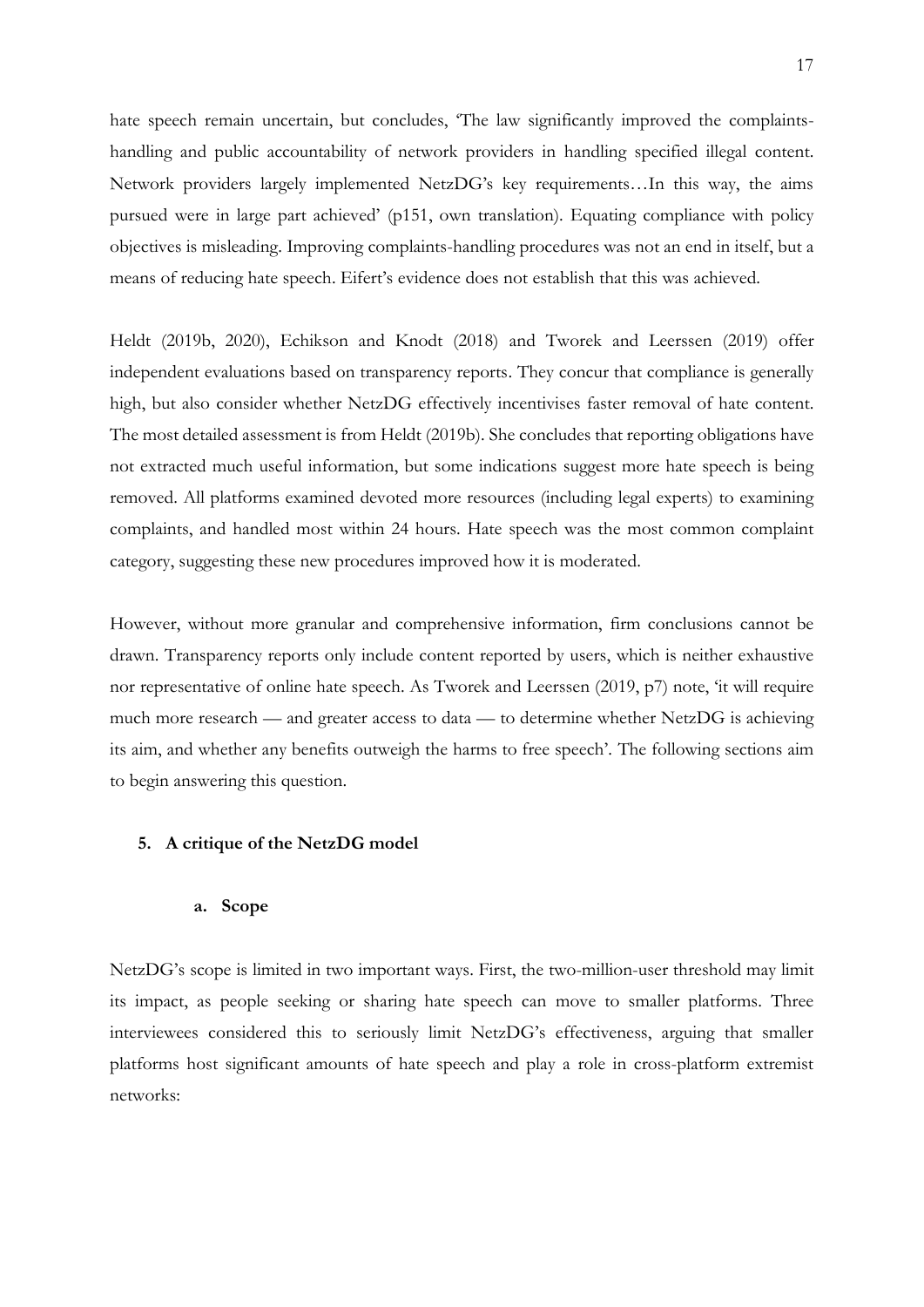hate speech remain uncertain, but concludes, 'The law significantly improved the complaints-handling and public accountability of network providers in handling specified illegal content. Network providers largely implemented NetzDG's key requirements…In this way, the aims pursued were in large part achieved' (p151, own translation). Equating compliance with policy objectives is misleading. Improving complaints-handling procedures was not an end in itself, but a means of reducing hate speech. Eifert's evidence does not establish that this was achieved.

Heldt (2019b, 2020), Echikson and Knodt (2018) and Tworek and Leerssen (2019) offer independent evaluations based on transparency reports. They concur that compliance is generally high, but also consider whether NetzDG effectively incentivises faster removal of hate content. The most detailed assessment is from Heldt (2019b). She concludes that reporting obligations have not extracted much useful information, but some indications suggest more hate speech is being removed. All platforms examined devoted more resources (including legal experts) to examining complaints, and handled most within 24 hours. Hate speech was the most common complaint category, suggesting these new procedures improved how it is moderated.

However, without more granular and comprehensive information, firm conclusions cannot be drawn. Transparency reports only include content reported by users, which is neither exhaustive nor representative of online hate speech. As Tworek and Leerssen (2019, p7) note, 'it will require much more research — and greater access to data — to determine whether NetzDG is achieving its aim, and whether any benefits outweigh the harms to free speech'. The following sections aim to begin answering this question.

## 5. A critique of the NetzDG model

### a. Scope

NetzDG's scope is limited in two important ways. First, the two-million-user threshold may limit its impact, as people seeking or sharing hate speech can move to smaller platforms. Three interviewees considered this to seriously limit NetzDG's effectiveness, arguing that smaller platforms host significant amounts of hate speech and play a role in cross-platform extremist networks: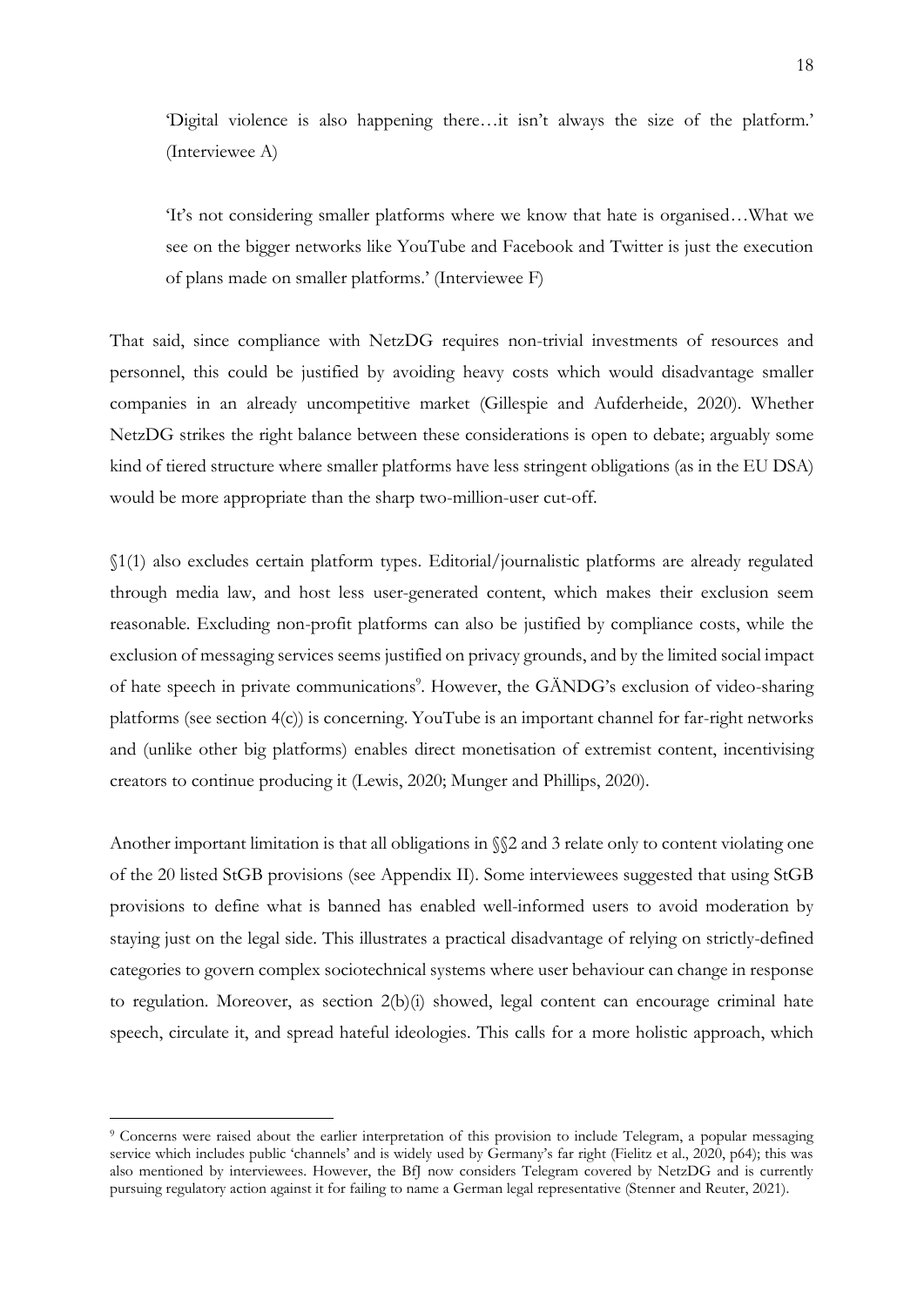> 'Digital violence is also happening there…it isn't always the size of the platform.' (Interviewee A)

> 'It's not considering smaller platforms where we know that hate is organised…What we see on the bigger networks like YouTube and Facebook and Twitter is just the execution of plans made on smaller platforms.' (Interviewee F)

That said, since compliance with NetzDG requires non-trivial investments of resources and personnel, this could be justified by avoiding heavy costs which would disadvantage smaller companies in an already uncompetitive market (Gillespie and Aufderheide, 2020). Whether NetzDG strikes the right balance between these considerations is open to debate; arguably some kind of tiered structure where smaller platforms have less stringent obligations (as in the EU DSA) would be more appropriate than the sharp two-million-user cut-off.

§1(1) also excludes certain platform types. Editorial/journalistic platforms are already regulated through media law, and host less user-generated content, which makes their exclusion seem reasonable. Excluding non-profit platforms can also be justified by compliance costs, while the exclusion of messaging services seems justified on privacy grounds, and by the limited social impact of hate speech in private communications[9]. However, the GÄNDG's exclusion of video-sharing platforms (see section 4(c)) is concerning. YouTube is an important channel for far-right networks and (unlike other big platforms) enables direct monetisation of extremist content, incentivising creators to continue producing it (Lewis, 2020; Munger and Phillips, 2020).

Another important limitation is that all obligations in §§2 and 3 relate only to content violating one of the 20 listed StGB provisions (see Appendix II). Some interviewees suggested that using StGB provisions to define what is banned has enabled well-informed users to avoid moderation by staying just on the legal side. This illustrates a practical disadvantage of relying on strictly-defined categories to govern complex sociotechnical systems where user behaviour can change in response to regulation. Moreover, as section 2(b)(i) showed, legal content can encourage criminal hate speech, circulate it, and spread hateful ideologies. This calls for a more holistic approach, which

[9] Concerns were raised about the earlier interpretation of this provision to include Telegram, a popular messaging service which includes public 'channels' and is widely used by Germany's far right (Fielitz et al., 2020, p64); this was also mentioned by interviewees. However, the BfJ now considers Telegram covered by NetzDG and is currently pursuing regulatory action against it for failing to name a German legal representative (Stenner and Reuter, 2021).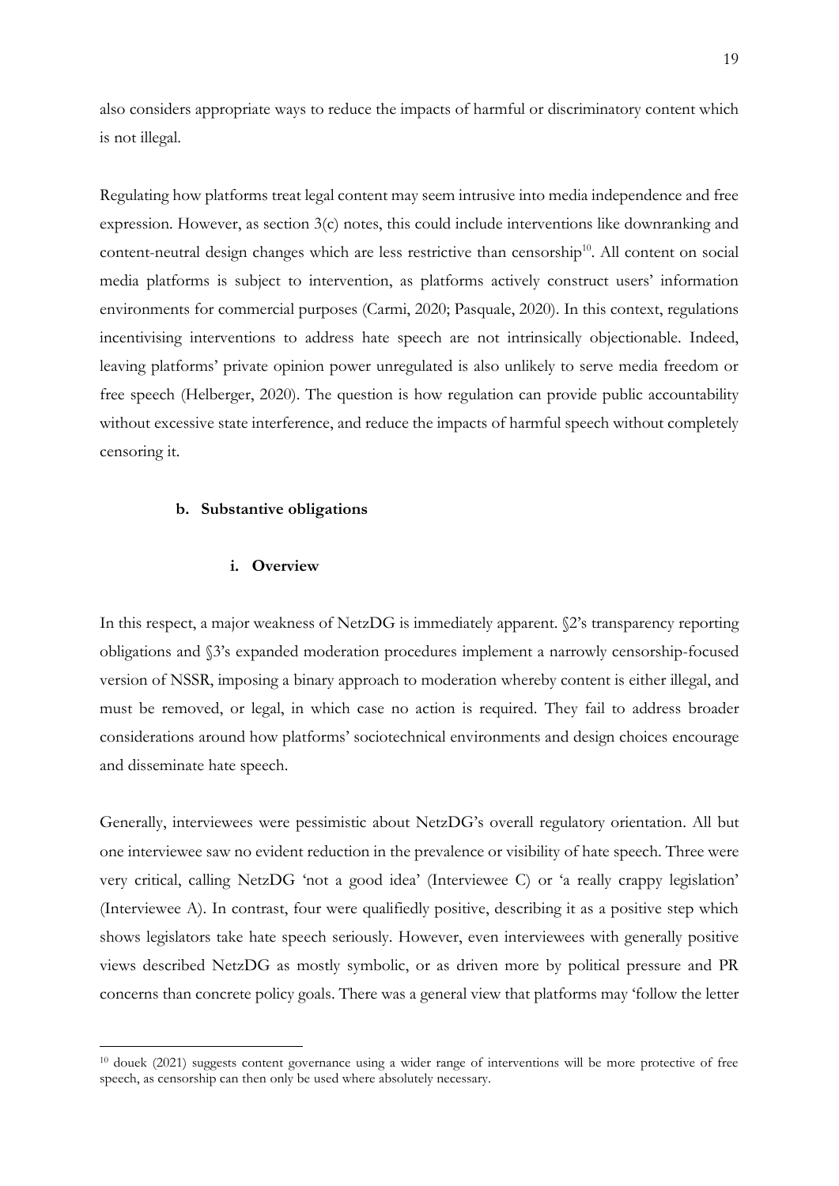also considers appropriate ways to reduce the impacts of harmful or discriminatory content which is not illegal.

Regulating how platforms treat legal content may seem intrusive into media independence and free expression. However, as section 3(c) notes, this could include interventions like downranking and content-neutral design changes which are less restrictive than censorship[10]. All content on social media platforms is subject to intervention, as platforms actively construct users' information environments for commercial purposes (Carmi, 2020; Pasquale, 2020). In this context, regulations incentivising interventions to address hate speech are not intrinsically objectionable. Indeed, leaving platforms' private opinion power unregulated is also unlikely to serve media freedom or free speech (Helberger, 2020). The question is how regulation can provide public accountability without excessive state interference, and reduce the impacts of harmful speech without completely censoring it.

### b. Substantive obligations

#### i. Overview

In this respect, a major weakness of NetzDG is immediately apparent. §2's transparency reporting obligations and §3's expanded moderation procedures implement a narrowly censorship-focused version of NSSR, imposing a binary approach to moderation whereby content is either illegal, and must be removed, or legal, in which case no action is required. They fail to address broader considerations around how platforms' sociotechnical environments and design choices encourage and disseminate hate speech.

Generally, interviewees were pessimistic about NetzDG's overall regulatory orientation. All but one interviewee saw no evident reduction in the prevalence or visibility of hate speech. Three were very critical, calling NetzDG 'not a good idea' (Interviewee C) or 'a really crappy legislation' (Interviewee A). In contrast, four were qualifiedly positive, describing it as a positive step which shows legislators take hate speech seriously. However, even interviewees with generally positive views described NetzDG as mostly symbolic, or as driven more by political pressure and PR concerns than concrete policy goals. There was a general view that platforms may 'follow the letter

[10] douek (2021) suggests content governance using a wider range of interventions will be more protective of free speech, as censorship can then only be used where absolutely necessary.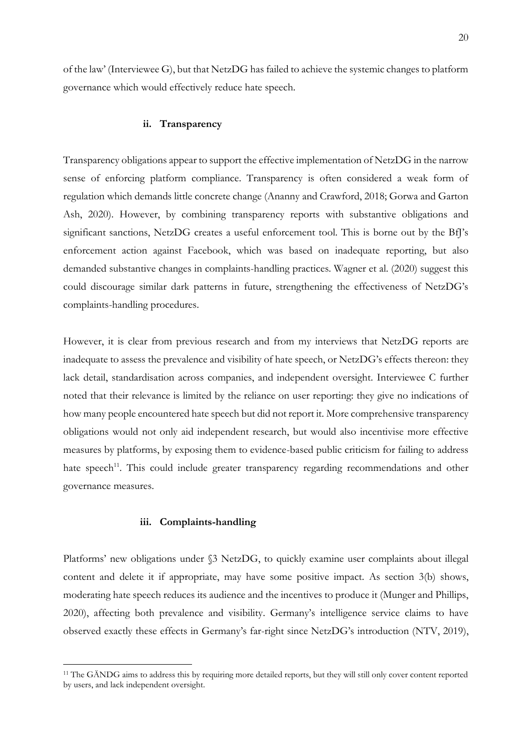of the law' (Interviewee G), but that NetzDG has failed to achieve the systemic changes to platform governance which would effectively reduce hate speech.

#### ii. Transparency

Transparency obligations appear to support the effective implementation of NetzDG in the narrow sense of enforcing platform compliance. Transparency is often considered a weak form of regulation which demands little concrete change (Ananny and Crawford, 2018; Gorwa and Garton Ash, 2020). However, by combining transparency reports with substantive obligations and significant sanctions, NetzDG creates a useful enforcement tool. This is borne out by the BfJ's enforcement action against Facebook, which was based on inadequate reporting, but also demanded substantive changes in complaints-handling practices. Wagner et al. (2020) suggest this could discourage similar dark patterns in future, strengthening the effectiveness of NetzDG's complaints-handling procedures.

However, it is clear from previous research and from my interviews that NetzDG reports are inadequate to assess the prevalence and visibility of hate speech, or NetzDG's effects thereon: they lack detail, standardisation across companies, and independent oversight. Interviewee C further noted that their relevance is limited by the reliance on user reporting: they give no indications of how many people encountered hate speech but did not report it. More comprehensive transparency obligations would not only aid independent research, but would also incentivise more effective measures by platforms, by exposing them to evidence-based public criticism for failing to address hate speech[11]. This could include greater transparency regarding recommendations and other governance measures.

#### iii. Complaints-handling

Platforms' new obligations under §3 NetzDG, to quickly examine user complaints about illegal content and delete it if appropriate, may have some positive impact. As section 3(b) shows, moderating hate speech reduces its audience and the incentives to produce it (Munger and Phillips, 2020), affecting both prevalence and visibility. Germany's intelligence service claims to have observed exactly these effects in Germany's far-right since NetzDG's introduction (NTV, 2019),

[11] The GÄNDG aims to address this by requiring more detailed reports, but they will still only cover content reported by users, and lack independent oversight.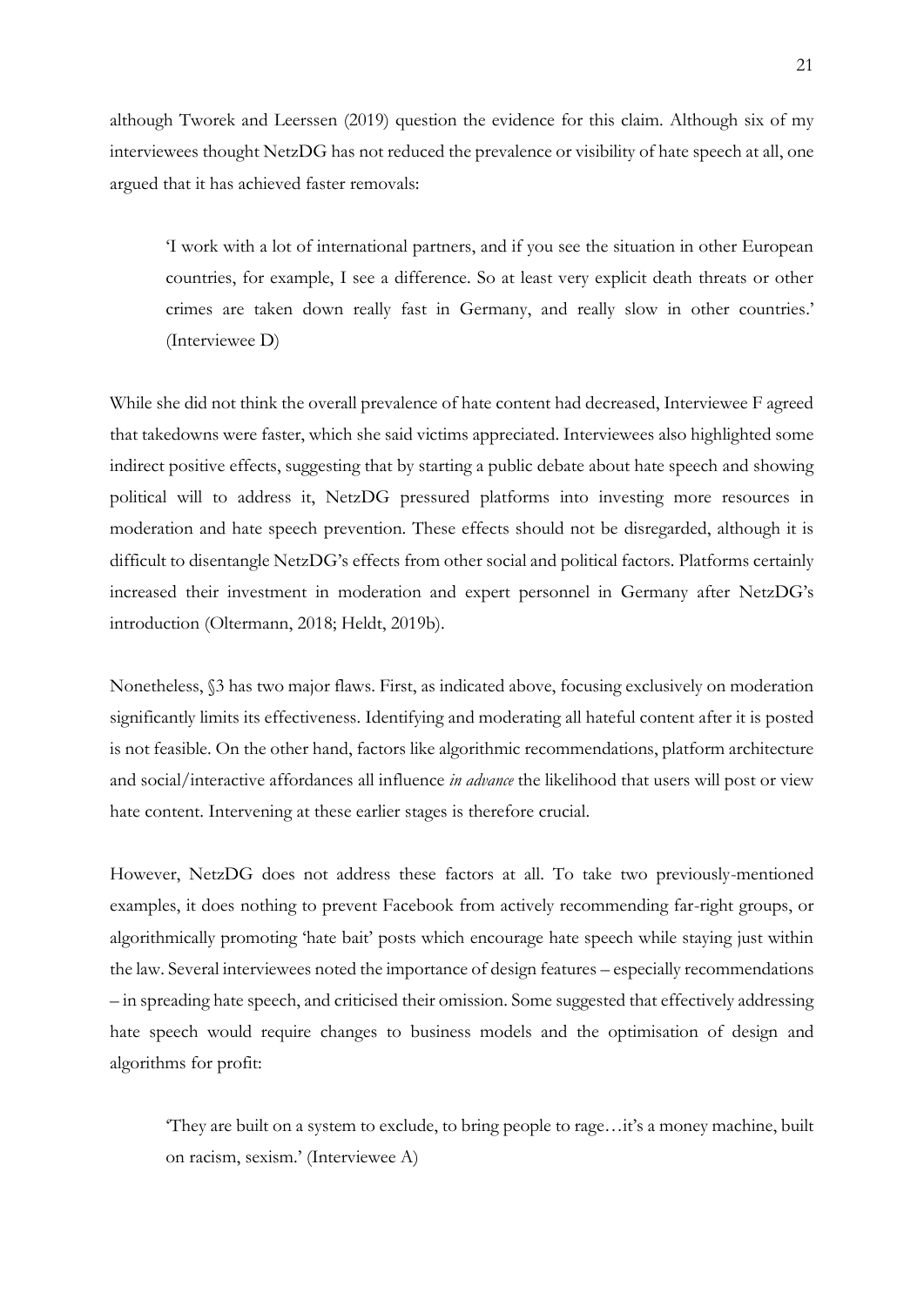although Tworek and Leerssen (2019) question the evidence for this claim. Although six of my interviewees thought NetzDG has not reduced the prevalence or visibility of hate speech at all, one argued that it has achieved faster removals:

> 'I work with a lot of international partners, and if you see the situation in other European countries, for example, I see a difference. So at least very explicit death threats or other crimes are taken down really fast in Germany, and really slow in other countries.' (Interviewee D)

While she did not think the overall prevalence of hate content had decreased, Interviewee F agreed that takedowns were faster, which she said victims appreciated. Interviewees also highlighted some indirect positive effects, suggesting that by starting a public debate about hate speech and showing political will to address it, NetzDG pressured platforms into investing more resources in moderation and hate speech prevention. These effects should not be disregarded, although it is difficult to disentangle NetzDG's effects from other social and political factors. Platforms certainly increased their investment in moderation and expert personnel in Germany after NetzDG's introduction (Oltermann, 2018; Heldt, 2019b).

Nonetheless, §3 has two major flaws. First, as indicated above, focusing exclusively on moderation significantly limits its effectiveness. Identifying and moderating all hateful content after it is posted is not feasible. On the other hand, factors like algorithmic recommendations, platform architecture and social/interactive affordances all influence *in advance* the likelihood that users will post or view hate content. Intervening at these earlier stages is therefore crucial.

However, NetzDG does not address these factors at all. To take two previously-mentioned examples, it does nothing to prevent Facebook from actively recommending far-right groups, or algorithmically promoting 'hate bait' posts which encourage hate speech while staying just within the law. Several interviewees noted the importance of design features – especially recommendations – in spreading hate speech, and criticised their omission. Some suggested that effectively addressing hate speech would require changes to business models and the optimisation of design and algorithms for profit:

> 'They are built on a system to exclude, to bring people to rage…it's a money machine, built on racism, sexism.' (Interviewee A)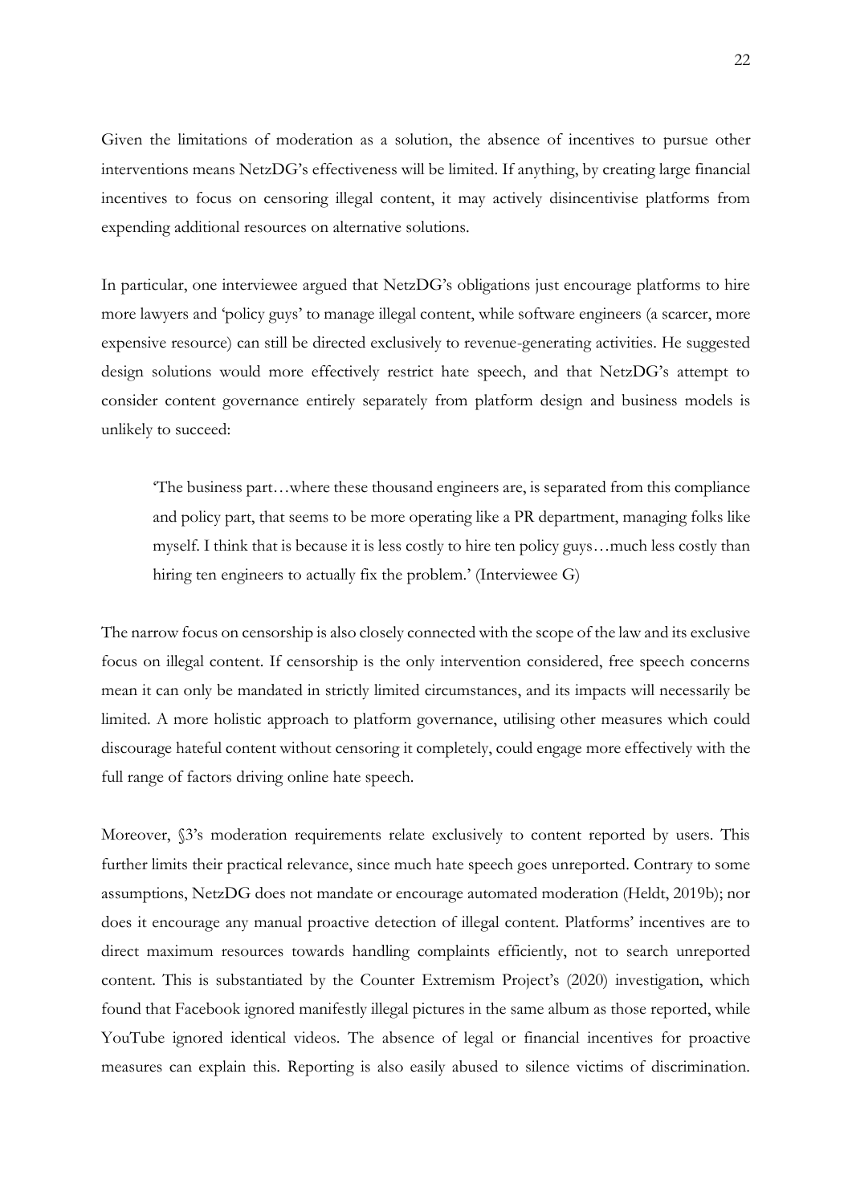Given the limitations of moderation as a solution, the absence of incentives to pursue other interventions means NetzDG's effectiveness will be limited. If anything, by creating large financial incentives to focus on censoring illegal content, it may actively disincentivise platforms from expending additional resources on alternative solutions.

In particular, one interviewee argued that NetzDG's obligations just encourage platforms to hire more lawyers and 'policy guys' to manage illegal content, while software engineers (a scarcer, more expensive resource) can still be directed exclusively to revenue-generating activities. He suggested design solutions would more effectively restrict hate speech, and that NetzDG's attempt to consider content governance entirely separately from platform design and business models is unlikely to succeed:

> 'The business part…where these thousand engineers are, is separated from this compliance and policy part, that seems to be more operating like a PR department, managing folks like myself. I think that is because it is less costly to hire ten policy guys…much less costly than hiring ten engineers to actually fix the problem.' (Interviewee G)

The narrow focus on censorship is also closely connected with the scope of the law and its exclusive focus on illegal content. If censorship is the only intervention considered, free speech concerns mean it can only be mandated in strictly limited circumstances, and its impacts will necessarily be limited. A more holistic approach to platform governance, utilising other measures which could discourage hateful content without censoring it completely, could engage more effectively with the full range of factors driving online hate speech.

Moreover, §3's moderation requirements relate exclusively to content reported by users. This further limits their practical relevance, since much hate speech goes unreported. Contrary to some assumptions, NetzDG does not mandate or encourage automated moderation (Heldt, 2019b); nor does it encourage any manual proactive detection of illegal content. Platforms' incentives are to direct maximum resources towards handling complaints efficiently, not to search unreported content. This is substantiated by the Counter Extremism Project's (2020) investigation, which found that Facebook ignored manifestly illegal pictures in the same album as those reported, while YouTube ignored identical videos. The absence of legal or financial incentives for proactive measures can explain this. Reporting is also easily abused to silence victims of discrimination.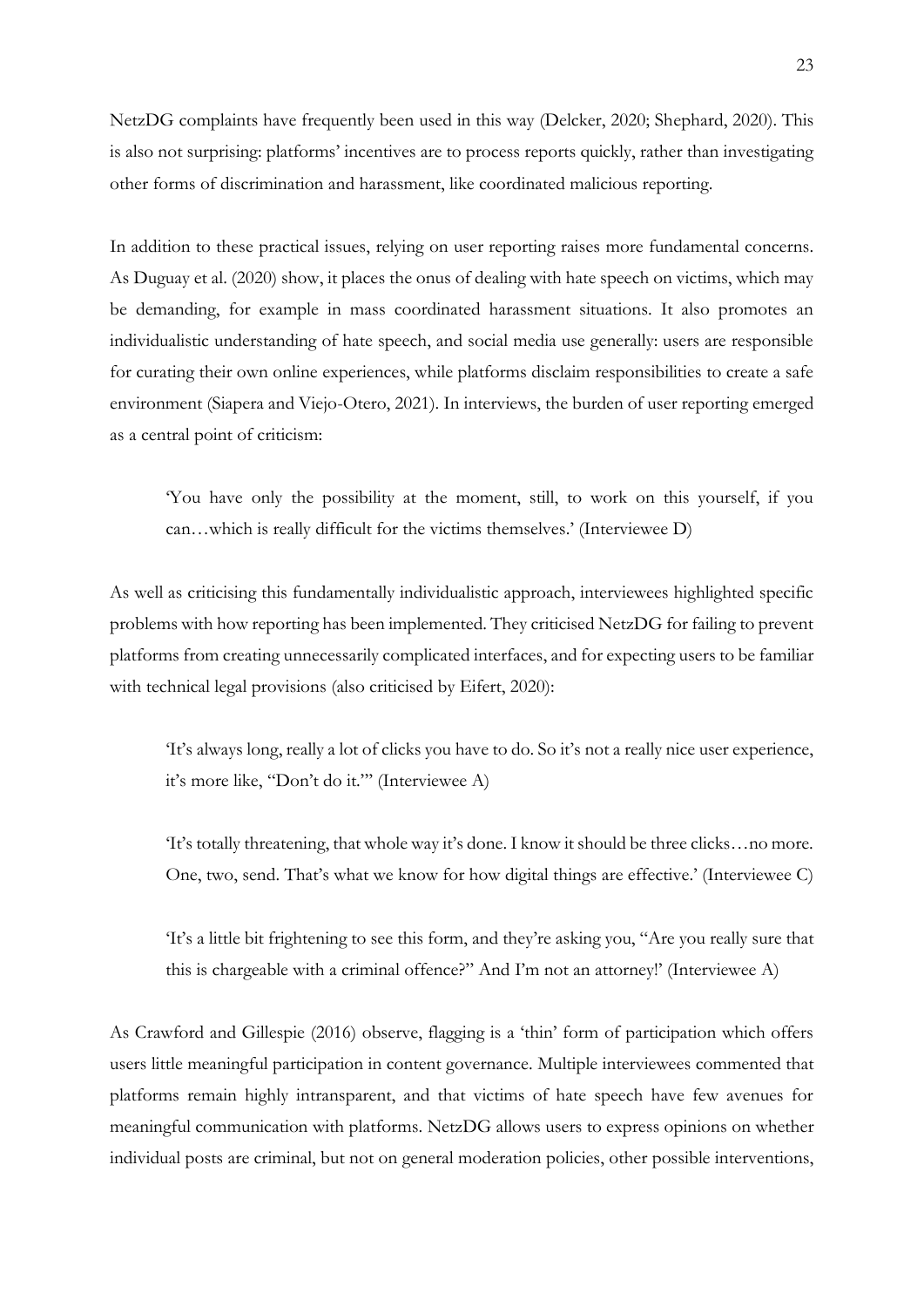NetzDG complaints have frequently been used in this way (Delcker, 2020; Shephard, 2020). This is also not surprising: platforms' incentives are to process reports quickly, rather than investigating other forms of discrimination and harassment, like coordinated malicious reporting.

In addition to these practical issues, relying on user reporting raises more fundamental concerns. As Duguay et al. (2020) show, it places the onus of dealing with hate speech on victims, which may be demanding, for example in mass coordinated harassment situations. It also promotes an individualistic understanding of hate speech, and social media use generally: users are responsible for curating their own online experiences, while platforms disclaim responsibilities to create a safe environment (Siapera and Viejo-Otero, 2021). In interviews, the burden of user reporting emerged as a central point of criticism:

> 'You have only the possibility at the moment, still, to work on this yourself, if you can…which is really difficult for the victims themselves.' (Interviewee D)

As well as criticising this fundamentally individualistic approach, interviewees highlighted specific problems with how reporting has been implemented. They criticised NetzDG for failing to prevent platforms from creating unnecessarily complicated interfaces, and for expecting users to be familiar with technical legal provisions (also criticised by Eifert, 2020):

> 'It's always long, really a lot of clicks you have to do. So it's not a really nice user experience, it's more like, "Don't do it."' (Interviewee A)

> 'It's totally threatening, that whole way it's done. I know it should be three clicks…no more. One, two, send. That's what we know for how digital things are effective.' (Interviewee C)

> 'It's a little bit frightening to see this form, and they're asking you, "Are you really sure that this is chargeable with a criminal offence?" And I'm not an attorney!' (Interviewee A)

As Crawford and Gillespie (2016) observe, flagging is a 'thin' form of participation which offers users little meaningful participation in content governance. Multiple interviewees commented that platforms remain highly intransparent, and that victims of hate speech have few avenues for meaningful communication with platforms. NetzDG allows users to express opinions on whether individual posts are criminal, but not on general moderation policies, other possible interventions,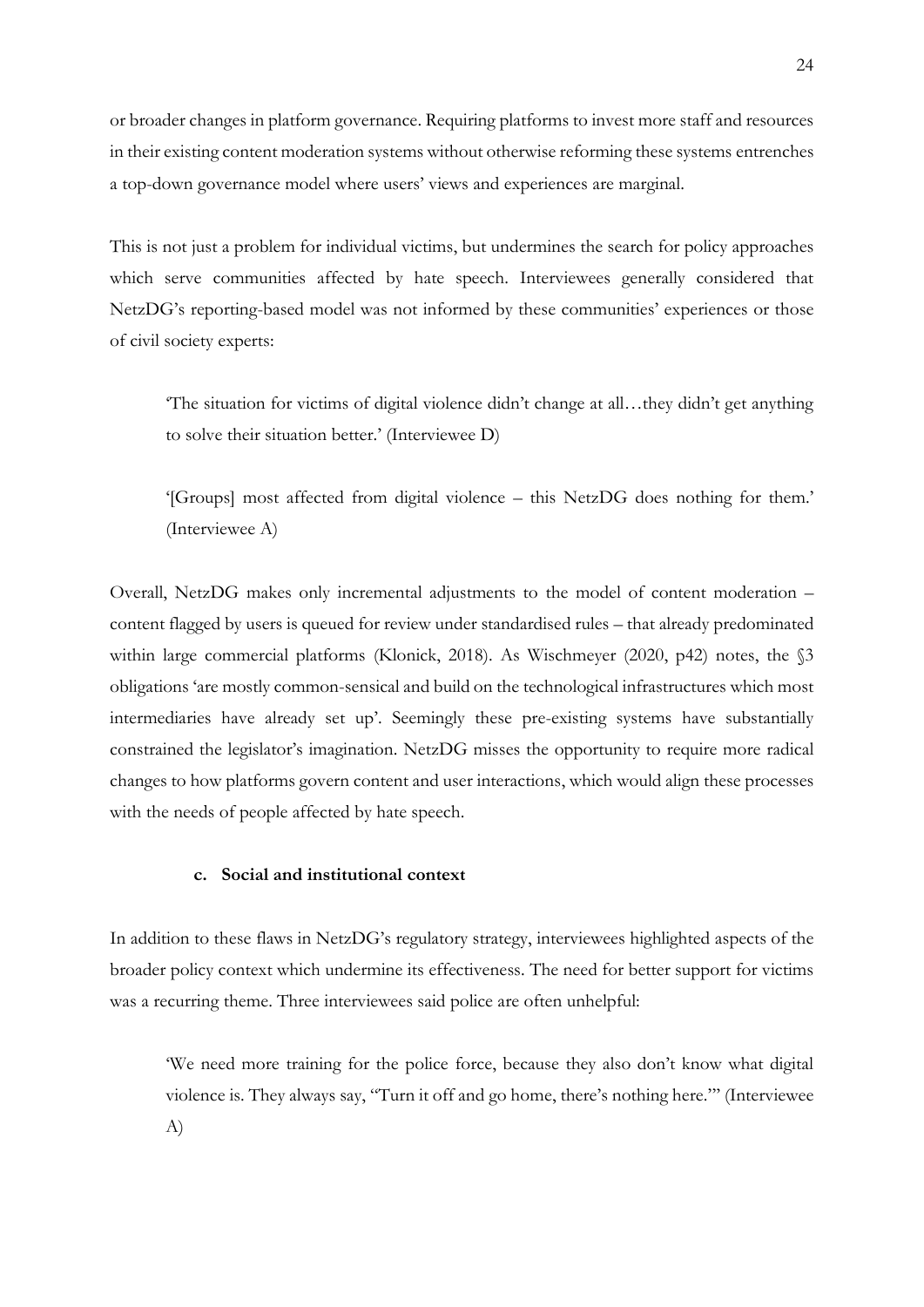or broader changes in platform governance. Requiring platforms to invest more staff and resources in their existing content moderation systems without otherwise reforming these systems entrenches a top-down governance model where users' views and experiences are marginal.

This is not just a problem for individual victims, but undermines the search for policy approaches which serve communities affected by hate speech. Interviewees generally considered that NetzDG's reporting-based model was not informed by these communities' experiences or those of civil society experts:

> 'The situation for victims of digital violence didn't change at all…they didn't get anything to solve their situation better.' (Interviewee D)

> '[Groups] most affected from digital violence – this NetzDG does nothing for them.' (Interviewee A)

Overall, NetzDG makes only incremental adjustments to the model of content moderation – content flagged by users is queued for review under standardised rules – that already predominated within large commercial platforms (Klonick, 2018). As Wischmeyer (2020, p42) notes, the §3 obligations 'are mostly common-sensical and build on the technological infrastructures which most intermediaries have already set up'. Seemingly these pre-existing systems have substantially constrained the legislator's imagination. NetzDG misses the opportunity to require more radical changes to how platforms govern content and user interactions, which would align these processes with the needs of people affected by hate speech.

#### c. Social and institutional context

In addition to these flaws in NetzDG's regulatory strategy, interviewees highlighted aspects of the broader policy context which undermine its effectiveness. The need for better support for victims was a recurring theme. Three interviewees said police are often unhelpful:

> 'We need more training for the police force, because they also don't know what digital violence is. They always say, "Turn it off and go home, there's nothing here."' (Interviewee A)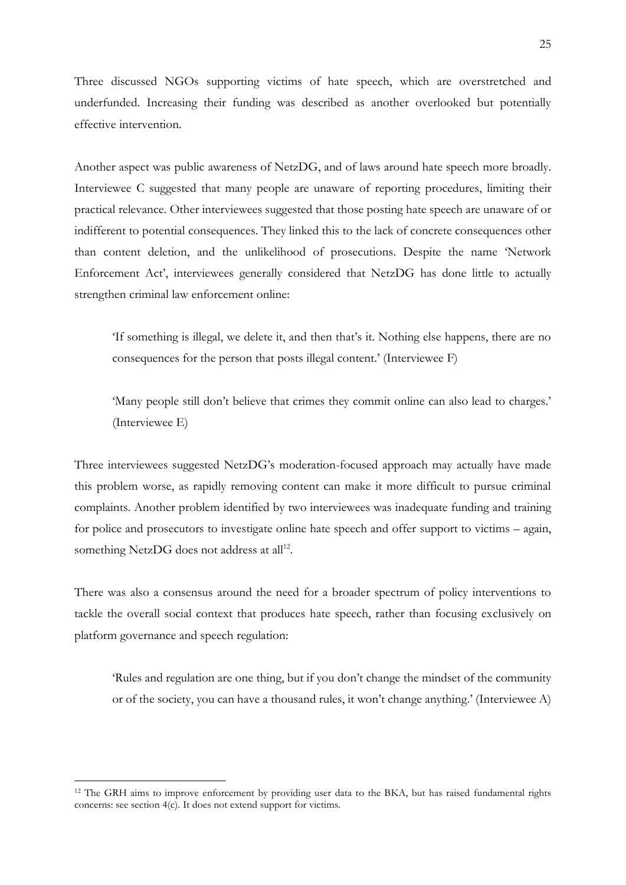Three discussed NGOs supporting victims of hate speech, which are overstretched and underfunded. Increasing their funding was described as another overlooked but potentially effective intervention.

Another aspect was public awareness of NetzDG, and of laws around hate speech more broadly. Interviewee C suggested that many people are unaware of reporting procedures, limiting their practical relevance. Other interviewees suggested that those posting hate speech are unaware of or indifferent to potential consequences. They linked this to the lack of concrete consequences other than content deletion, and the unlikelihood of prosecutions. Despite the name 'Network Enforcement Act', interviewees generally considered that NetzDG has done little to actually strengthen criminal law enforcement online:

> 'If something is illegal, we delete it, and then that's it. Nothing else happens, there are no consequences for the person that posts illegal content.' (Interviewee F)

> 'Many people still don't believe that crimes they commit online can also lead to charges.' (Interviewee E)

Three interviewees suggested NetzDG's moderation-focused approach may actually have made this problem worse, as rapidly removing content can make it more difficult to pursue criminal complaints. Another problem identified by two interviewees was inadequate funding and training for police and prosecutors to investigate online hate speech and offer support to victims – again, something NetzDG does not address at all[12].

There was also a consensus around the need for a broader spectrum of policy interventions to tackle the overall social context that produces hate speech, rather than focusing exclusively on platform governance and speech regulation:

> 'Rules and regulation are one thing, but if you don't change the mindset of the community or of the society, you can have a thousand rules, it won't change anything.' (Interviewee A)

---

[12] The GRH aims to improve enforcement by providing user data to the BKA, but has raised fundamental rights concerns: see section 4(c). It does not extend support for victims.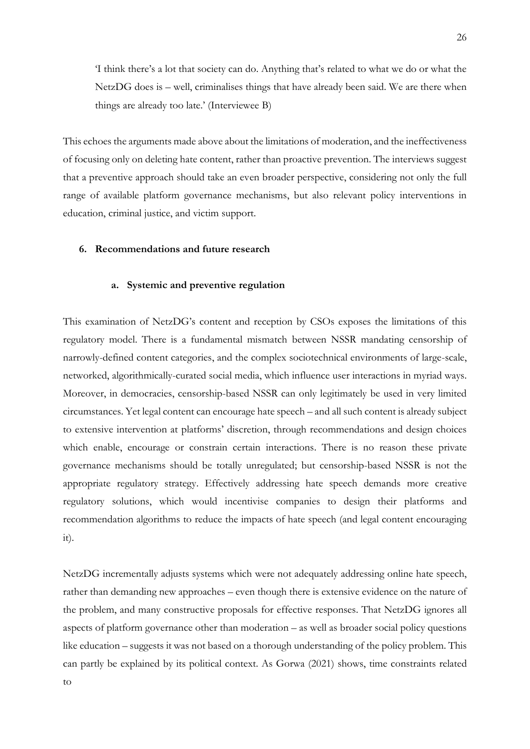> 'I think there's a lot that society can do. Anything that's related to what we do or what the NetzDG does is – well, criminalises things that have already been said. We are there when things are already too late.' (Interviewee B)

This echoes the arguments made above about the limitations of moderation, and the ineffectiveness of focusing only on deleting hate content, rather than proactive prevention. The interviews suggest that a preventive approach should take an even broader perspective, considering not only the full range of available platform governance mechanisms, but also relevant policy interventions in education, criminal justice, and victim support.

## 6. Recommendations and future research

### a. Systemic and preventive regulation

This examination of NetzDG's content and reception by CSOs exposes the limitations of this regulatory model. There is a fundamental mismatch between NSSR mandating censorship of narrowly-defined content categories, and the complex sociotechnical environments of large-scale, networked, algorithmically-curated social media, which influence user interactions in myriad ways. Moreover, in democracies, censorship-based NSSR can only legitimately be used in very limited circumstances. Yet legal content can encourage hate speech – and all such content is already subject to extensive intervention at platforms' discretion, through recommendations and design choices which enable, encourage or constrain certain interactions. There is no reason these private governance mechanisms should be totally unregulated; but censorship-based NSSR is not the appropriate regulatory strategy. Effectively addressing hate speech demands more creative regulatory solutions, which would incentivise companies to design their platforms and recommendation algorithms to reduce the impacts of hate speech (and legal content encouraging it).

NetzDG incrementally adjusts systems which were not adequately addressing online hate speech, rather than demanding new approaches – even though there is extensive evidence on the nature of the problem, and many constructive proposals for effective responses. That NetzDG ignores all aspects of platform governance other than moderation – as well as broader social policy questions like education – suggests it was not based on a thorough understanding of the policy problem. This can partly be explained by its political context. As Gorwa (2021) shows, time constraints related to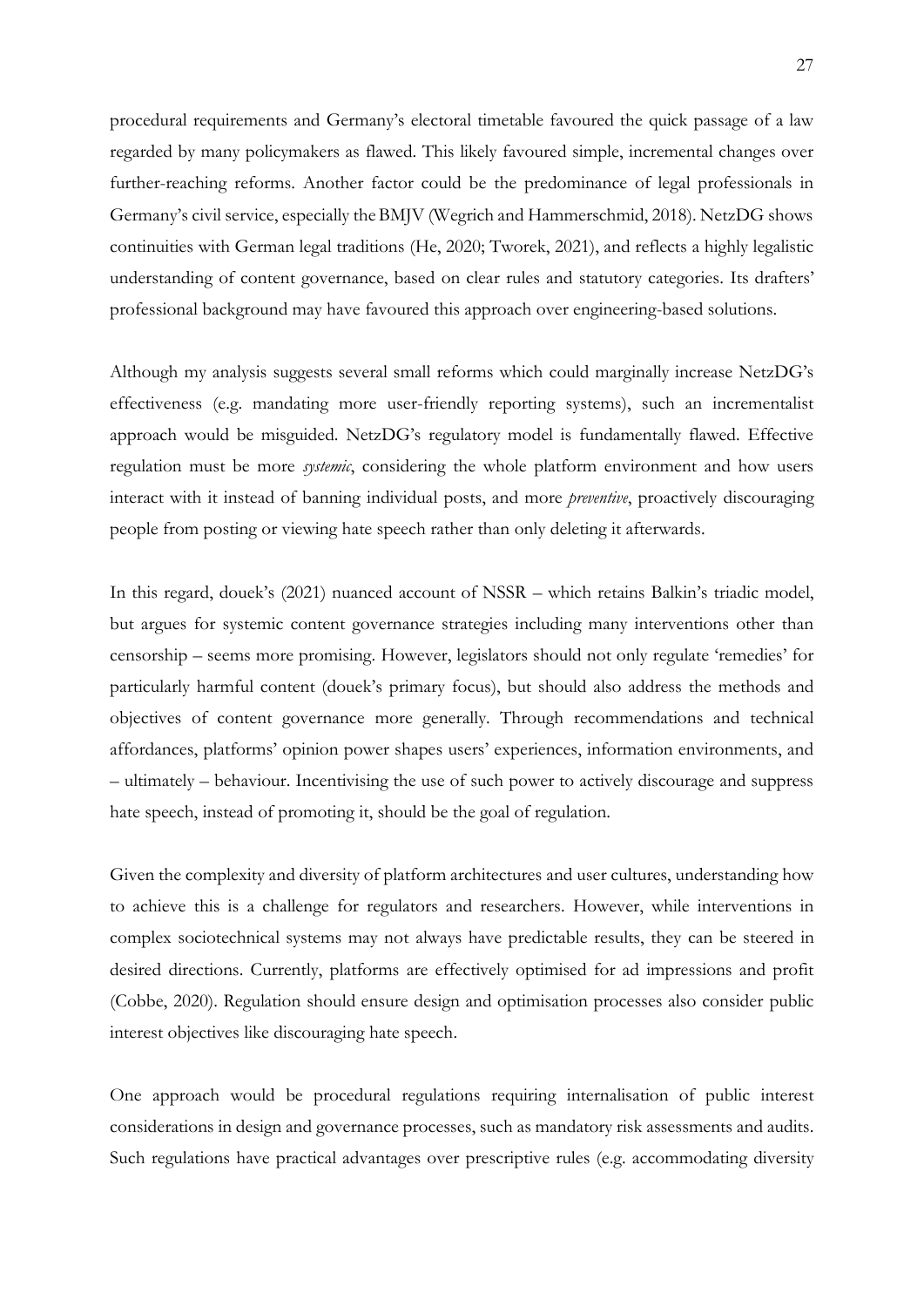procedural requirements and Germany's electoral timetable favoured the quick passage of a law regarded by many policymakers as flawed. This likely favoured simple, incremental changes over further-reaching reforms. Another factor could be the predominance of legal professionals in Germany's civil service, especially the BMJV (Wegrich and Hammerschmid, 2018). NetzDG shows continuities with German legal traditions (He, 2020; Tworek, 2021), and reflects a highly legalistic understanding of content governance, based on clear rules and statutory categories. Its drafters' professional background may have favoured this approach over engineering-based solutions.

Although my analysis suggests several small reforms which could marginally increase NetzDG's effectiveness (e.g. mandating more user-friendly reporting systems), such an incrementalist approach would be misguided. NetzDG's regulatory model is fundamentally flawed. Effective regulation must be more *systemic*, considering the whole platform environment and how users interact with it instead of banning individual posts, and more *preventive*, proactively discouraging people from posting or viewing hate speech rather than only deleting it afterwards.

In this regard, douek's (2021) nuanced account of NSSR – which retains Balkin's triadic model, but argues for systemic content governance strategies including many interventions other than censorship – seems more promising. However, legislators should not only regulate 'remedies' for particularly harmful content (douek's primary focus), but should also address the methods and objectives of content governance more generally. Through recommendations and technical affordances, platforms' opinion power shapes users' experiences, information environments, and – ultimately – behaviour. Incentivising the use of such power to actively discourage and suppress hate speech, instead of promoting it, should be the goal of regulation.

Given the complexity and diversity of platform architectures and user cultures, understanding how to achieve this is a challenge for regulators and researchers. However, while interventions in complex sociotechnical systems may not always have predictable results, they can be steered in desired directions. Currently, platforms are effectively optimised for ad impressions and profit (Cobbe, 2020). Regulation should ensure design and optimisation processes also consider public interest objectives like discouraging hate speech.

One approach would be procedural regulations requiring internalisation of public interest considerations in design and governance processes, such as mandatory risk assessments and audits. Such regulations have practical advantages over prescriptive rules (e.g. accommodating diversity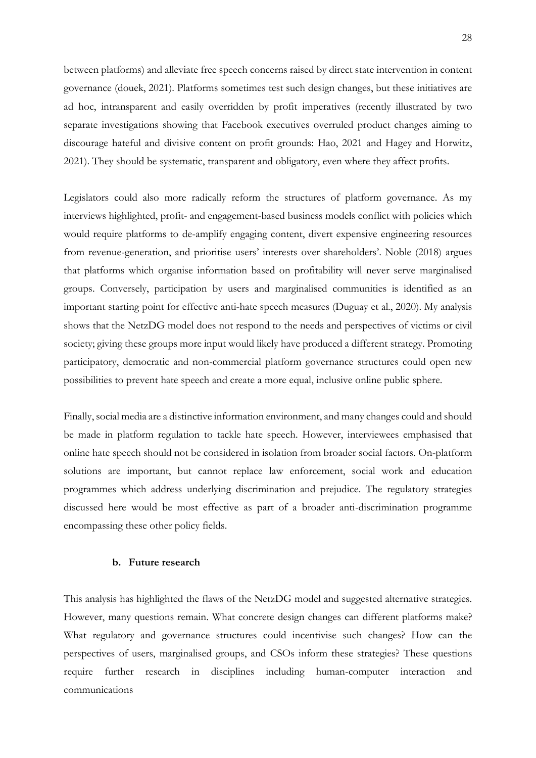between platforms) and alleviate free speech concerns raised by direct state intervention in content governance (douek, 2021). Platforms sometimes test such design changes, but these initiatives are ad hoc, intransparent and easily overridden by profit imperatives (recently illustrated by two separate investigations showing that Facebook executives overruled product changes aiming to discourage hateful and divisive content on profit grounds: Hao, 2021 and Hagey and Horwitz, 2021). They should be systematic, transparent and obligatory, even where they affect profits.

Legislators could also more radically reform the structures of platform governance. As my interviews highlighted, profit- and engagement-based business models conflict with policies which would require platforms to de-amplify engaging content, divert expensive engineering resources from revenue-generation, and prioritise users' interests over shareholders'. Noble (2018) argues that platforms which organise information based on profitability will never serve marginalised groups. Conversely, participation by users and marginalised communities is identified as an important starting point for effective anti-hate speech measures (Duguay et al., 2020). My analysis shows that the NetzDG model does not respond to the needs and perspectives of victims or civil society; giving these groups more input would likely have produced a different strategy. Promoting participatory, democratic and non-commercial platform governance structures could open new possibilities to prevent hate speech and create a more equal, inclusive online public sphere.

Finally, social media are a distinctive information environment, and many changes could and should be made in platform regulation to tackle hate speech. However, interviewees emphasised that online hate speech should not be considered in isolation from broader social factors. On-platform solutions are important, but cannot replace law enforcement, social work and education programmes which address underlying discrimination and prejudice. The regulatory strategies discussed here would be most effective as part of a broader anti-discrimination programme encompassing these other policy fields.

### b. Future research

This analysis has highlighted the flaws of the NetzDG model and suggested alternative strategies. However, many questions remain. What concrete design changes can different platforms make? What regulatory and governance structures could incentivise such changes? How can the perspectives of users, marginalised groups, and CSOs inform these strategies? These questions require further research in disciplines including human-computer interaction and communications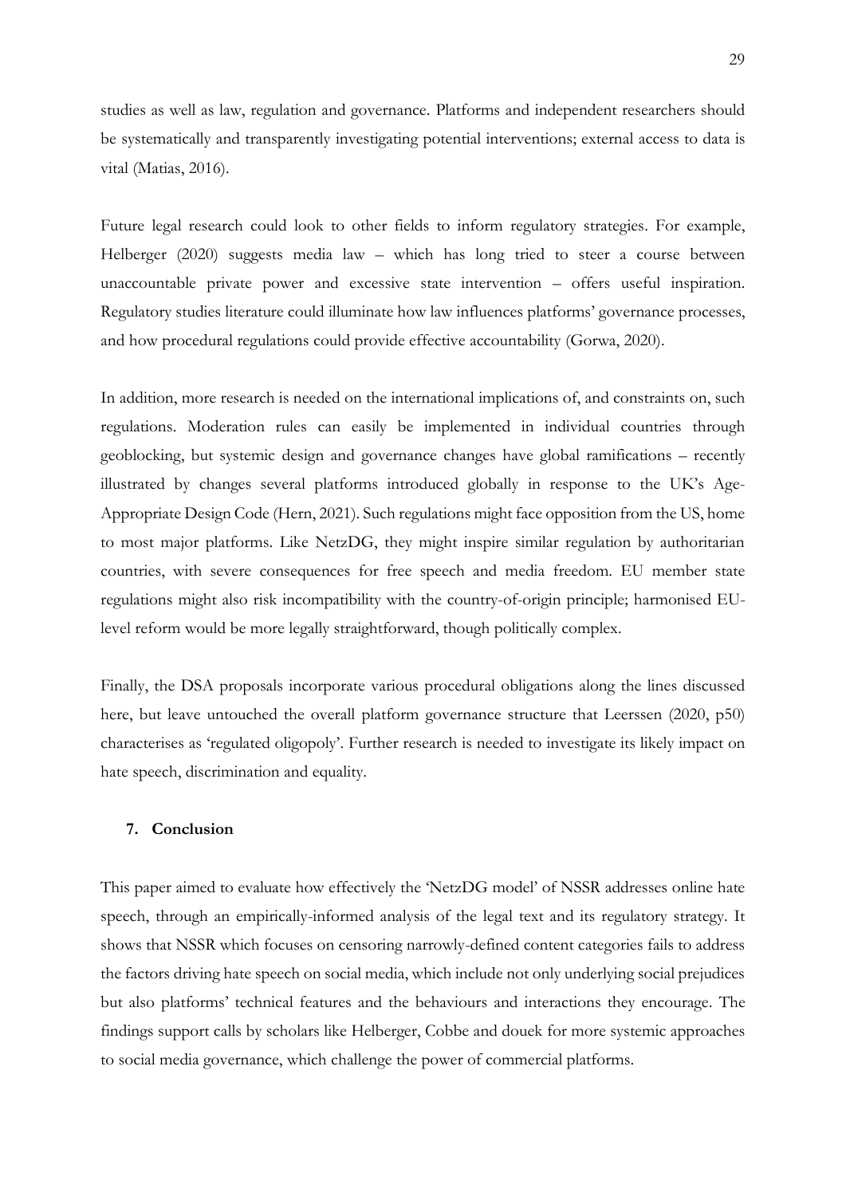studies as well as law, regulation and governance. Platforms and independent researchers should be systematically and transparently investigating potential interventions; external access to data is vital (Matias, 2016).

Future legal research could look to other fields to inform regulatory strategies. For example, Helberger (2020) suggests media law – which has long tried to steer a course between unaccountable private power and excessive state intervention – offers useful inspiration. Regulatory studies literature could illuminate how law influences platforms' governance processes, and how procedural regulations could provide effective accountability (Gorwa, 2020).

In addition, more research is needed on the international implications of, and constraints on, such regulations. Moderation rules can easily be implemented in individual countries through geoblocking, but systemic design and governance changes have global ramifications – recently illustrated by changes several platforms introduced globally in response to the UK's Age-Appropriate Design Code (Hern, 2021). Such regulations might face opposition from the US, home to most major platforms. Like NetzDG, they might inspire similar regulation by authoritarian countries, with severe consequences for free speech and media freedom. EU member state regulations might also risk incompatibility with the country-of-origin principle; harmonised EU-level reform would be more legally straightforward, though politically complex.

Finally, the DSA proposals incorporate various procedural obligations along the lines discussed here, but leave untouched the overall platform governance structure that Leerssen (2020, p50) characterises as 'regulated oligopoly'. Further research is needed to investigate its likely impact on hate speech, discrimination and equality.

## 7. Conclusion

This paper aimed to evaluate how effectively the 'NetzDG model' of NSSR addresses online hate speech, through an empirically-informed analysis of the legal text and its regulatory strategy. It shows that NSSR which focuses on censoring narrowly-defined content categories fails to address the factors driving hate speech on social media, which include not only underlying social prejudices but also platforms' technical features and the behaviours and interactions they encourage. The findings support calls by scholars like Helberger, Cobbe and douek for more systemic approaches to social media governance, which challenge the power of commercial platforms.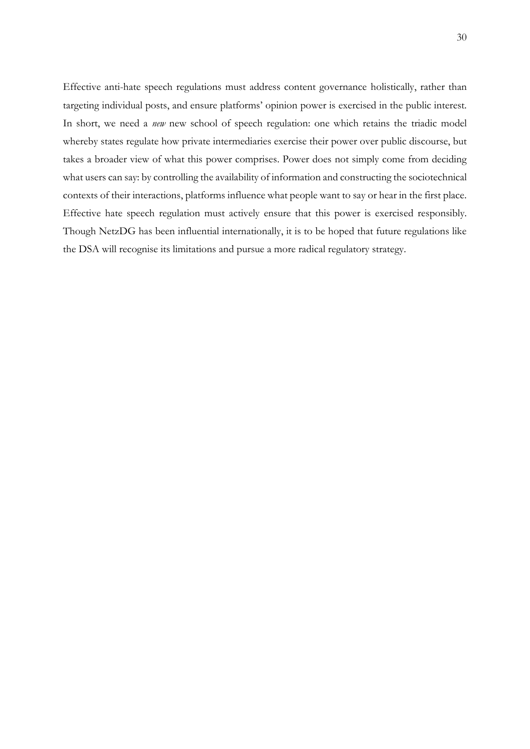Effective anti-hate speech regulations must address content governance holistically, rather than targeting individual posts, and ensure platforms' opinion power is exercised in the public interest. In short, we need a *new* new school of speech regulation: one which retains the triadic model whereby states regulate how private intermediaries exercise their power over public discourse, but takes a broader view of what this power comprises. Power does not simply come from deciding what users can say: by controlling the availability of information and constructing the sociotechnical contexts of their interactions, platforms influence what people want to say or hear in the first place. Effective hate speech regulation must actively ensure that this power is exercised responsibly. Though NetzDG has been influential internationally, it is to be hoped that future regulations like the DSA will recognise its limitations and pursue a more radical regulatory strategy.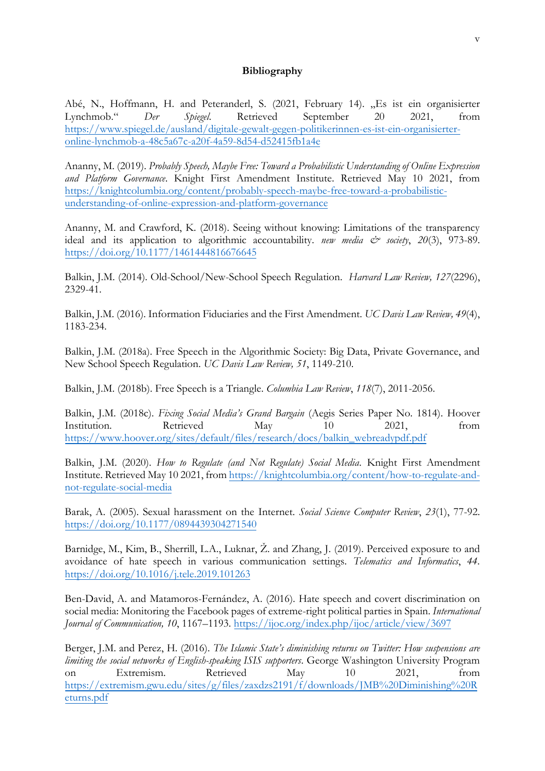**Bibliography**

Abé, N., Hoffmann, H. and Peteranderl, S. (2021, February 14). „Es ist ein organisierter Lynchmob.“ *Der Spiegel*. Retrieved September 20 2021, from https://www.spiegel.de/ausland/digitale-gewalt-gegen-politikerinnen-es-ist-ein-organisierter-online-lynchmob-a-48c5a67c-a20f-4a59-8d54-d52415fb1a4e

Ananny, M. (2019). *Probably Speech, Maybe Free: Toward a Probabilistic Understanding of Online Expression and Platform Governance*. Knight First Amendment Institute. Retrieved May 10 2021, from https://knightcolumbia.org/content/probably-speech-maybe-free-toward-a-probabilistic-understanding-of-online-expression-and-platform-governance

Ananny, M. and Crawford, K. (2018). Seeing without knowing: Limitations of the transparency ideal and its application to algorithmic accountability. *new media & society*, *20*(3), 973-89. https://doi.org/10.1177/1461444816676645

Balkin, J.M. (2014). Old-School/New-School Speech Regulation. *Harvard Law Review, 127*(2296), 2329-41.

Balkin, J.M. (2016). Information Fiduciaries and the First Amendment. *UC Davis Law Review, 49*(4), 1183-234.

Balkin, J.M. (2018a). Free Speech in the Algorithmic Society: Big Data, Private Governance, and New School Speech Regulation. *UC Davis Law Review, 51*, 1149-210.

Balkin, J.M. (2018b). Free Speech is a Triangle. *Columbia Law Review*, *118*(7), 2011-2056.

Balkin, J.M. (2018c). *Fixing Social Media's Grand Bargain* (Aegis Series Paper No. 1814). Hoover Institution. Retrieved May 10 2021, from https://www.hoover.org/sites/default/files/research/docs/balkin_webreadypdf.pdf

Balkin, J.M. (2020). *How to Regulate (and Not Regulate) Social Media*. Knight First Amendment Institute. Retrieved May 10 2021, from https://knightcolumbia.org/content/how-to-regulate-and-not-regulate-social-media

Barak, A. (2005). Sexual harassment on the Internet. *Social Science Computer Review*, *23*(1), 77-92. https://doi.org/10.1177/0894439304271540

Barnidge, M., Kim, B., Sherrill, L.A., Luknar, Ž. and Zhang, J. (2019). Perceived exposure to and avoidance of hate speech in various communication settings. *Telematics and Informatics*, *44*. https://doi.org/10.1016/j.tele.2019.101263

Ben-David, A. and Matamoros-Fernández, A. (2016). Hate speech and covert discrimination on social media: Monitoring the Facebook pages of extreme-right political parties in Spain. *International Journal of Communication, 10*, 1167–1193. https://ijoc.org/index.php/ijoc/article/view/3697

Berger, J.M. and Perez, H. (2016). *The Islamic State's diminishing returns on Twitter: How suspensions are limiting the social networks of English-speaking ISIS supporters*. George Washington University Program on Extremism. Retrieved May 10 2021, from https://extremism.gwu.edu/sites/g/files/zaxdzs2191/f/downloads/JMB%20Diminishing%20Returns.pdf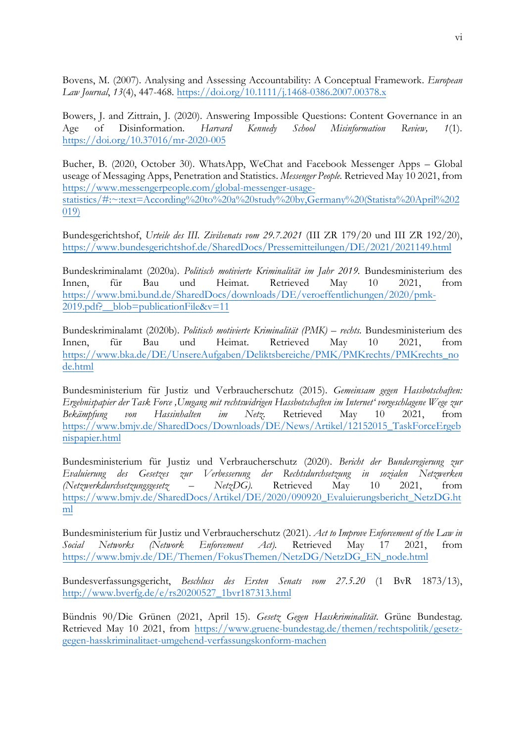Bovens, M. (2007). Analysing and Assessing Accountability: A Conceptual Framework. *European Law Journal*, *13*(4), 447-468. https://doi.org/10.1111/j.1468-0386.2007.00378.x

Bowers, J. and Zittrain, J. (2020). Answering Impossible Questions: Content Governance in an Age of Disinformation. *Harvard Kennedy School Misinformation Review,* *1*(1). https://doi.org/10.37016/mr-2020-005

Bucher, B. (2020, October 30). WhatsApp, WeChat and Facebook Messenger Apps – Global useage of Messaging Apps, Penetration and Statistics. *Messenger People.* Retrieved May 10 2021, from https://www.messengerpeople.com/global-messenger-usage-statistics/#:~:text=According%20to%20a%20study%20by,Germany%20(Statista%20April%202019)

Bundesgerichtshof, *Urteile des III. Zivilsenats vom 29.7.2021* (III ZR 179/20 und III ZR 192/20), https://www.bundesgerichtshof.de/SharedDocs/Pressemitteilungen/DE/2021/2021149.html

Bundeskriminalamt (2020a). *Politisch motivierte Kriminalität im Jahr 2019.* Bundesministerium des Innen, für Bau und Heimat. Retrieved May 10 2021, from https://www.bmi.bund.de/SharedDocs/downloads/DE/veroeffentlichungen/2020/pmk-2019.pdf?__blob=publicationFile&v=11

Bundeskriminalamt (2020b). *Politisch motivierte Kriminalität (PMK) – rechts.* Bundesministerium des Innen, für Bau und Heimat. Retrieved May 10 2021, from https://www.bka.de/DE/UnsereAufgaben/Deliktsbereiche/PMK/PMKrechts/PMKrechts_node.html

Bundesministerium für Justiz und Verbraucherschutz (2015). *Gemeinsam gegen Hassbotschaften: Ergebnispapier der Task Force ‚Umgang mit rechtswidrigen Hassbotschaften im Internet' vorgeschlagene Wege zur Bekämpfung von Hassinhalten im Netz.* Retrieved May 10 2021, from https://www.bmjv.de/SharedDocs/Downloads/DE/News/Artikel/12152015_TaskForceErgebnispapier.html

Bundesministerium für Justiz und Verbraucherschutz (2020). *Bericht der Bundesregierung zur Evaluierung des Gesetzes zur Verbesserung der Rechtsdurchsetzung in sozialen Netzwerken (Netzwerkdurchsetzungsgesetz – NetzDG).* Retrieved May 10 2021, from https://www.bmjv.de/SharedDocs/Artikel/DE/2020/090920_Evaluierungsbericht_NetzDG.html

Bundesministerium für Justiz und Verbraucherschutz (2021). *Act to Improve Enforcement of the Law in Social Networks (Network Enforcement Act).* Retrieved May 17 2021, from https://www.bmjv.de/DE/Themen/FokusThemen/NetzDG/NetzDG_EN_node.html

Bundesverfassungsgericht, *Beschluss des Ersten Senats vom 27.5.20* (1 BvR 1873/13), http://www.bverfg.de/e/rs20200527_1bvr187313.html

Bündnis 90/Die Grünen (2021, April 15). *Gesetz Gegen Hasskriminalität.* Grüne Bundestag. Retrieved May 10 2021, from https://www.gruene-bundestag.de/themen/rechtspolitik/gesetz-gegen-hasskriminalitaet-umgehend-verfassungskonform-machen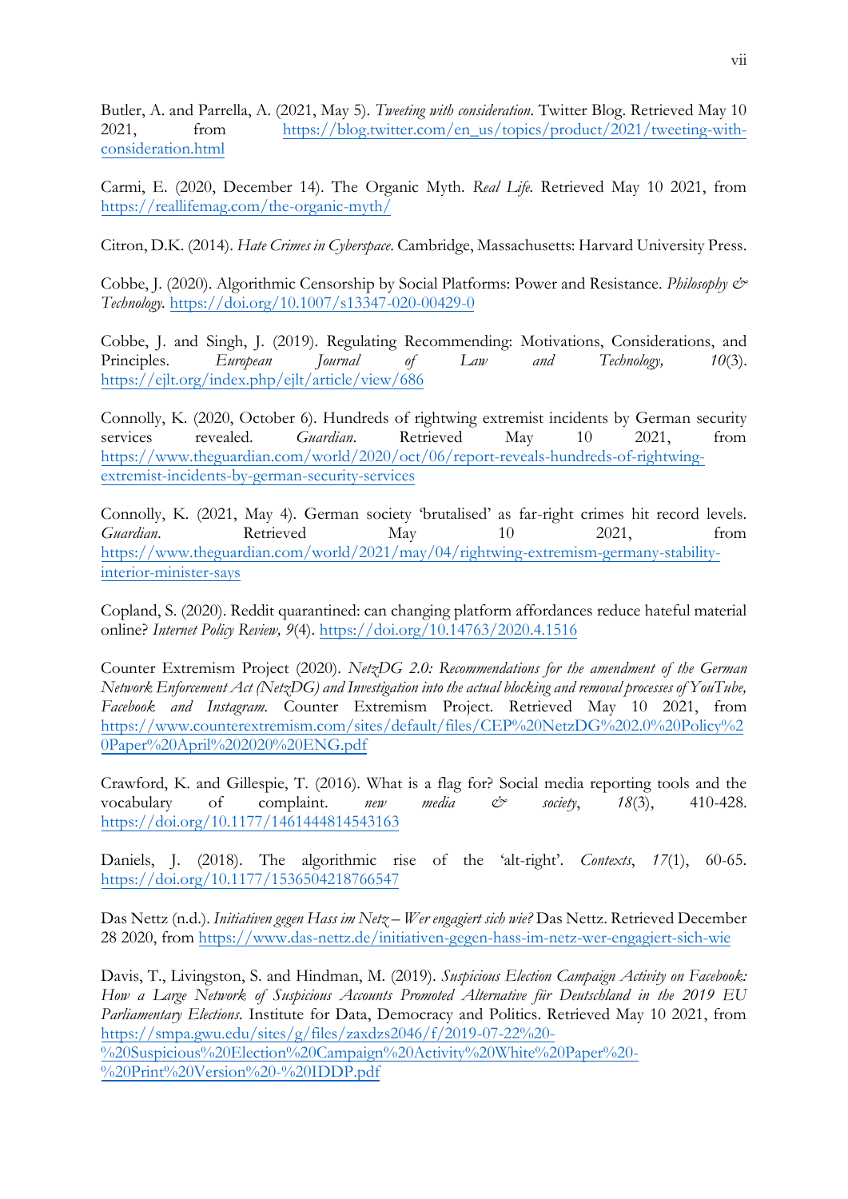Butler, A. and Parrella, A. (2021, May 5). *Tweeting with consideration*. Twitter Blog. Retrieved May 10 2021, from https://blog.twitter.com/en_us/topics/product/2021/tweeting-with-consideration.html

Carmi, E. (2020, December 14). The Organic Myth. *Real Life*. Retrieved May 10 2021, from https://reallifemag.com/the-organic-myth/

Citron, D.K. (2014). *Hate Crimes in Cyberspace*. Cambridge, Massachusetts: Harvard University Press.

Cobbe, J. (2020). Algorithmic Censorship by Social Platforms: Power and Resistance. *Philosophy & Technology*. https://doi.org/10.1007/s13347-020-00429-0

Cobbe, J. and Singh, J. (2019). Regulating Recommending: Motivations, Considerations, and Principles. *European Journal of Law and Technology, 10*(3). https://ejlt.org/index.php/ejlt/article/view/686

Connolly, K. (2020, October 6). Hundreds of rightwing extremist incidents by German security services revealed. *Guardian*. Retrieved May 10 2021, from https://www.theguardian.com/world/2020/oct/06/report-reveals-hundreds-of-rightwing-extremist-incidents-by-german-security-services

Connolly, K. (2021, May 4). German society 'brutalised' as far-right crimes hit record levels. *Guardian*. Retrieved May 10 2021, from https://www.theguardian.com/world/2021/may/04/rightwing-extremism-germany-stability-interior-minister-says

Copland, S. (2020). Reddit quarantined: can changing platform affordances reduce hateful material online? *Internet Policy Review, 9*(4). https://doi.org/10.14763/2020.4.1516

Counter Extremism Project (2020). *NetzDG 2.0: Recommendations for the amendment of the German Network Enforcement Act (NetzDG) and Investigation into the actual blocking and removal processes of YouTube, Facebook and Instagram*. Counter Extremism Project. Retrieved May 10 2021, from https://www.counterextremism.com/sites/default/files/CEP%20NetzDG%202.0%20Policy%20Paper%20April%202020%20ENG.pdf

Crawford, K. and Gillespie, T. (2016). What is a flag for? Social media reporting tools and the vocabulary of complaint. *new media & society*, *18*(3), 410-428. https://doi.org/10.1177/1461444814543163

Daniels, J. (2018). The algorithmic rise of the 'alt-right'. *Contexts*, *17*(1), 60-65. https://doi.org/10.1177/1536504218766547

Das Nettz (n.d.). *Initiativen gegen Hass im Netz – Wer engagiert sich wie?* Das Nettz. Retrieved December 28 2020, from https://www.das-nettz.de/initiativen-gegen-hass-im-netz-wer-engagiert-sich-wie

Davis, T., Livingston, S. and Hindman, M. (2019). *Suspicious Election Campaign Activity on Facebook: How a Large Network of Suspicious Accounts Promoted Alternative für Deutschland in the 2019 EU Parliamentary Elections*. Institute for Data, Democracy and Politics. Retrieved May 10 2021, from https://smpa.gwu.edu/sites/g/files/zaxdzs2046/f/2019-07-22%20-%20Suspicious%20Election%20Campaign%20Activity%20White%20Paper%20-%20Print%20Version%20-%20IDDP.pdf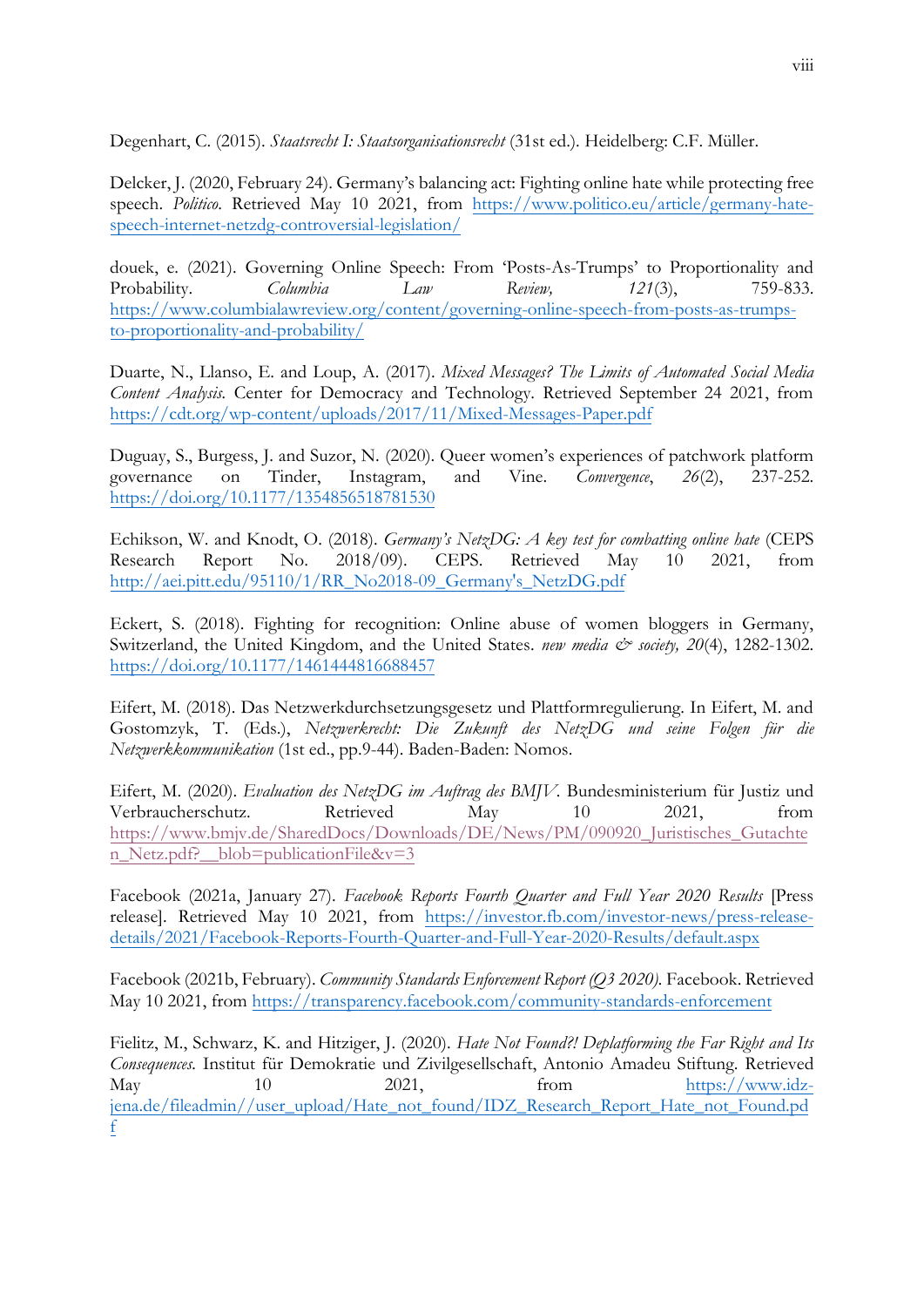Degenhart, C. (2015). *Staatsrecht I: Staatsorganisationsrecht* (31st ed.). Heidelberg: C.F. Müller.

Delcker, J. (2020, February 24). Germany's balancing act: Fighting online hate while protecting free speech. *Politico*. Retrieved May 10 2021, from https://www.politico.eu/article/germany-hate-speech-internet-netzdg-controversial-legislation/

douek, e. (2021). Governing Online Speech: From 'Posts-As-Trumps' to Proportionality and Probability. *Columbia Law Review, 121*(3), 759-833. https://www.columbialawreview.org/content/governing-online-speech-from-posts-as-trumps-to-proportionality-and-probability/

Duarte, N., Llanso, E. and Loup, A. (2017). *Mixed Messages? The Limits of Automated Social Media Content Analysis*. Center for Democracy and Technology. Retrieved September 24 2021, from https://cdt.org/wp-content/uploads/2017/11/Mixed-Messages-Paper.pdf

Duguay, S., Burgess, J. and Suzor, N. (2020). Queer women's experiences of patchwork platform governance on Tinder, Instagram, and Vine. *Convergence*, *26*(2), 237-252. https://doi.org/10.1177/1354856518781530

Echikson, W. and Knodt, O. (2018). *Germany's NetzDG: A key test for combatting online hate* (CEPS Research Report No. 2018/09). CEPS. Retrieved May 10 2021, from http://aei.pitt.edu/95110/1/RR_No2018-09_Germany's_NetzDG.pdf

Eckert, S. (2018). Fighting for recognition: Online abuse of women bloggers in Germany, Switzerland, the United Kingdom, and the United States. *new media & society, 20*(4), 1282-1302. https://doi.org/10.1177/1461444816688457

Eifert, M. (2018). Das Netzwerkdurchsetzungsgesetz und Plattformregulierung. In Eifert, M. and Gostomzyk, T. (Eds.), *Netzwerkrecht: Die Zukunft des NetzDG und seine Folgen für die Netzwerkkommunikation* (1st ed., pp.9-44). Baden-Baden: Nomos.

Eifert, M. (2020). *Evaluation des NetzDG im Auftrag des BMJV*. Bundesministerium für Justiz und Verbraucherschutz. Retrieved May 10 2021, from https://www.bmjv.de/SharedDocs/Downloads/DE/News/PM/090920_Juristisches_Gutachten_Netz.pdf?__blob=publicationFile&v=3

Facebook (2021a, January 27). *Facebook Reports Fourth Quarter and Full Year 2020 Results* [Press release]. Retrieved May 10 2021, from https://investor.fb.com/investor-news/press-release-details/2021/Facebook-Reports-Fourth-Quarter-and-Full-Year-2020-Results/default.aspx

Facebook (2021b, February). *Community Standards Enforcement Report (Q3 2020)*. Facebook. Retrieved May 10 2021, from https://transparency.facebook.com/community-standards-enforcement

Fielitz, M., Schwarz, K. and Hitziger, J. (2020). *Hate Not Found?! Deplatforming the Far Right and Its Consequences*. Institut für Demokratie und Zivilgesellschaft, Antonio Amadeu Stiftung. Retrieved May 10 2021, from https://www.idz-jena.de/fileadmin//user_upload/Hate_not_found/IDZ_Research_Report_Hate_not_Found.pdf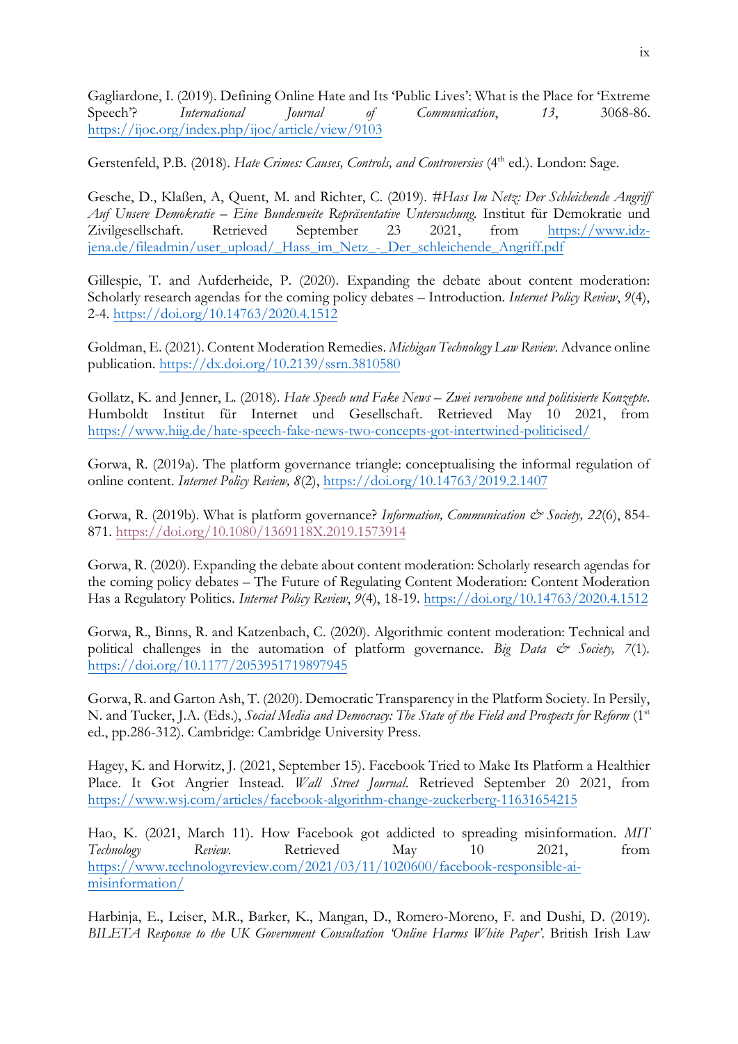Gagliardone, I. (2019). Defining Online Hate and Its 'Public Lives': What is the Place for 'Extreme Speech'? *International Journal of Communication*, *13*, 3068-86. https://ijoc.org/index.php/ijoc/article/view/9103

Gerstenfeld, P.B. (2018). *Hate Crimes: Causes, Controls, and Controversies* (4th ed.). London: Sage.

Gesche, D., Klaßen, A, Quent, M. and Richter, C. (2019). *#Hass Im Netz: Der Schleichende Angriff Auf Unsere Demokratie – Eine Bundesweite Repräsentative Untersuchung.* Institut für Demokratie und Zivilgesellschaft. Retrieved September 23 2021, from https://www.idz-jena.de/fileadmin/user_upload/_Hass_im_Netz_-_Der_schleichende_Angriff.pdf

Gillespie, T. and Aufderheide, P. (2020). Expanding the debate about content moderation: Scholarly research agendas for the coming policy debates – Introduction. *Internet Policy Review*, *9*(4), 2-4. https://doi.org/10.14763/2020.4.1512

Goldman, E. (2021). Content Moderation Remedies. *Michigan Technology Law Review*. Advance online publication. https://dx.doi.org/10.2139/ssrn.3810580

Gollatz, K. and Jenner, L. (2018). *Hate Speech und Fake News – Zwei verwobene und politisierte Konzepte*. Humboldt Institut für Internet und Gesellschaft. Retrieved May 10 2021, from https://www.hiig.de/hate-speech-fake-news-two-concepts-got-intertwined-politicised/

Gorwa, R. (2019a). The platform governance triangle: conceptualising the informal regulation of online content. *Internet Policy Review, 8*(2), https://doi.org/10.14763/2019.2.1407

Gorwa, R. (2019b). What is platform governance? *Information, Communication & Society, 22*(6), 854-871. https://doi.org/10.1080/1369118X.2019.1573914

Gorwa, R. (2020). Expanding the debate about content moderation: Scholarly research agendas for the coming policy debates – The Future of Regulating Content Moderation: Content Moderation Has a Regulatory Politics. *Internet Policy Review*, *9*(4), 18-19. https://doi.org/10.14763/2020.4.1512

Gorwa, R., Binns, R. and Katzenbach, C. (2020). Algorithmic content moderation: Technical and political challenges in the automation of platform governance. *Big Data & Society, 7*(1). https://doi.org/10.1177/2053951719897945

Gorwa, R. and Garton Ash, T. (2020). Democratic Transparency in the Platform Society. In Persily, N. and Tucker, J.A. (Eds.), *Social Media and Democracy: The State of the Field and Prospects for Reform* (1st ed., pp.286-312). Cambridge: Cambridge University Press.

Hagey, K. and Horwitz, J. (2021, September 15). Facebook Tried to Make Its Platform a Healthier Place. It Got Angrier Instead. *Wall Street Journal*. Retrieved September 20 2021, from https://www.wsj.com/articles/facebook-algorithm-change-zuckerberg-11631654215

Hao, K. (2021, March 11). How Facebook got addicted to spreading misinformation. *MIT Technology Review*. Retrieved May 10 2021, from https://www.technologyreview.com/2021/03/11/1020600/facebook-responsible-ai-misinformation/

Harbinja, E., Leiser, M.R., Barker, K., Mangan, D., Romero-Moreno, F. and Dushi, D. (2019). *BILETA Response to the UK Government Consultation 'Online Harms White Paper'*. British Irish Law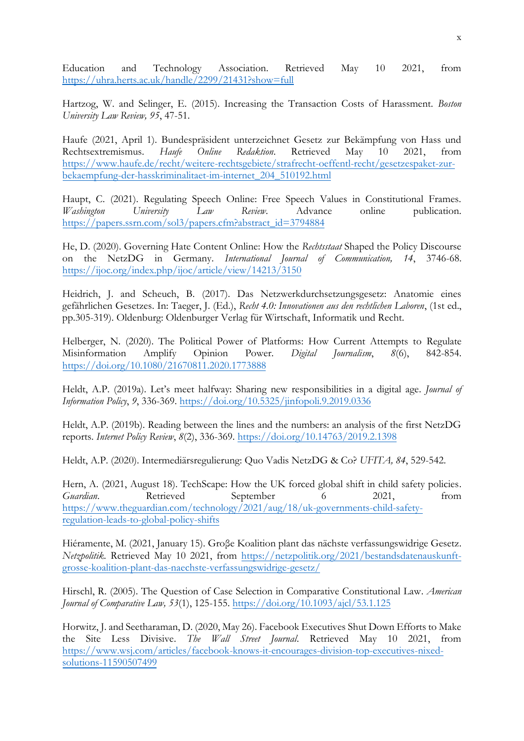Education and Technology Association. Retrieved May 10 2021, from https://uhra.herts.ac.uk/handle/2299/21431?show=full

Hartzog, W. and Selinger, E. (2015). Increasing the Transaction Costs of Harassment. *Boston University Law Review, 95*, 47-51.

Haufe (2021, April 1). Bundespräsident unterzeichnet Gesetz zur Bekämpfung von Hass und Rechtsextremismus. *Haufe Online Redaktion*. Retrieved May 10 2021, from https://www.haufe.de/recht/weitere-rechtsgebiete/strafrecht-oeffentl-recht/gesetzespaket-zur-bekaempfung-der-hasskriminalitaet-im-internet_204_510192.html

Haupt, C. (2021). Regulating Speech Online: Free Speech Values in Constitutional Frames. *Washington University Law Review*. Advance online publication. https://papers.ssrn.com/sol3/papers.cfm?abstract_id=3794884

He, D. (2020). Governing Hate Content Online: How the *Rechtsstaat* Shaped the Policy Discourse on the NetzDG in Germany. *International Journal of Communication, 14*, 3746-68. https://ijoc.org/index.php/ijoc/article/view/14213/3150

Heidrich, J. and Scheuch, B. (2017). Das Netzwerkdurchsetzungsgesetz: Anatomie eines gefährlichen Gesetzes. In: Taeger, J. (Ed.), *Recht 4.0: Innovationen aus den rechtlichen Laboren*, (1st ed., pp.305-319). Oldenburg: Oldenburger Verlag für Wirtschaft, Informatik und Recht.

Helberger, N. (2020). The Political Power of Platforms: How Current Attempts to Regulate Misinformation Amplify Opinion Power. *Digital Journalism*, *8*(6), 842-854. https://doi.org/10.1080/21670811.2020.1773888

Heldt, A.P. (2019a). Let's meet halfway: Sharing new responsibilities in a digital age. *Journal of Information Policy*, *9*, 336-369. https://doi.org/10.5325/jinfopoli.9.2019.0336

Heldt, A.P. (2019b). Reading between the lines and the numbers: an analysis of the first NetzDG reports. *Internet Policy Review*, *8*(2), 336-369. https://doi.org/10.14763/2019.2.1398

Heldt, A.P. (2020). Intermediärsregulierung: Quo Vadis NetzDG & Co? *UFITA, 84*, 529-542.

Hern, A. (2021, August 18). TechScape: How the UK forced global shift in child safety policies. *Guardian*. Retrieved September 6 2021, from https://www.theguardian.com/technology/2021/aug/18/uk-governments-child-safety-regulation-leads-to-global-policy-shifts

Hiéramente, M. (2021, January 15). Groβe Koalition plant das nächste verfassungswidrige Gesetz. *Netzpolitik*. Retrieved May 10 2021, from https://netzpolitik.org/2021/bestandsdatenauskunft-grosse-koalition-plant-das-naechste-verfassungswidrige-gesetz/

Hirschl, R. (2005). The Question of Case Selection in Comparative Constitutional Law. *American Journal of Comparative Law, 53*(1), 125-155. https://doi.org/10.1093/ajcl/53.1.125

Horwitz, J. and Seetharaman, D. (2020, May 26). Facebook Executives Shut Down Efforts to Make the Site Less Divisive. *The Wall Street Journal*. Retrieved May 10 2021, from https://www.wsj.com/articles/facebook-knows-it-encourages-division-top-executives-nixed-solutions-11590507499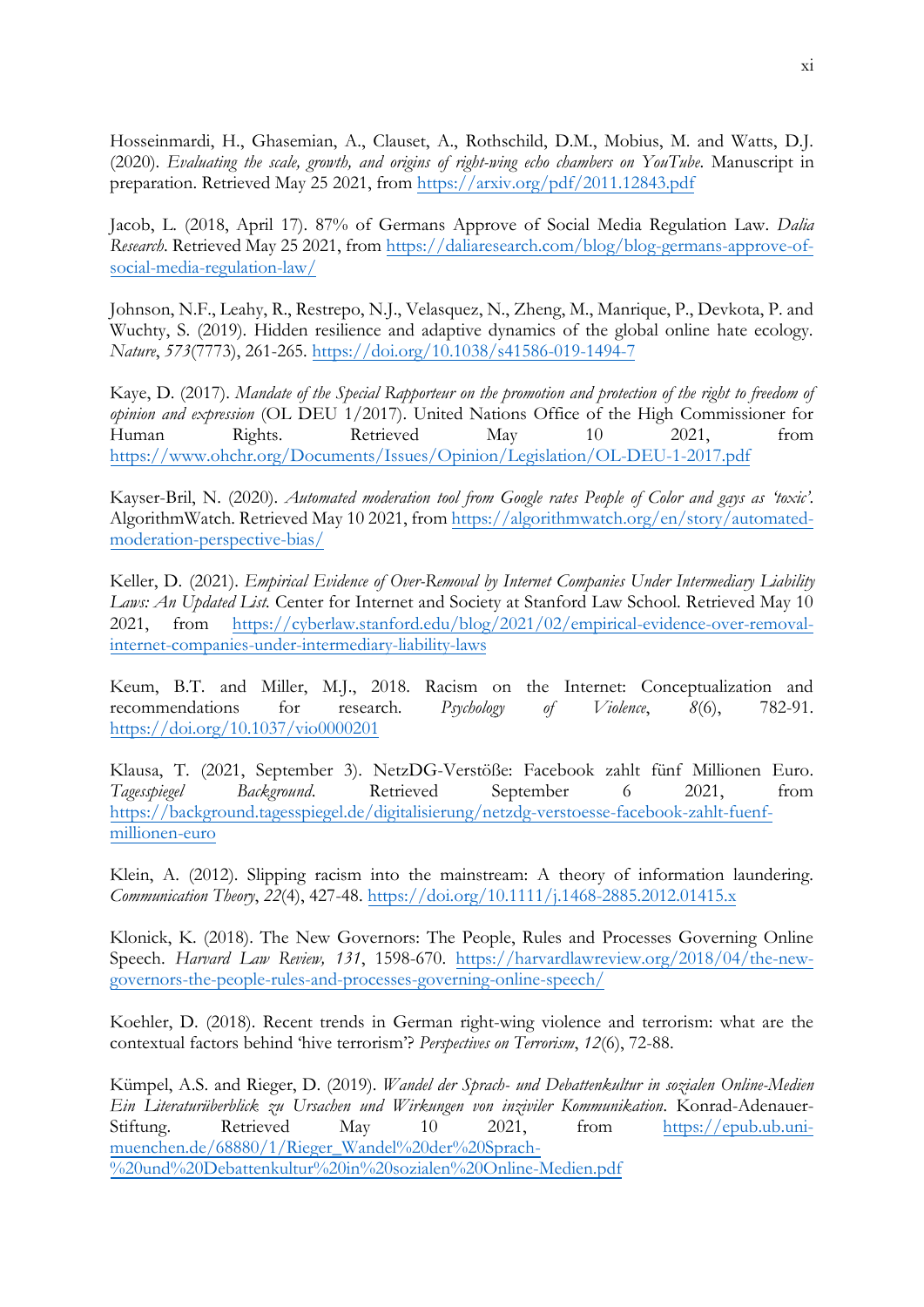Hosseinmardi, H., Ghasemian, A., Clauset, A., Rothschild, D.M., Mobius, M. and Watts, D.J. (2020). *Evaluating the scale, growth, and origins of right-wing echo chambers on YouTube*. Manuscript in preparation. Retrieved May 25 2021, from https://arxiv.org/pdf/2011.12843.pdf

Jacob, L. (2018, April 17). 87% of Germans Approve of Social Media Regulation Law. *Dalia Research*. Retrieved May 25 2021, from https://daliaresearch.com/blog/blog-germans-approve-of-social-media-regulation-law/

Johnson, N.F., Leahy, R., Restrepo, N.J., Velasquez, N., Zheng, M., Manrique, P., Devkota, P. and Wuchty, S. (2019). Hidden resilience and adaptive dynamics of the global online hate ecology. *Nature*, *573*(7773), 261-265. https://doi.org/10.1038/s41586-019-1494-7

Kaye, D. (2017). *Mandate of the Special Rapporteur on the promotion and protection of the right to freedom of opinion and expression* (OL DEU 1/2017). United Nations Office of the High Commissioner for Human Rights. Retrieved May 10 2021, from https://www.ohchr.org/Documents/Issues/Opinion/Legislation/OL-DEU-1-2017.pdf

Kayser-Bril, N. (2020). *Automated moderation tool from Google rates People of Color and gays as 'toxic'*. AlgorithmWatch. Retrieved May 10 2021, from https://algorithmwatch.org/en/story/automated-moderation-perspective-bias/

Keller, D. (2021). *Empirical Evidence of Over-Removal by Internet Companies Under Intermediary Liability Laws: An Updated List.* Center for Internet and Society at Stanford Law School. Retrieved May 10 2021, from https://cyberlaw.stanford.edu/blog/2021/02/empirical-evidence-over-removal-internet-companies-under-intermediary-liability-laws

Keum, B.T. and Miller, M.J., 2018. Racism on the Internet: Conceptualization and recommendations for research. *Psychology of Violence*, *8*(6), 782-91. https://doi.org/10.1037/vio0000201

Klausa, T. (2021, September 3). NetzDG-Verstöße: Facebook zahlt fünf Millionen Euro. *Tagesspiegel Background*. Retrieved September 6 2021, from https://background.tagesspiegel.de/digitalisierung/netzdg-verstoesse-facebook-zahlt-fuenf-millionen-euro

Klein, A. (2012). Slipping racism into the mainstream: A theory of information laundering. *Communication Theory*, *22*(4), 427-48. https://doi.org/10.1111/j.1468-2885.2012.01415.x

Klonick, K. (2018). The New Governors: The People, Rules and Processes Governing Online Speech. *Harvard Law Review, 131*, 1598-670. https://harvardlawreview.org/2018/04/the-new-governors-the-people-rules-and-processes-governing-online-speech/

Koehler, D. (2018). Recent trends in German right-wing violence and terrorism: what are the contextual factors behind 'hive terrorism'? *Perspectives on Terrorism*, *12*(6), 72-88.

Kümpel, A.S. and Rieger, D. (2019). *Wandel der Sprach- und Debattenkultur in sozialen Online-Medien Ein Literaturüberblick zu Ursachen und Wirkungen von inziviler Kommunikation*. Konrad-Adenauer-Stiftung. Retrieved May 10 2021, from https://epub.ub.uni-muenchen.de/68880/1/Rieger_Wandel%20der%20Sprach-%20und%20Debattenkultur%20in%20sozialen%20Online-Medien.pdf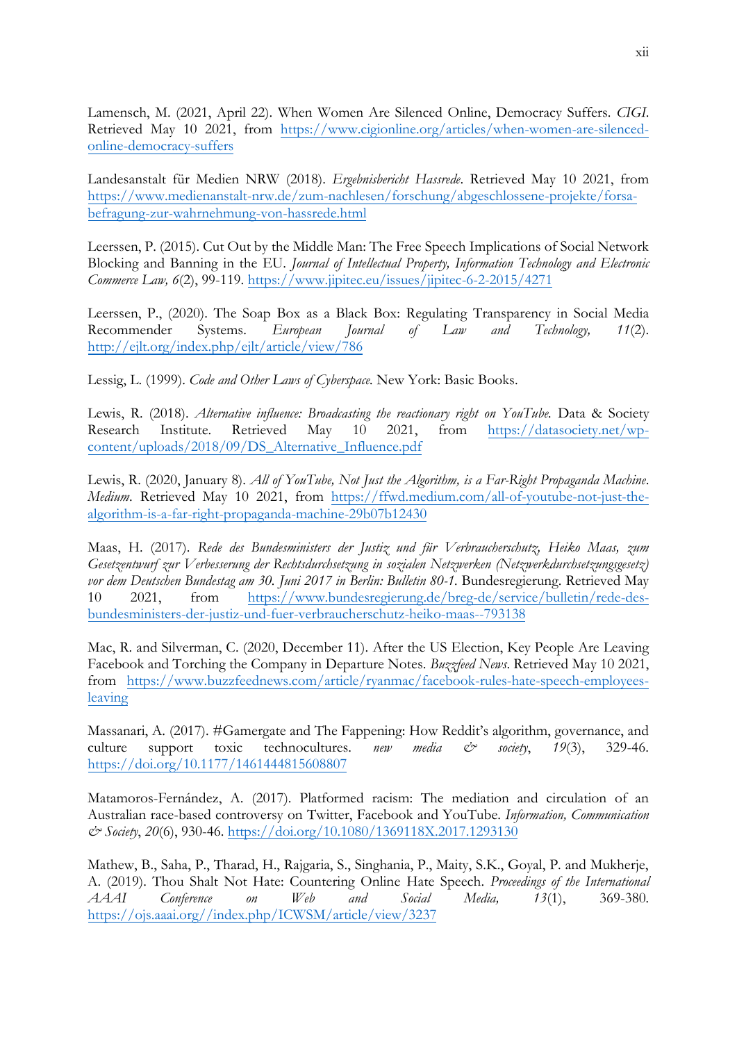Lamensch, M. (2021, April 22). When Women Are Silenced Online, Democracy Suffers. *CIGI*. Retrieved May 10 2021, from https://www.cigionline.org/articles/when-women-are-silenced-online-democracy-suffers

Landesanstalt für Medien NRW (2018). *Ergebnisbericht Hassrede*. Retrieved May 10 2021, from https://www.medienanstalt-nrw.de/zum-nachlesen/forschung/abgeschlossene-projekte/forsa-befragung-zur-wahrnehmung-von-hassrede.html

Leerssen, P. (2015). Cut Out by the Middle Man: The Free Speech Implications of Social Network Blocking and Banning in the EU. *Journal of Intellectual Property, Information Technology and Electronic Commerce Law, 6*(2), 99-119. https://www.jipitec.eu/issues/jipitec-6-2-2015/4271

Leerssen, P., (2020). The Soap Box as a Black Box: Regulating Transparency in Social Media Recommender Systems. *European Journal of Law and Technology, 11*(2). http://ejlt.org/index.php/ejlt/article/view/786

Lessig, L. (1999). *Code and Other Laws of Cyberspace.* New York: Basic Books.

Lewis, R. (2018). *Alternative influence: Broadcasting the reactionary right on YouTube.* Data & Society Research Institute. Retrieved May 10 2021, from https://datasociety.net/wp-content/uploads/2018/09/DS_Alternative_Influence.pdf

Lewis, R. (2020, January 8). *All of YouTube, Not Just the Algorithm, is a Far-Right Propaganda Machine*. *Medium*. Retrieved May 10 2021, from https://ffwd.medium.com/all-of-youtube-not-just-the-algorithm-is-a-far-right-propaganda-machine-29b07b12430

Maas, H. (2017). *Rede des Bundesministers der Justiz und für Verbraucherschutz, Heiko Maas, zum Gesetzentwurf zur Verbesserung der Rechtsdurchsetzung in sozialen Netzwerken (Netzwerkdurchsetzungsgesetz) vor dem Deutschen Bundestag am 30. Juni 2017 in Berlin: Bulletin 80-1.* Bundesregierung. Retrieved May 10 2021, from https://www.bundesregierung.de/breg-de/service/bulletin/rede-des-bundesministers-der-justiz-und-fuer-verbraucherschutz-heiko-maas--793138

Mac, R. and Silverman, C. (2020, December 11). After the US Election, Key People Are Leaving Facebook and Torching the Company in Departure Notes. *Buzzfeed News*. Retrieved May 10 2021, from https://www.buzzfeednews.com/article/ryanmac/facebook-rules-hate-speech-employees-leaving

Massanari, A. (2017). #Gamergate and The Fappening: How Reddit's algorithm, governance, and culture support toxic technocultures. *new media & society*, *19*(3), 329-46. https://doi.org/10.1177/1461444815608807

Matamoros-Fernández, A. (2017). Platformed racism: The mediation and circulation of an Australian race-based controversy on Twitter, Facebook and YouTube. *Information, Communication & Society*, *20*(6), 930-46. https://doi.org/10.1080/1369118X.2017.1293130

Mathew, B., Saha, P., Tharad, H., Rajgaria, S., Singhania, P., Maity, S.K., Goyal, P. and Mukherje, A. (2019). Thou Shalt Not Hate: Countering Online Hate Speech. *Proceedings of the International AAAI Conference on Web and Social Media, 13*(1), 369-380. https://ojs.aaai.org//index.php/ICWSM/article/view/3237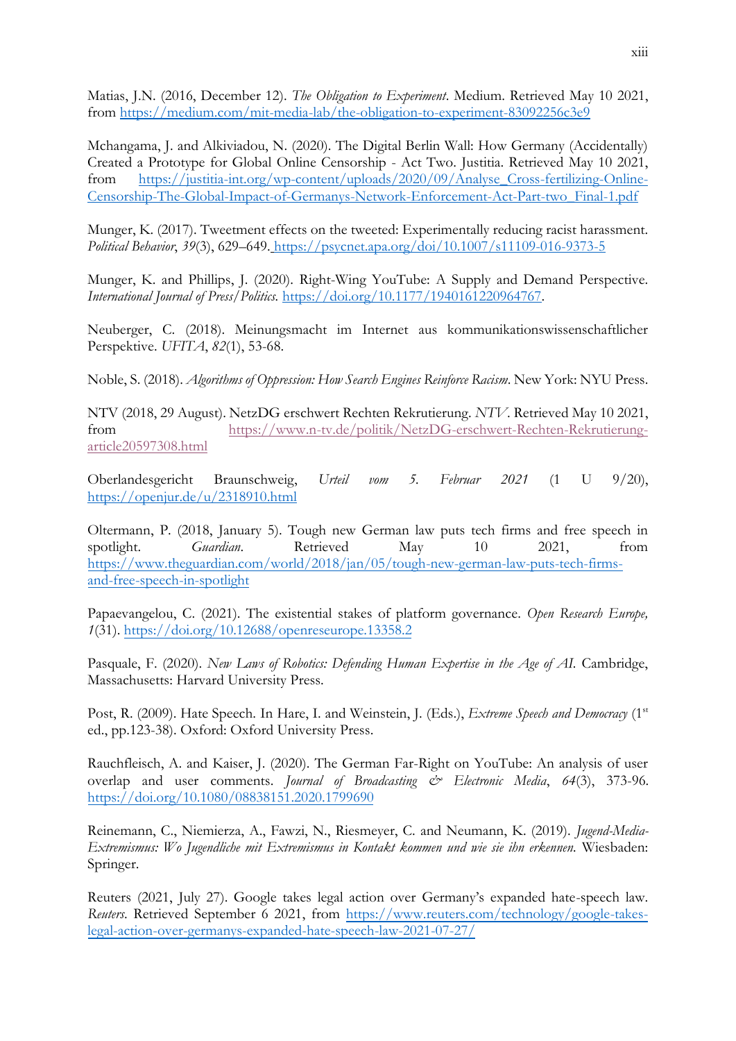Matias, J.N. (2016, December 12). *The Obligation to Experiment*. Medium. Retrieved May 10 2021, from https://medium.com/mit-media-lab/the-obligation-to-experiment-83092256c3e9

Mchangama, J. and Alkiviadou, N. (2020). The Digital Berlin Wall: How Germany (Accidentally) Created a Prototype for Global Online Censorship - Act Two. Justitia. Retrieved May 10 2021, from https://justitia-int.org/wp-content/uploads/2020/09/Analyse_Cross-fertilizing-Online-Censorship-The-Global-Impact-of-Germanys-Network-Enforcement-Act-Part-two_Final-1.pdf

Munger, K. (2017). Tweetment effects on the tweeted: Experimentally reducing racist harassment. *Political Behavior*, *39*(3), 629–649. https://psycnet.apa.org/doi/10.1007/s11109-016-9373-5

Munger, K. and Phillips, J. (2020). Right-Wing YouTube: A Supply and Demand Perspective. *International Journal of Press/Politics.* https://doi.org/10.1177/1940161220964767.

Neuberger, C. (2018). Meinungsmacht im Internet aus kommunikationswissenschaftlicher Perspektive. *UFITA*, *82*(1), 53-68.

Noble, S. (2018). *Algorithms of Oppression: How Search Engines Reinforce Racism*. New York: NYU Press.

NTV (2018, 29 August). NetzDG erschwert Rechten Rekrutierung. *NTV*. Retrieved May 10 2021, from https://www.n-tv.de/politik/NetzDG-erschwert-Rechten-Rekrutierung-article20597308.html

Oberlandesgericht Braunschweig, *Urteil vom 5. Februar 2021* (1 U 9/20), https://openjur.de/u/2318910.html

Oltermann, P. (2018, January 5). Tough new German law puts tech firms and free speech in spotlight. *Guardian*. Retrieved May 10 2021, from https://www.theguardian.com/world/2018/jan/05/tough-new-german-law-puts-tech-firms-and-free-speech-in-spotlight

Papaevangelou, C. (2021). The existential stakes of platform governance. *Open Research Europe, 1*(31). https://doi.org/10.12688/openreseurope.13358.2

Pasquale, F. (2020). *New Laws of Robotics: Defending Human Expertise in the Age of AI.* Cambridge, Massachusetts: Harvard University Press.

Post, R. (2009). Hate Speech. In Hare, I. and Weinstein, J. (Eds.), *Extreme Speech and Democracy* (1st ed., pp.123-38). Oxford: Oxford University Press.

Rauchfleisch, A. and Kaiser, J. (2020). The German Far-Right on YouTube: An analysis of user overlap and user comments. *Journal of Broadcasting & Electronic Media*, *64*(3), 373-96. https://doi.org/10.1080/08838151.2020.1799690

Reinemann, C., Niemierza, A., Fawzi, N., Riesmeyer, C. and Neumann, K. (2019). *Jugend-Media-Extremismus: Wo Jugendliche mit Extremismus in Kontakt kommen und wie sie ihn erkennen.* Wiesbaden: Springer.

Reuters (2021, July 27). Google takes legal action over Germany's expanded hate-speech law. *Reuters*. Retrieved September 6 2021, from https://www.reuters.com/technology/google-takes-legal-action-over-germanys-expanded-hate-speech-law-2021-07-27/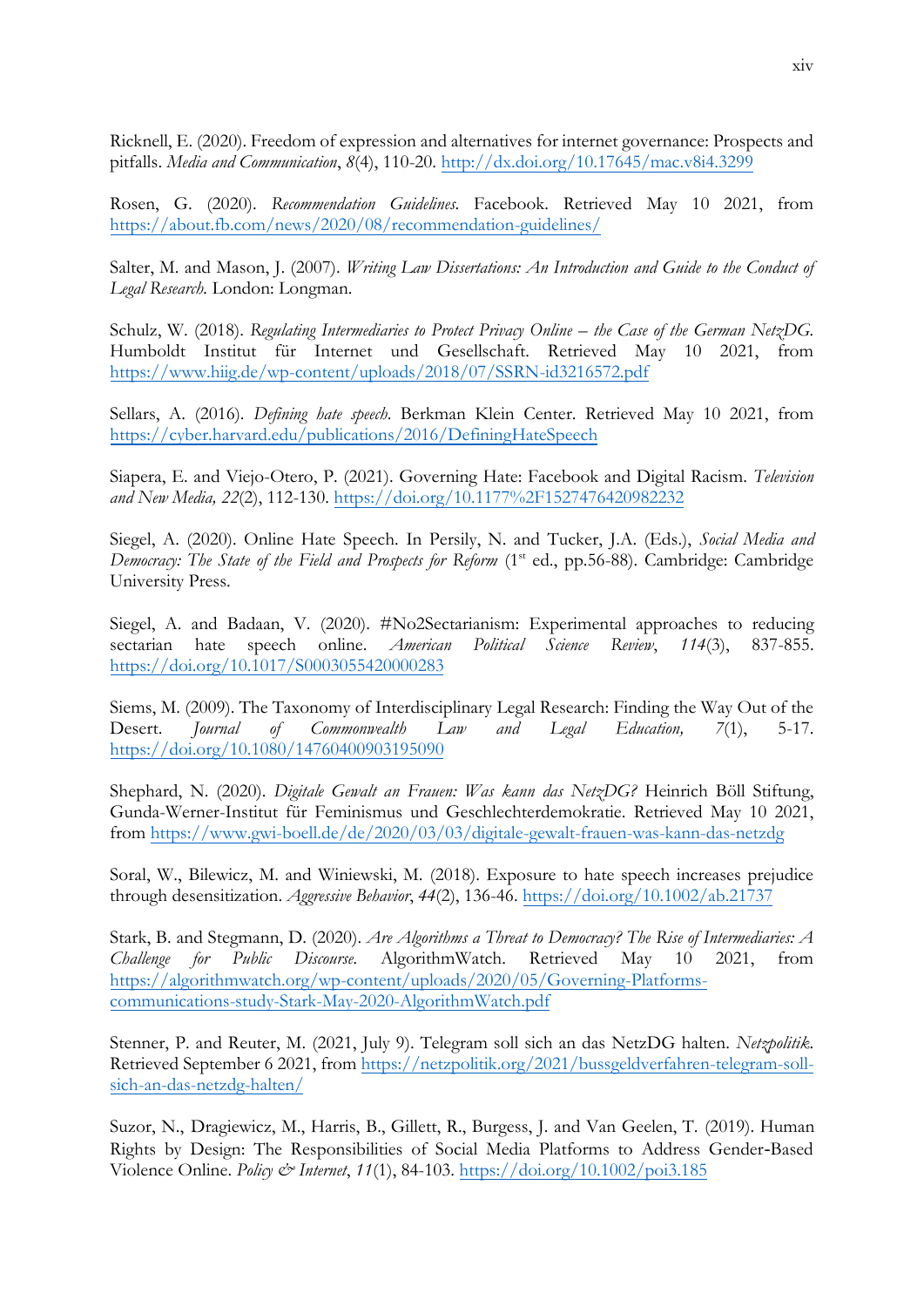Ricknell, E. (2020). Freedom of expression and alternatives for internet governance: Prospects and pitfalls. *Media and Communication*, *8*(4), 110-20. http://dx.doi.org/10.17645/mac.v8i4.3299

Rosen, G. (2020). *Recommendation Guidelines.* Facebook. Retrieved May 10 2021, from https://about.fb.com/news/2020/08/recommendation-guidelines/

Salter, M. and Mason, J. (2007). *Writing Law Dissertations: An Introduction and Guide to the Conduct of Legal Research.* London: Longman.

Schulz, W. (2018). *Regulating Intermediaries to Protect Privacy Online – the Case of the German NetzDG.* Humboldt Institut für Internet und Gesellschaft. Retrieved May 10 2021, from https://www.hiig.de/wp-content/uploads/2018/07/SSRN-id3216572.pdf

Sellars, A. (2016). *Defining hate speech.* Berkman Klein Center. Retrieved May 10 2021, from https://cyber.harvard.edu/publications/2016/DefiningHateSpeech

Siapera, E. and Viejo-Otero, P. (2021). Governing Hate: Facebook and Digital Racism. *Television and New Media, 22*(2), 112-130. https://doi.org/10.1177%2F1527476420982232

Siegel, A. (2020). Online Hate Speech. In Persily, N. and Tucker, J.A. (Eds.), *Social Media and Democracy: The State of the Field and Prospects for Reform* (1st ed., pp.56-88). Cambridge: Cambridge University Press.

Siegel, A. and Badaan, V. (2020). #No2Sectarianism: Experimental approaches to reducing sectarian hate speech online. *American Political Science Review*, *114*(3), 837-855. https://doi.org/10.1017/S0003055420000283

Siems, M. (2009). The Taxonomy of Interdisciplinary Legal Research: Finding the Way Out of the Desert. *Journal of Commonwealth Law and Legal Education, 7*(1), 5-17. https://doi.org/10.1080/14760400903195090

Shephard, N. (2020). *Digitale Gewalt an Frauen: Was kann das NetzDG?* Heinrich Böll Stiftung, Gunda-Werner-Institut für Feminismus und Geschlechterdemokratie. Retrieved May 10 2021, from https://www.gwi-boell.de/de/2020/03/03/digitale-gewalt-frauen-was-kann-das-netzdg

Soral, W., Bilewicz, M. and Winiewski, M. (2018). Exposure to hate speech increases prejudice through desensitization. *Aggressive Behavior*, *44*(2), 136-46. https://doi.org/10.1002/ab.21737

Stark, B. and Stegmann, D. (2020). *Are Algorithms a Threat to Democracy? The Rise of Intermediaries: A Challenge for Public Discourse.* AlgorithmWatch. Retrieved May 10 2021, from https://algorithmwatch.org/wp-content/uploads/2020/05/Governing-Platforms-communications-study-Stark-May-2020-AlgorithmWatch.pdf

Stenner, P. and Reuter, M. (2021, July 9). Telegram soll sich an das NetzDG halten. *Netzpolitik*. Retrieved September 6 2021, from https://netzpolitik.org/2021/bussgeldverfahren-telegram-soll-sich-an-das-netzdg-halten/

Suzor, N., Dragiewicz, M., Harris, B., Gillett, R., Burgess, J. and Van Geelen, T. (2019). Human Rights by Design: The Responsibilities of Social Media Platforms to Address Gender-Based Violence Online. *Policy & Internet*, *11*(1), 84-103. https://doi.org/10.1002/poi3.185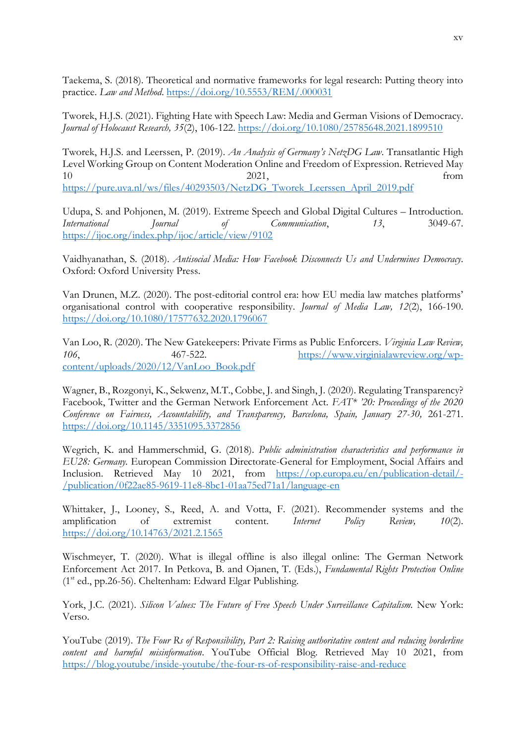Taekema, S. (2018). Theoretical and normative frameworks for legal research: Putting theory into practice. *Law and Method*. https://doi.org/10.5553/REM/.000031

Tworek, H.J.S. (2021). Fighting Hate with Speech Law: Media and German Visions of Democracy. *Journal of Holocaust Research, 35*(2), 106-122. https://doi.org/10.1080/25785648.2021.1899510

Tworek, H.J.S. and Leerssen, P. (2019). *An Analysis of Germany's NetzDG Law*. Transatlantic High Level Working Group on Content Moderation Online and Freedom of Expression. Retrieved May 10 2021, from https://pure.uva.nl/ws/files/40293503/NetzDG_Tworek_Leerssen_April_2019.pdf

Udupa, S. and Pohjonen, M. (2019). Extreme Speech and Global Digital Cultures – Introduction. *International Journal of Communication*, *13*, 3049-67. https://ijoc.org/index.php/ijoc/article/view/9102

Vaidhyanathan, S. (2018). *Antisocial Media: How Facebook Disconnects Us and Undermines Democracy*. Oxford: Oxford University Press.

Van Drunen, M.Z. (2020). The post-editorial control era: how EU media law matches platforms' organisational control with cooperative responsibility. *Journal of Media Law, 12*(2), 166-190. https://doi.org/10.1080/17577632.2020.1796067

Van Loo, R. (2020). The New Gatekeepers: Private Firms as Public Enforcers. *Virginia Law Review, 106*, 467-522. https://www.virginialawreview.org/wp-content/uploads/2020/12/VanLoo_Book.pdf

Wagner, B., Rozgonyi, K., Sekwenz, M.T., Cobbe, J. and Singh, J. (2020). Regulating Transparency? Facebook, Twitter and the German Network Enforcement Act. *FAT\* '20: Proceedings of the 2020 Conference on Fairness, Accountability, and Transparency, Barcelona, Spain, January 27-30,* 261-271. https://doi.org/10.1145/3351095.3372856

Wegrich, K. and Hammerschmid, G. (2018). *Public administration characteristics and performance in EU28: Germany.* European Commission Directorate-General for Employment, Social Affairs and Inclusion. Retrieved May 10 2021, from https://op.europa.eu/en/publication-detail/-/publication/0f22ae85-9619-11e8-8bc1-01aa75ed71a1/language-en

Whittaker, J., Looney, S., Reed, A. and Votta, F. (2021). Recommender systems and the amplification of extremist content. *Internet Policy Review, 10*(2). https://doi.org/10.14763/2021.2.1565

Wischmeyer, T. (2020). What is illegal offline is also illegal online: The German Network Enforcement Act 2017. In Petkova, B. and Ojanen, T. (Eds.), *Fundamental Rights Protection Online* (1st ed., pp.26-56). Cheltenham: Edward Elgar Publishing.

York, J.C. (2021). *Silicon Values: The Future of Free Speech Under Surveillance Capitalism.* New York: Verso.

YouTube (2019). *The Four Rs of Responsibility, Part 2: Raising authoritative content and reducing borderline content and harmful misinformation*. YouTube Official Blog. Retrieved May 10 2021, from https://blog.youtube/inside-youtube/the-four-rs-of-responsibility-raise-and-reduce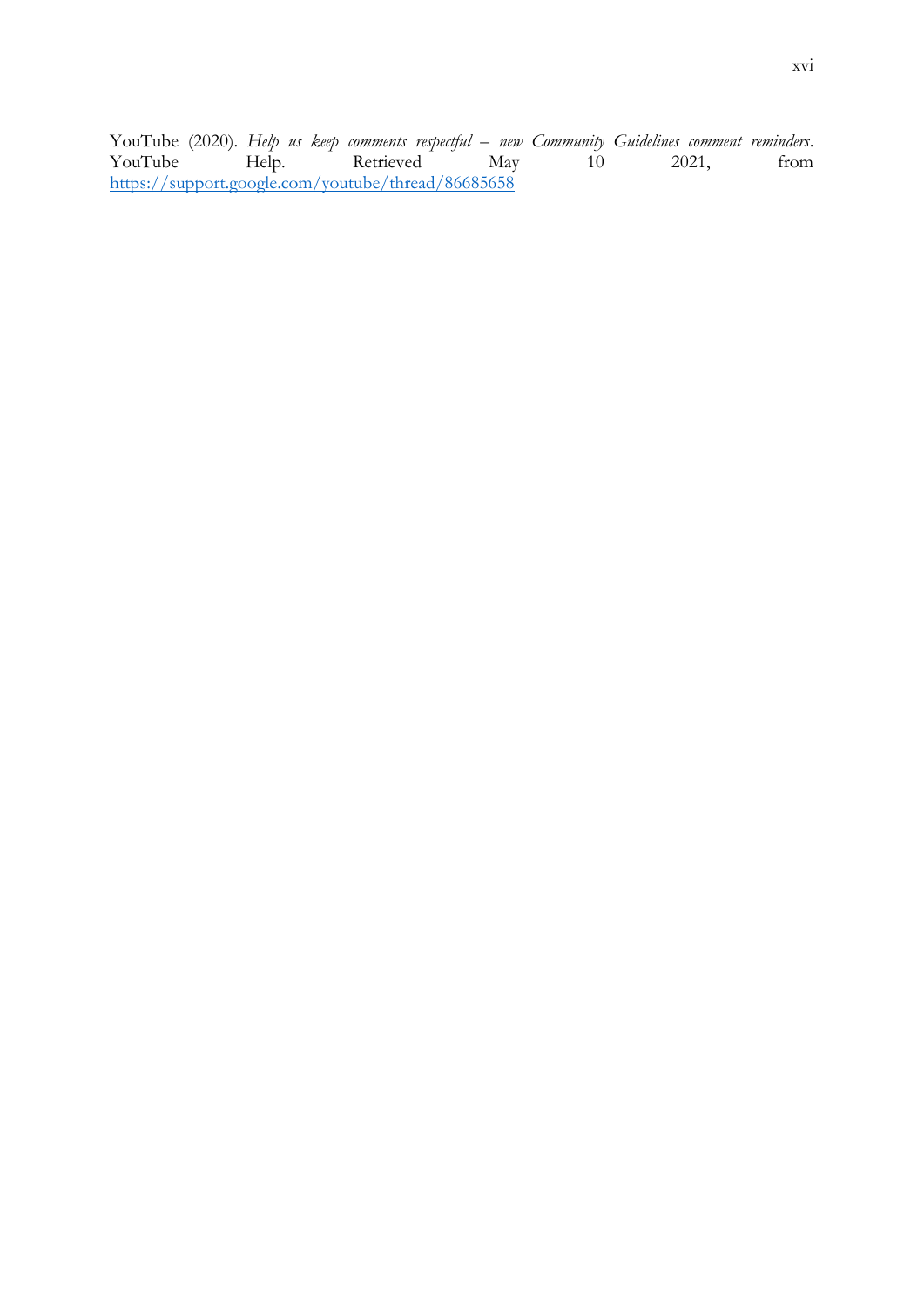YouTube (2020). *Help us keep comments respectful – new Community Guidelines comment reminders*. YouTube Help. Retrieved May 10 2021, from https://support.google.com/youtube/thread/86685658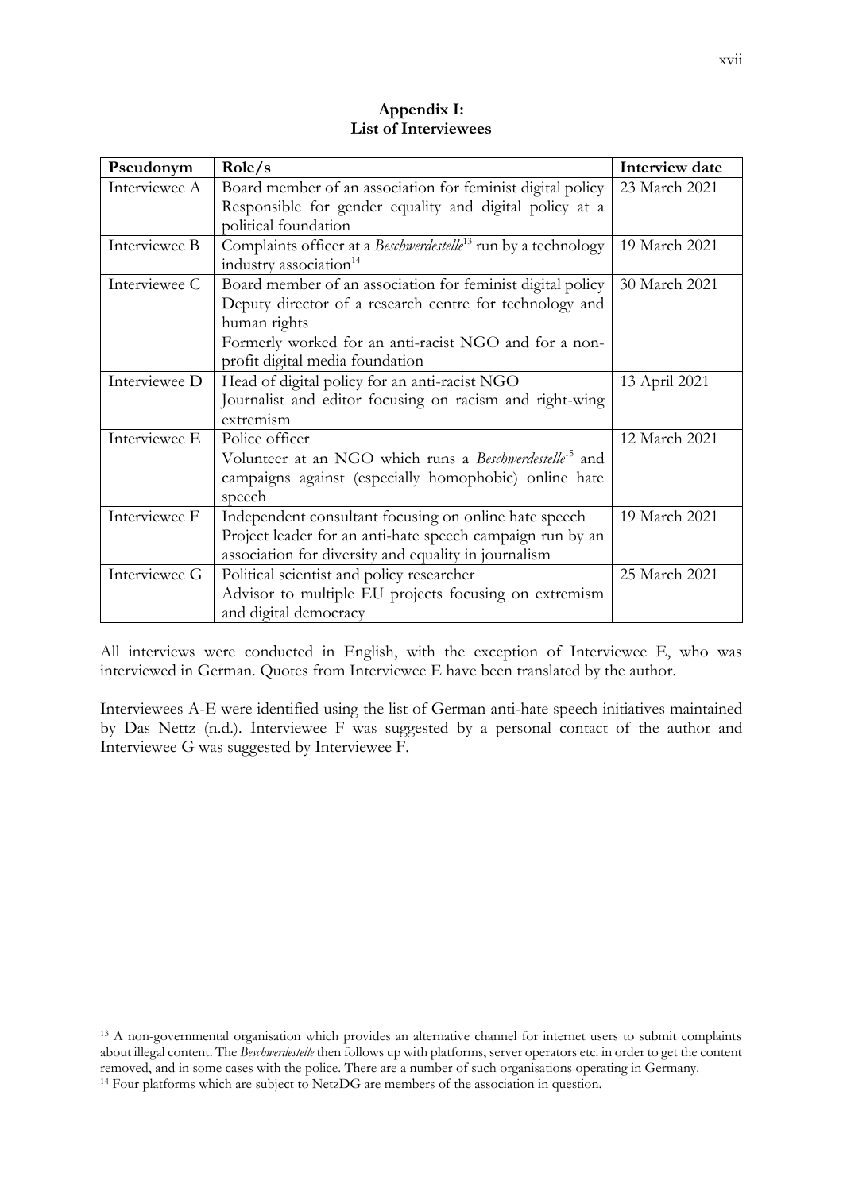## Appendix I: List of Interviewees

| Pseudonym | Role/s | Interview date |
|---|---|---|
| Interviewee A | Board member of an association for feminist digital policy<br>Responsible for gender equality and digital policy at a political foundation | 23 March 2021 |
| Interviewee B | Complaints officer at a *Beschwerdestelle*[13] run by a technology industry association[14] | 19 March 2021 |
| Interviewee C | Board member of an association for feminist digital policy<br>Deputy director of a research centre for technology and human rights<br>Formerly worked for an anti-racist NGO and for a non-profit digital media foundation | 30 March 2021 |
| Interviewee D | Head of digital policy for an anti-racist NGO<br>Journalist and editor focusing on racism and right-wing extremism | 13 April 2021 |
| Interviewee E | Police officer<br>Volunteer at an NGO which runs a *Beschwerdestelle*[15] and campaigns against (especially homophobic) online hate speech | 12 March 2021 |
| Interviewee F | Independent consultant focusing on online hate speech<br>Project leader for an anti-hate speech campaign run by an association for diversity and equality in journalism | 19 March 2021 |
| Interviewee G | Political scientist and policy researcher<br>Advisor to multiple EU projects focusing on extremism and digital democracy | 25 March 2021 |

All interviews were conducted in English, with the exception of Interviewee E, who was interviewed in German. Quotes from Interviewee E have been translated by the author.

Interviewees A-E were identified using the list of German anti-hate speech initiatives maintained by Das Nettz (n.d.). Interviewee F was suggested by a personal contact of the author and Interviewee G was suggested by Interviewee F.

[13] A non-governmental organisation which provides an alternative channel for internet users to submit complaints about illegal content. The *Beschwerdestelle* then follows up with platforms, server operators etc. in order to get the content removed, and in some cases with the police. There are a number of such organisations operating in Germany.

[14] Four platforms which are subject to NetzDG are members of the association in question.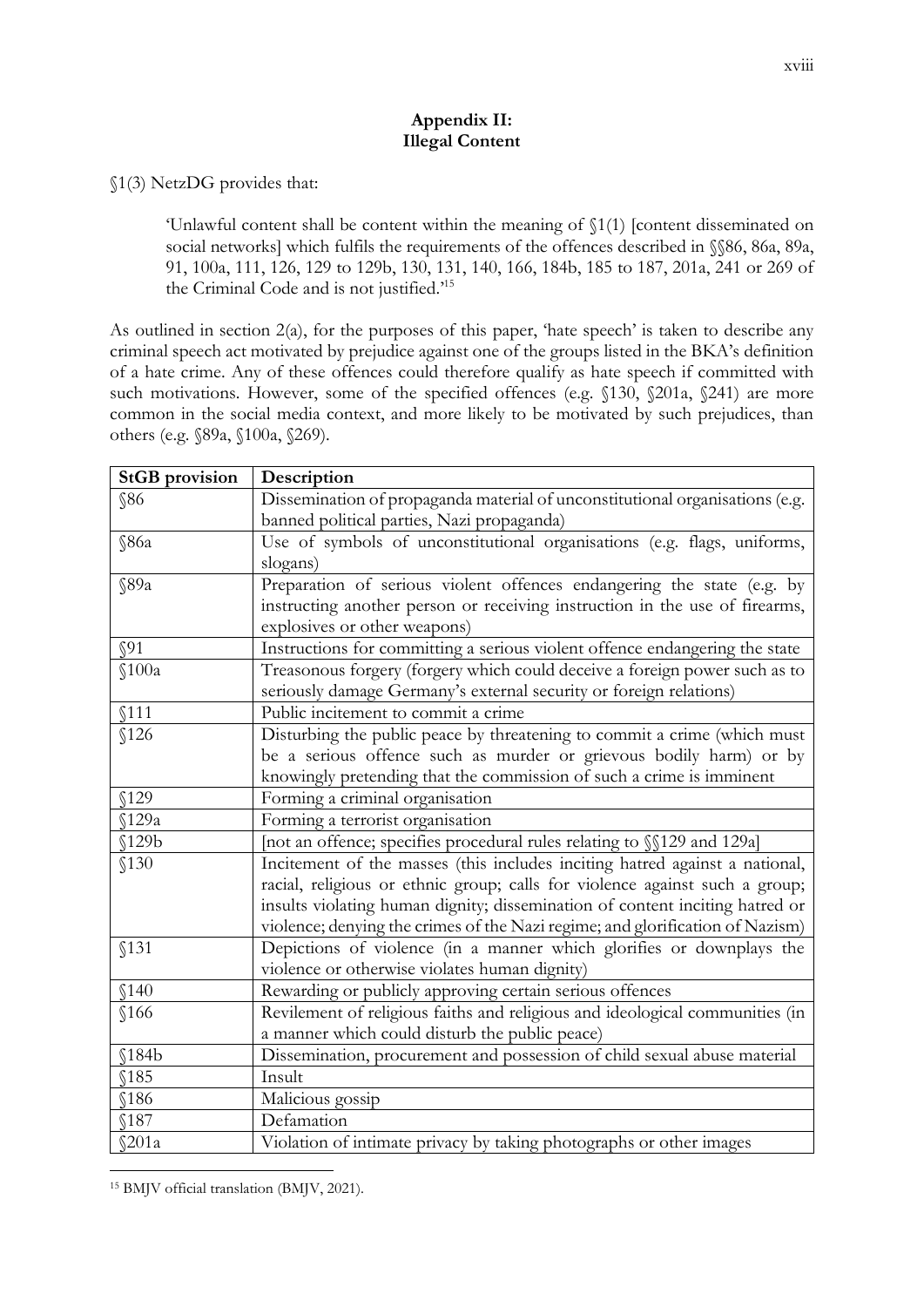### Appendix II: Illegal Content

§1(3) NetzDG provides that:

> 'Unlawful content shall be content within the meaning of §1(1) [content disseminated on social networks] which fulfils the requirements of the offences described in §§86, 86a, 89a, 91, 100a, 111, 126, 129 to 129b, 130, 131, 140, 166, 184b, 185 to 187, 201a, 241 or 269 of the Criminal Code and is not justified.'[15]

As outlined in section 2(a), for the purposes of this paper, 'hate speech' is taken to describe any criminal speech act motivated by prejudice against one of the groups listed in the BKA's definition of a hate crime. Any of these offences could therefore qualify as hate speech if committed with such motivations. However, some of the specified offences (e.g. §130, §201a, §241) are more common in the social media context, and more likely to be motivated by such prejudices, than others (e.g. §89a, §100a, §269).

| StGB provision | Description |
|---|---|
| §86 | Dissemination of propaganda material of unconstitutional organisations (e.g. banned political parties, Nazi propaganda) |
| §86a | Use of symbols of unconstitutional organisations (e.g. flags, uniforms, slogans) |
| §89a | Preparation of serious violent offences endangering the state (e.g. by instructing another person or receiving instruction in the use of firearms, explosives or other weapons) |
| §91 | Instructions for committing a serious violent offence endangering the state |
| §100a | Treasonous forgery (forgery which could deceive a foreign power such as to seriously damage Germany's external security or foreign relations) |
| §111 | Public incitement to commit a crime |
| §126 | Disturbing the public peace by threatening to commit a crime (which must be a serious offence such as murder or grievous bodily harm) or by knowingly pretending that the commission of such a crime is imminent |
| §129 | Forming a criminal organisation |
| §129a | Forming a terrorist organisation |
| §129b | [not an offence; specifies procedural rules relating to §§129 and 129a] |
| §130 | Incitement of the masses (this includes inciting hatred against a national, racial, religious or ethnic group; calls for violence against such a group; insults violating human dignity; dissemination of content inciting hatred or violence; denying the crimes of the Nazi regime; and glorification of Nazism) |
| §131 | Depictions of violence (in a manner which glorifies or downplays the violence or otherwise violates human dignity) |
| §140 | Rewarding or publicly approving certain serious offences |
| §166 | Revilement of religious faiths and religious and ideological communities (in a manner which could disturb the public peace) |
| §184b | Dissemination, procurement and possession of child sexual abuse material |
| §185 | Insult |
| §186 | Malicious gossip |
| §187 | Defamation |
| §201a | Violation of intimate privacy by taking photographs or other images |

[15] BMJV official translation (BMJV, 2021).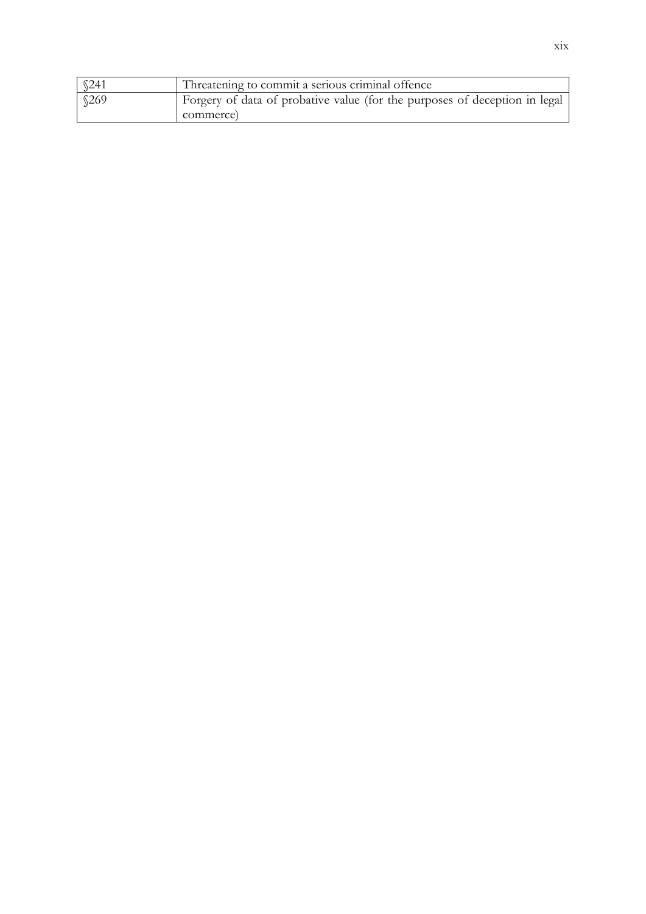| | |
|---|---|
| §241 | Threatening to commit a serious criminal offence |
| §269 | Forgery of data of probative value (for the purposes of deception in legal commerce) |